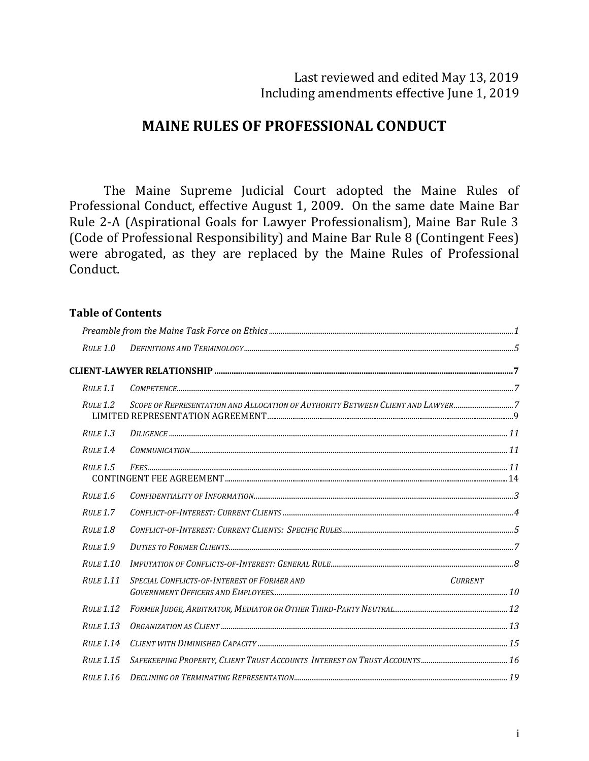Last reviewed and edited May 13, 2019
Including amendments effective June 1, 2019

# MAINE RULES OF PROFESSIONAL CONDUCT

The Maine Supreme Judicial Court adopted the Maine Rules of Professional Conduct, effective August 1, 2009. On the same date Maine Bar Rule 2-A (Aspirational Goals for Lawyer Professionalism), Maine Bar Rule 3 (Code of Professional Responsibility) and Maine Bar Rule 8 (Contingent Fees) were abrogated, as they are replaced by the Maine Rules of Professional Conduct.

## Table of Contents

*Preamble from the Maine Task Force on Ethics* .......... 1

*Rule 1.0 Definitions and Terminology* .......... 5

**CLIENT-LAWYER RELATIONSHIP** .......... 7

*Rule 1.1 Competence* .......... 7

*Rule 1.2 Scope of Representation and Allocation of Authority Between Client and Lawyer* .......... 7
LIMITED REPRESENTATION AGREEMENT .......... 9

*Rule 1.3 Diligence* .......... 11

*Rule 1.4 Communication* .......... 11

*Rule 1.5 Fees* .......... 11
CONTINGENT FEE AGREEMENT .......... 14

*Rule 1.6 Confidentiality of Information* .......... 3

*Rule 1.7 Conflict-of-Interest: Current Clients* .......... 4

*Rule 1.8 Conflict-of-Interest: Current Clients: Specific Rules* .......... 5

*Rule 1.9 Duties to Former Clients* .......... 7

*Rule 1.10 Imputation of Conflicts-of-Interest: General Rule* .......... 8

*Rule 1.11 Special Conflicts-of-Interest of Former and Current Government Officers and Employees* .......... 10

*Rule 1.12 Former Judge, Arbitrator, Mediator or Other Third-Party Neutral* .......... 12

*Rule 1.13 Organization as Client* .......... 13

*Rule 1.14 Client with Diminished Capacity* .......... 15

*Rule 1.15 Safekeeping Property, Client Trust Accounts Interest on Trust Accounts* .......... 16

*Rule 1.16 Declining or Terminating Representation* .......... 19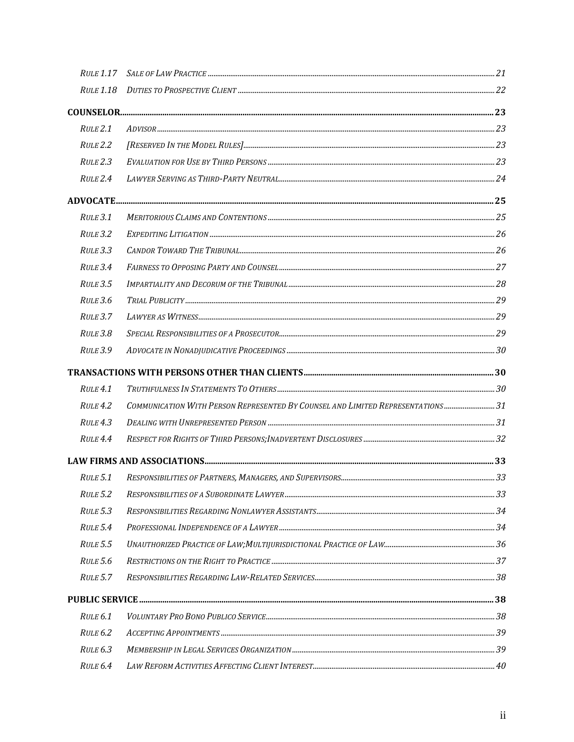| | | |
|---|---|---|
| *Rule 1.17* | *Sale of Law Practice* | 21 |
| *Rule 1.18* | *Duties to Prospective Client* | 22 |
| **COUNSELOR** | | **23** |
| *Rule 2.1* | *Advisor* | 23 |
| *Rule 2.2* | *[Reserved In the Model Rules]* | 23 |
| *Rule 2.3* | *Evaluation for Use by Third Persons* | 23 |
| *Rule 2.4* | *Lawyer Serving as Third-Party Neutral* | 24 |
| **ADVOCATE** | | **25** |
| *Rule 3.1* | *Meritorious Claims and Contentions* | 25 |
| *Rule 3.2* | *Expediting Litigation* | 26 |
| *Rule 3.3* | *Candor Toward The Tribunal* | 26 |
| *Rule 3.4* | *Fairness to Opposing Party and Counsel* | 27 |
| *Rule 3.5* | *Impartiality and Decorum of the Tribunal* | 28 |
| *Rule 3.6* | *Trial Publicity* | 29 |
| *Rule 3.7* | *Lawyer as Witness* | 29 |
| *Rule 3.8* | *Special Responsibilities of a Prosecutor* | 29 |
| *Rule 3.9* | *Advocate in Nonadjudicative Proceedings* | 30 |
| **TRANSACTIONS WITH PERSONS OTHER THAN CLIENTS** | | **30** |
| *Rule 4.1* | *Truthfulness In Statements To Others* | 30 |
| *Rule 4.2* | *Communication With Person Represented By Counsel and Limited Representations* | 31 |
| *Rule 4.3* | *Dealing with Unrepresented Person* | 31 |
| *Rule 4.4* | *Respect for Rights of Third Persons;Inadvertent Disclosures* | 32 |
| **LAW FIRMS AND ASSOCIATIONS** | | **33** |
| *Rule 5.1* | *Responsibilities of Partners, Managers, and Supervisors* | 33 |
| *Rule 5.2* | *Responsibilities of a Subordinate Lawyer* | 33 |
| *Rule 5.3* | *Responsibilities Regarding Nonlawyer Assistants* | 34 |
| *Rule 5.4* | *Professional Independence of a Lawyer* | 34 |
| *Rule 5.5* | *Unauthorized Practice of Law;Multijurisdictional Practice of Law* | 36 |
| *Rule 5.6* | *Restrictions on the Right to Practice* | 37 |
| *Rule 5.7* | *Responsibilities Regarding Law-Related Services* | 38 |
| **PUBLIC SERVICE** | | **38** |
| *Rule 6.1* | *Voluntary Pro Bono Publico Service* | 38 |
| *Rule 6.2* | *Accepting Appointments* | 39 |
| *Rule 6.3* | *Membership in Legal Services Organization* | 39 |
| *Rule 6.4* | *Law Reform Activities Affecting Client Interest* | 40 |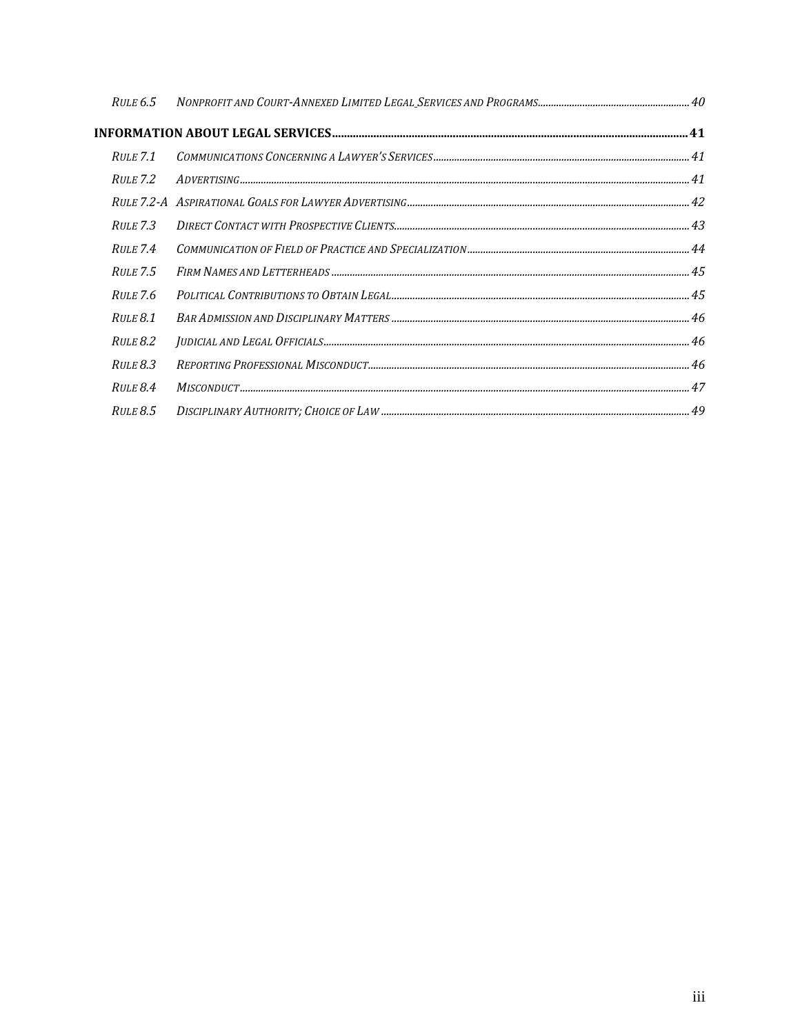| | | |
|---|---|---|
| *Rule 6.5* | *Nonprofit and Court-Annexed Limited Legal Services and Programs* | 40 |
| **INFORMATION ABOUT LEGAL SERVICES** | | **41** |
| *Rule 7.1* | *Communications Concerning a Lawyer's Services* | 41 |
| *Rule 7.2* | *Advertising* | 41 |
| *Rule 7.2-A* | *Aspirational Goals for Lawyer Advertising* | 42 |
| *Rule 7.3* | *Direct Contact with Prospective Clients* | 43 |
| *Rule 7.4* | *Communication of Field of Practice and Specialization* | 44 |
| *Rule 7.5* | *Firm Names and Letterheads* | 45 |
| *Rule 7.6* | *Political Contributions to Obtain Legal* | 45 |
| *Rule 8.1* | *Bar Admission and Disciplinary Matters* | 46 |
| *Rule 8.2* | *Judicial and Legal Officials* | 46 |
| *Rule 8.3* | *Reporting Professional Misconduct* | 46 |
| *Rule 8.4* | *Misconduct* | 47 |
| *Rule 8.5* | *Disciplinary Authority; Choice of Law* | 49 |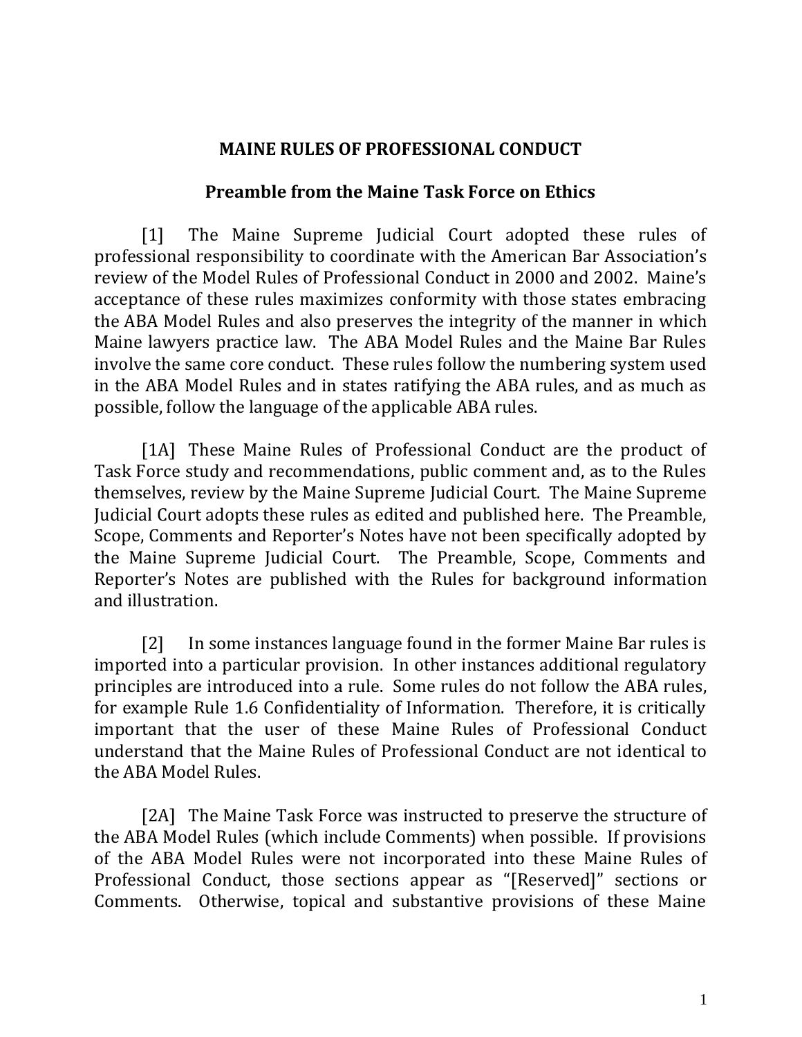## MAINE RULES OF PROFESSIONAL CONDUCT

### Preamble from the Maine Task Force on Ethics

[1] The Maine Supreme Judicial Court adopted these rules of professional responsibility to coordinate with the American Bar Association's review of the Model Rules of Professional Conduct in 2000 and 2002. Maine's acceptance of these rules maximizes conformity with those states embracing the ABA Model Rules and also preserves the integrity of the manner in which Maine lawyers practice law. The ABA Model Rules and the Maine Bar Rules involve the same core conduct. These rules follow the numbering system used in the ABA Model Rules and in states ratifying the ABA rules, and as much as possible, follow the language of the applicable ABA rules.

[1A] These Maine Rules of Professional Conduct are the product of Task Force study and recommendations, public comment and, as to the Rules themselves, review by the Maine Supreme Judicial Court. The Maine Supreme Judicial Court adopts these rules as edited and published here. The Preamble, Scope, Comments and Reporter's Notes have not been specifically adopted by the Maine Supreme Judicial Court. The Preamble, Scope, Comments and Reporter's Notes are published with the Rules for background information and illustration.

[2] In some instances language found in the former Maine Bar rules is imported into a particular provision. In other instances additional regulatory principles are introduced into a rule. Some rules do not follow the ABA rules, for example Rule 1.6 Confidentiality of Information. Therefore, it is critically important that the user of these Maine Rules of Professional Conduct understand that the Maine Rules of Professional Conduct are not identical to the ABA Model Rules.

[2A] The Maine Task Force was instructed to preserve the structure of the ABA Model Rules (which include Comments) when possible. If provisions of the ABA Model Rules were not incorporated into these Maine Rules of Professional Conduct, those sections appear as "[Reserved]" sections or Comments. Otherwise, topical and substantive provisions of these Maine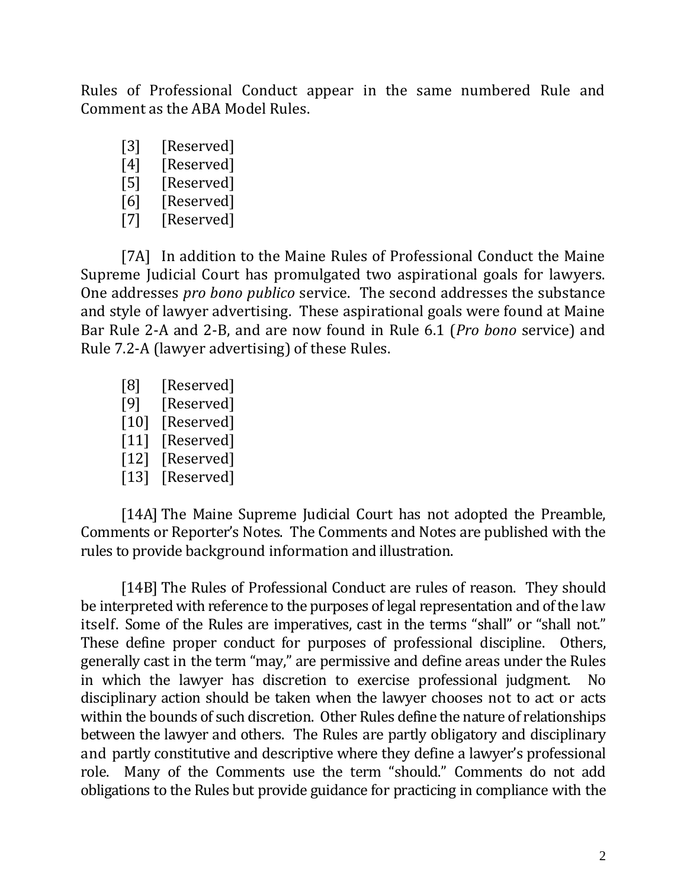Rules of Professional Conduct appear in the same numbered Rule and Comment as the ABA Model Rules.

[3] [Reserved]
[4] [Reserved]
[5] [Reserved]
[6] [Reserved]
[7] [Reserved]

[7A] In addition to the Maine Rules of Professional Conduct the Maine Supreme Judicial Court has promulgated two aspirational goals for lawyers. One addresses *pro bono publico* service. The second addresses the substance and style of lawyer advertising. These aspirational goals were found at Maine Bar Rule 2-A and 2-B, and are now found in Rule 6.1 (*Pro bono* service) and Rule 7.2-A (lawyer advertising) of these Rules.

[8] [Reserved]
[9] [Reserved]
[10] [Reserved]
[11] [Reserved]
[12] [Reserved]
[13] [Reserved]

[14A] The Maine Supreme Judicial Court has not adopted the Preamble, Comments or Reporter's Notes. The Comments and Notes are published with the rules to provide background information and illustration.

[14B] The Rules of Professional Conduct are rules of reason. They should be interpreted with reference to the purposes of legal representation and of the law itself. Some of the Rules are imperatives, cast in the terms "shall" or "shall not." These define proper conduct for purposes of professional discipline. Others, generally cast in the term "may," are permissive and define areas under the Rules in which the lawyer has discretion to exercise professional judgment. No disciplinary action should be taken when the lawyer chooses not to act or acts within the bounds of such discretion. Other Rules define the nature of relationships between the lawyer and others. The Rules are partly obligatory and disciplinary and partly constitutive and descriptive where they define a lawyer's professional role. Many of the Comments use the term "should." Comments do not add obligations to the Rules but provide guidance for practicing in compliance with the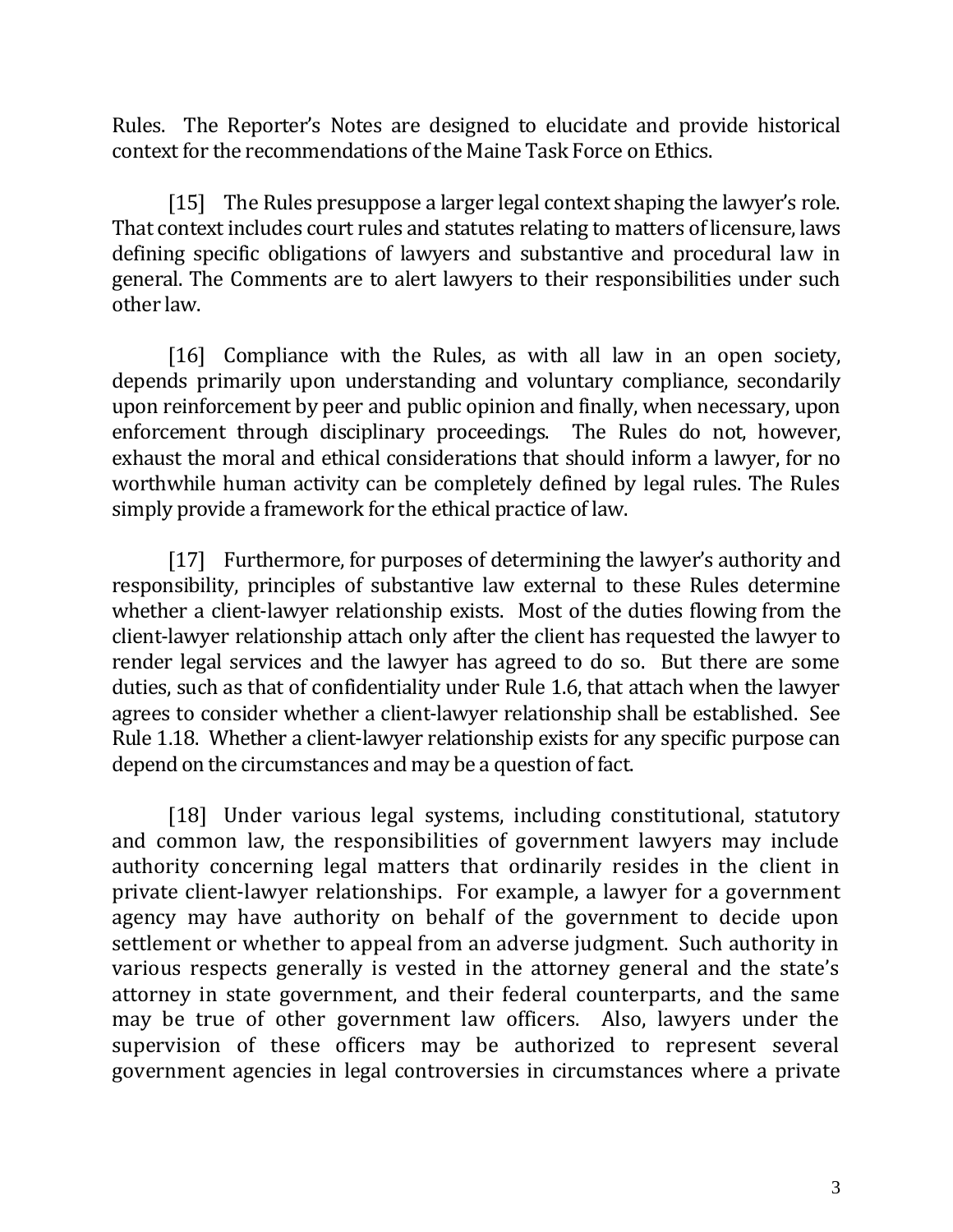Rules. The Reporter's Notes are designed to elucidate and provide historical context for the recommendations of the Maine Task Force on Ethics.

[15] The Rules presuppose a larger legal context shaping the lawyer's role. That context includes court rules and statutes relating to matters of licensure, laws defining specific obligations of lawyers and substantive and procedural law in general. The Comments are to alert lawyers to their responsibilities under such other law.

[16] Compliance with the Rules, as with all law in an open society, depends primarily upon understanding and voluntary compliance, secondarily upon reinforcement by peer and public opinion and finally, when necessary, upon enforcement through disciplinary proceedings. The Rules do not, however, exhaust the moral and ethical considerations that should inform a lawyer, for no worthwhile human activity can be completely defined by legal rules. The Rules simply provide a framework for the ethical practice of law.

[17] Furthermore, for purposes of determining the lawyer's authority and responsibility, principles of substantive law external to these Rules determine whether a client-lawyer relationship exists. Most of the duties flowing from the client-lawyer relationship attach only after the client has requested the lawyer to render legal services and the lawyer has agreed to do so. But there are some duties, such as that of confidentiality under Rule 1.6, that attach when the lawyer agrees to consider whether a client-lawyer relationship shall be established. See Rule 1.18. Whether a client-lawyer relationship exists for any specific purpose can depend on the circumstances and may be a question of fact.

[18] Under various legal systems, including constitutional, statutory and common law, the responsibilities of government lawyers may include authority concerning legal matters that ordinarily resides in the client in private client-lawyer relationships. For example, a lawyer for a government agency may have authority on behalf of the government to decide upon settlement or whether to appeal from an adverse judgment. Such authority in various respects generally is vested in the attorney general and the state's attorney in state government, and their federal counterparts, and the same may be true of other government law officers. Also, lawyers under the supervision of these officers may be authorized to represent several government agencies in legal controversies in circumstances where a private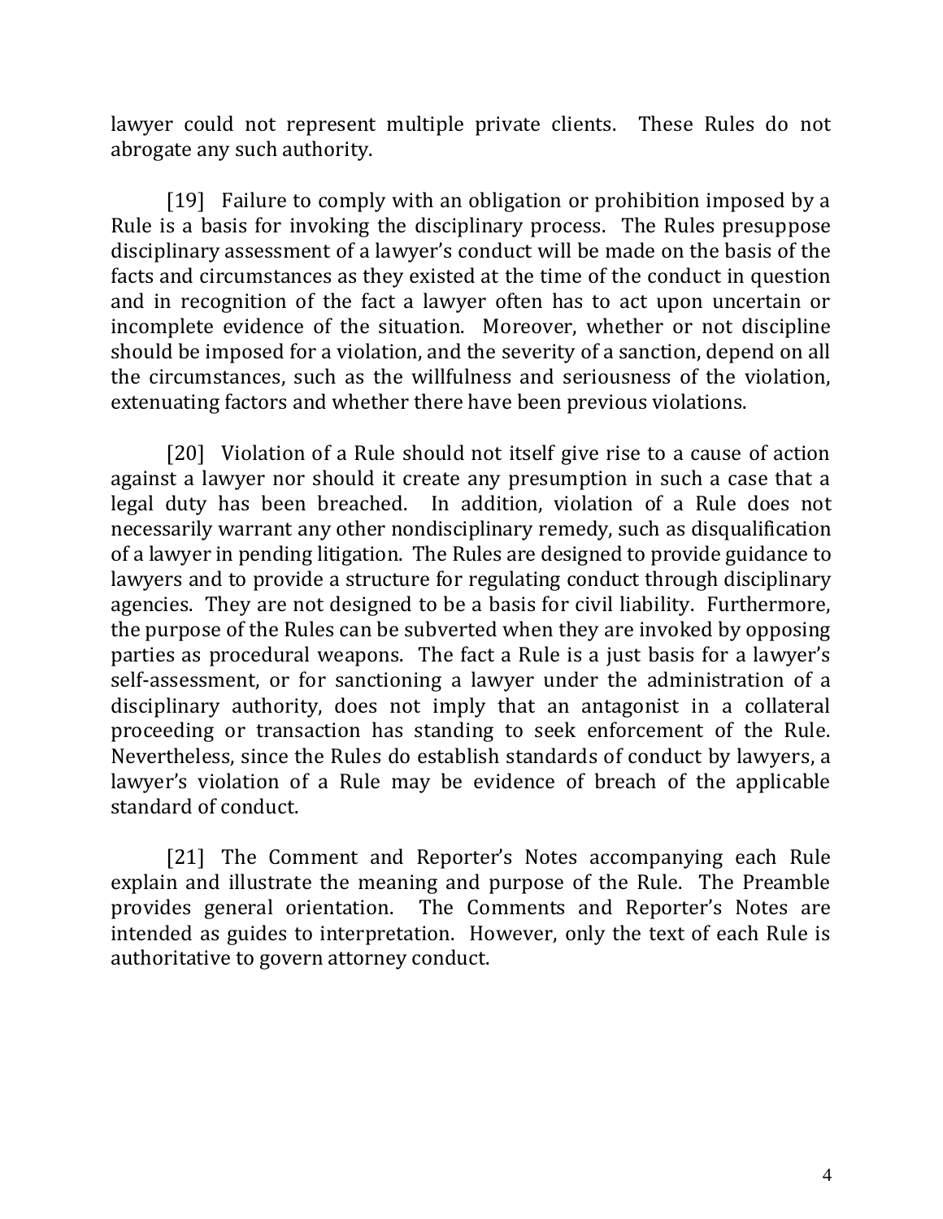lawyer could not represent multiple private clients. These Rules do not abrogate any such authority.

[19] Failure to comply with an obligation or prohibition imposed by a Rule is a basis for invoking the disciplinary process. The Rules presuppose disciplinary assessment of a lawyer's conduct will be made on the basis of the facts and circumstances as they existed at the time of the conduct in question and in recognition of the fact a lawyer often has to act upon uncertain or incomplete evidence of the situation. Moreover, whether or not discipline should be imposed for a violation, and the severity of a sanction, depend on all the circumstances, such as the willfulness and seriousness of the violation, extenuating factors and whether there have been previous violations.

[20] Violation of a Rule should not itself give rise to a cause of action against a lawyer nor should it create any presumption in such a case that a legal duty has been breached. In addition, violation of a Rule does not necessarily warrant any other nondisciplinary remedy, such as disqualification of a lawyer in pending litigation. The Rules are designed to provide guidance to lawyers and to provide a structure for regulating conduct through disciplinary agencies. They are not designed to be a basis for civil liability. Furthermore, the purpose of the Rules can be subverted when they are invoked by opposing parties as procedural weapons. The fact a Rule is a just basis for a lawyer's self-assessment, or for sanctioning a lawyer under the administration of a disciplinary authority, does not imply that an antagonist in a collateral proceeding or transaction has standing to seek enforcement of the Rule. Nevertheless, since the Rules do establish standards of conduct by lawyers, a lawyer's violation of a Rule may be evidence of breach of the applicable standard of conduct.

[21] The Comment and Reporter's Notes accompanying each Rule explain and illustrate the meaning and purpose of the Rule. The Preamble provides general orientation. The Comments and Reporter's Notes are intended as guides to interpretation. However, only the text of each Rule is authoritative to govern attorney conduct.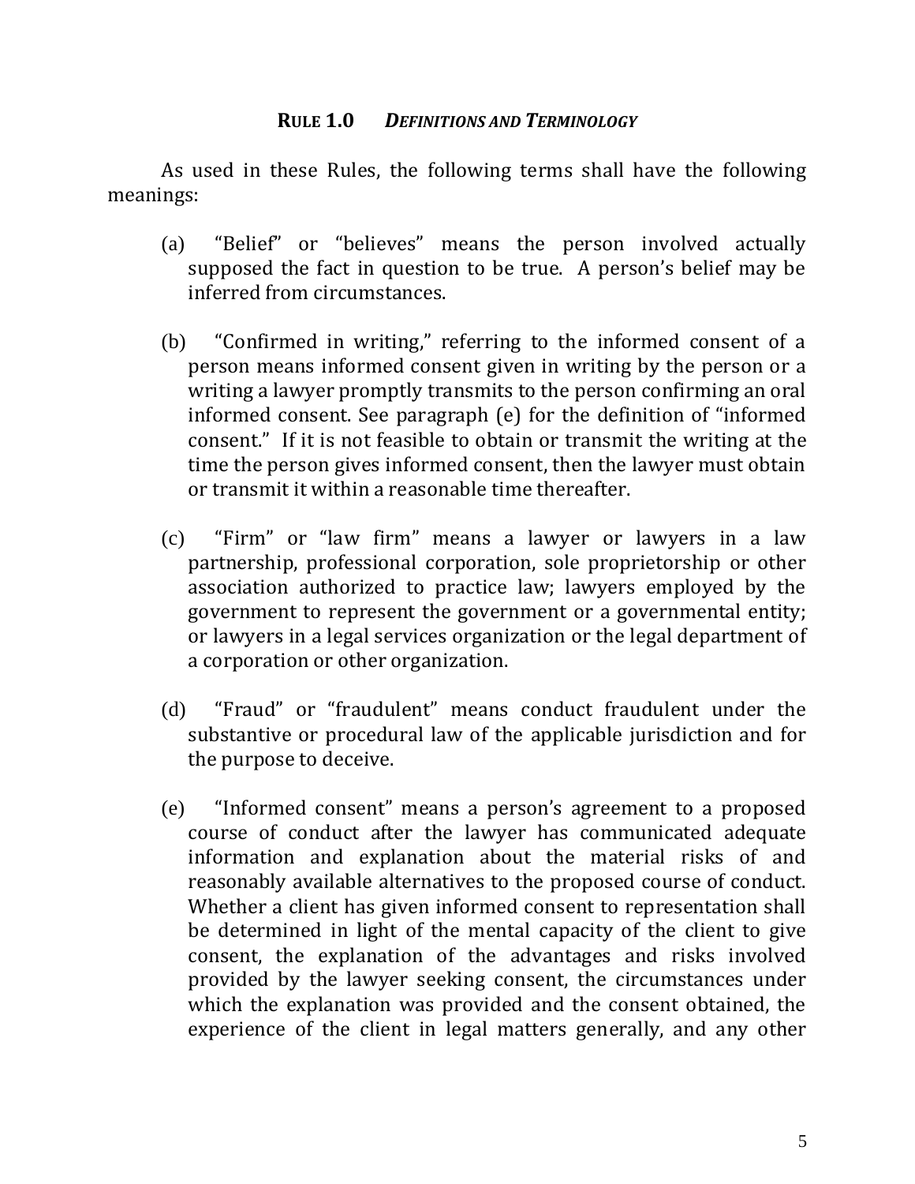## RULE 1.0 *DEFINITIONS AND TERMINOLOGY*

As used in these Rules, the following terms shall have the following meanings:

(a) "Belief" or "believes" means the person involved actually supposed the fact in question to be true. A person's belief may be inferred from circumstances.

(b) "Confirmed in writing," referring to the informed consent of a person means informed consent given in writing by the person or a writing a lawyer promptly transmits to the person confirming an oral informed consent. See paragraph (e) for the definition of "informed consent." If it is not feasible to obtain or transmit the writing at the time the person gives informed consent, then the lawyer must obtain or transmit it within a reasonable time thereafter.

(c) "Firm" or "law firm" means a lawyer or lawyers in a law partnership, professional corporation, sole proprietorship or other association authorized to practice law; lawyers employed by the government to represent the government or a governmental entity; or lawyers in a legal services organization or the legal department of a corporation or other organization.

(d) "Fraud" or "fraudulent" means conduct fraudulent under the substantive or procedural law of the applicable jurisdiction and for the purpose to deceive.

(e) "Informed consent" means a person's agreement to a proposed course of conduct after the lawyer has communicated adequate information and explanation about the material risks of and reasonably available alternatives to the proposed course of conduct. Whether a client has given informed consent to representation shall be determined in light of the mental capacity of the client to give consent, the explanation of the advantages and risks involved provided by the lawyer seeking consent, the circumstances under which the explanation was provided and the consent obtained, the experience of the client in legal matters generally, and any other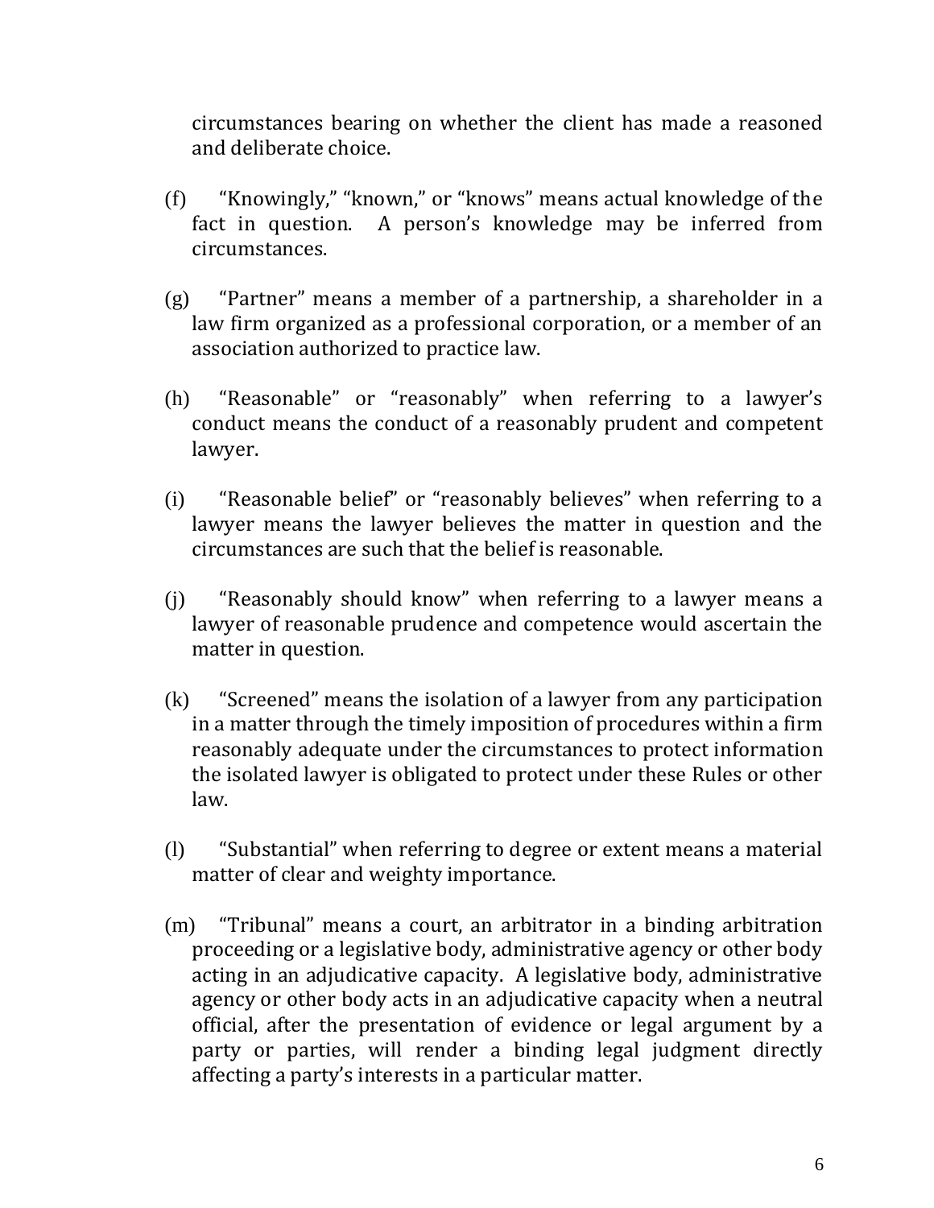circumstances bearing on whether the client has made a reasoned and deliberate choice.

(f) "Knowingly," "known," or "knows" means actual knowledge of the fact in question. A person's knowledge may be inferred from circumstances.

(g) "Partner" means a member of a partnership, a shareholder in a law firm organized as a professional corporation, or a member of an association authorized to practice law.

(h) "Reasonable" or "reasonably" when referring to a lawyer's conduct means the conduct of a reasonably prudent and competent lawyer.

(i) "Reasonable belief" or "reasonably believes" when referring to a lawyer means the lawyer believes the matter in question and the circumstances are such that the belief is reasonable.

(j) "Reasonably should know" when referring to a lawyer means a lawyer of reasonable prudence and competence would ascertain the matter in question.

(k) "Screened" means the isolation of a lawyer from any participation in a matter through the timely imposition of procedures within a firm reasonably adequate under the circumstances to protect information the isolated lawyer is obligated to protect under these Rules or other law.

(l) "Substantial" when referring to degree or extent means a material matter of clear and weighty importance.

(m) "Tribunal" means a court, an arbitrator in a binding arbitration proceeding or a legislative body, administrative agency or other body acting in an adjudicative capacity. A legislative body, administrative agency or other body acts in an adjudicative capacity when a neutral official, after the presentation of evidence or legal argument by a party or parties, will render a binding legal judgment directly affecting a party's interests in a particular matter.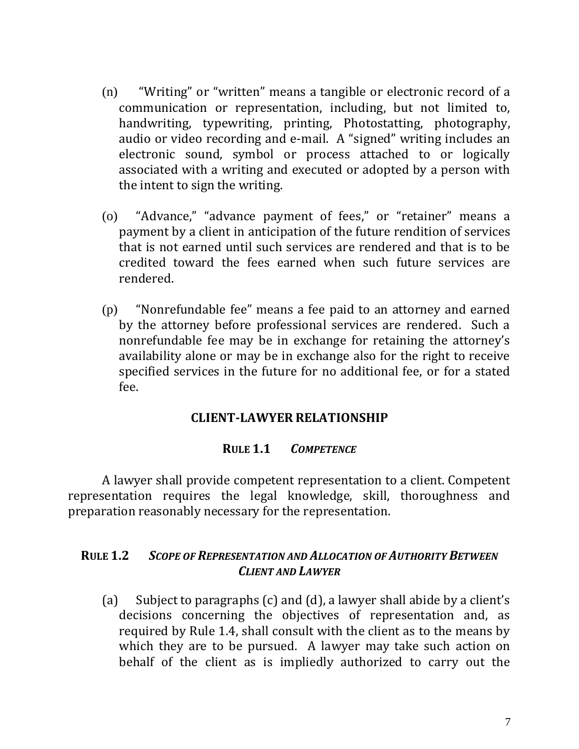(n) "Writing" or "written" means a tangible or electronic record of a communication or representation, including, but not limited to, handwriting, typewriting, printing, Photostatting, photography, audio or video recording and e-mail. A "signed" writing includes an electronic sound, symbol or process attached to or logically associated with a writing and executed or adopted by a person with the intent to sign the writing.

(o) "Advance," "advance payment of fees," or "retainer" means a payment by a client in anticipation of the future rendition of services that is not earned until such services are rendered and that is to be credited toward the fees earned when such future services are rendered.

(p) "Nonrefundable fee" means a fee paid to an attorney and earned by the attorney before professional services are rendered. Such a nonrefundable fee may be in exchange for retaining the attorney's availability alone or may be in exchange also for the right to receive specified services in the future for no additional fee, or for a stated fee.

## CLIENT-LAWYER RELATIONSHIP

### RULE 1.1 *COMPETENCE*

A lawyer shall provide competent representation to a client. Competent representation requires the legal knowledge, skill, thoroughness and preparation reasonably necessary for the representation.

### RULE 1.2 *SCOPE OF REPRESENTATION AND ALLOCATION OF AUTHORITY BETWEEN CLIENT AND LAWYER*

(a) Subject to paragraphs (c) and (d), a lawyer shall abide by a client's decisions concerning the objectives of representation and, as required by Rule 1.4, shall consult with the client as to the means by which they are to be pursued. A lawyer may take such action on behalf of the client as is impliedly authorized to carry out the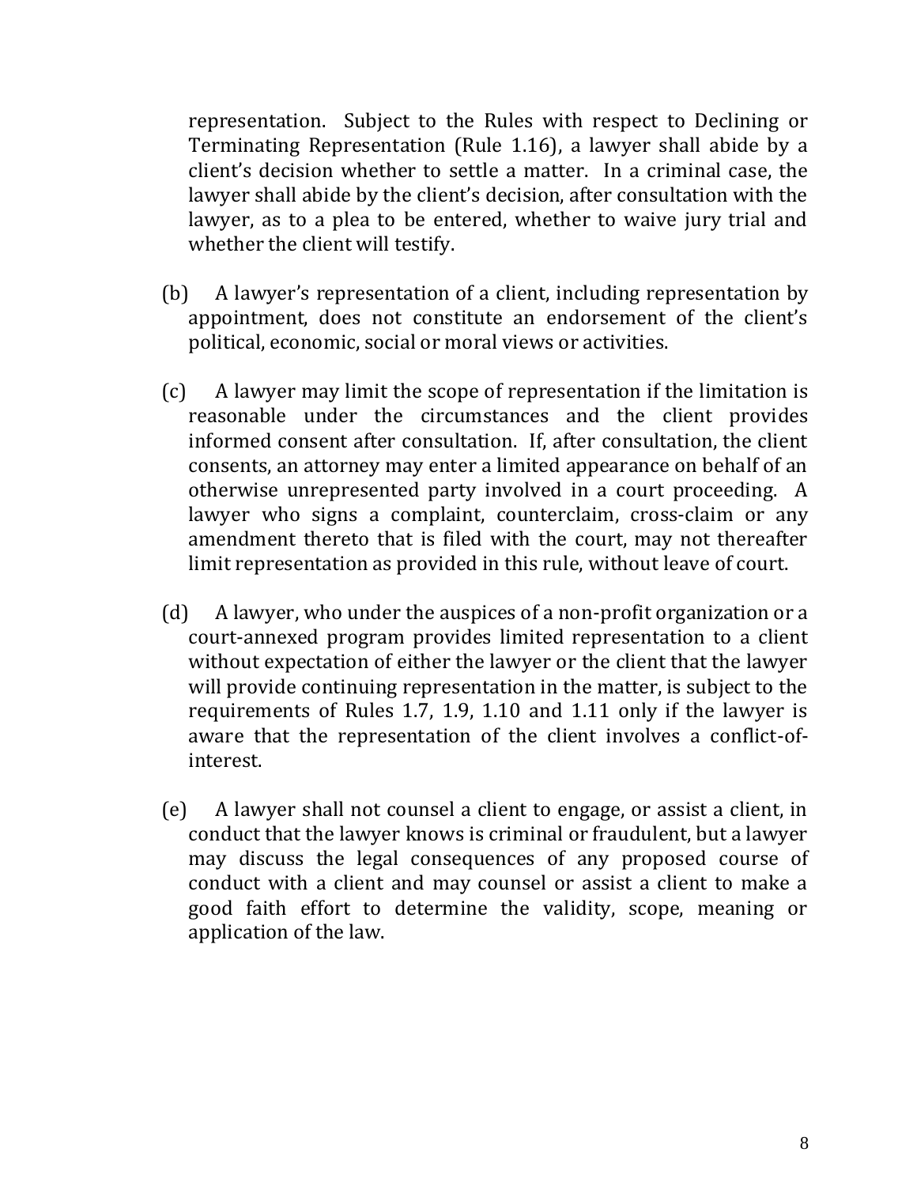representation. Subject to the Rules with respect to Declining or Terminating Representation (Rule 1.16), a lawyer shall abide by a client's decision whether to settle a matter. In a criminal case, the lawyer shall abide by the client's decision, after consultation with the lawyer, as to a plea to be entered, whether to waive jury trial and whether the client will testify.

(b) A lawyer's representation of a client, including representation by appointment, does not constitute an endorsement of the client's political, economic, social or moral views or activities.

(c) A lawyer may limit the scope of representation if the limitation is reasonable under the circumstances and the client provides informed consent after consultation. If, after consultation, the client consents, an attorney may enter a limited appearance on behalf of an otherwise unrepresented party involved in a court proceeding. A lawyer who signs a complaint, counterclaim, cross-claim or any amendment thereto that is filed with the court, may not thereafter limit representation as provided in this rule, without leave of court.

(d) A lawyer, who under the auspices of a non-profit organization or a court-annexed program provides limited representation to a client without expectation of either the lawyer or the client that the lawyer will provide continuing representation in the matter, is subject to the requirements of Rules 1.7, 1.9, 1.10 and 1.11 only if the lawyer is aware that the representation of the client involves a conflict-of-interest.

(e) A lawyer shall not counsel a client to engage, or assist a client, in conduct that the lawyer knows is criminal or fraudulent, but a lawyer may discuss the legal consequences of any proposed course of conduct with a client and may counsel or assist a client to make a good faith effort to determine the validity, scope, meaning or application of the law.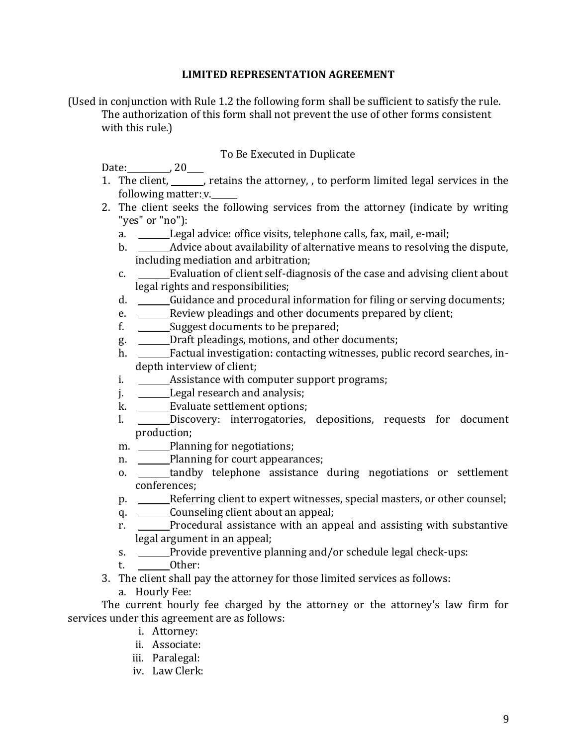**LIMITED REPRESENTATION AGREEMENT**

(Used in conjunction with Rule 1.2 the following form shall be sufficient to satisfy the rule. The authorization of this form shall not prevent the use of other forms consistent with this rule.)

To Be Executed in Duplicate

Date:__________, 20___

1. The client, _______, retains the attorney, , to perform limited legal services in the following matter: v.______
2. The client seeks the following services from the attorney (indicate by writing "yes" or "no"):
   a. _______Legal advice: office visits, telephone calls, fax, mail, e-mail;
   b. _______Advice about availability of alternative means to resolving the dispute, including mediation and arbitration;
   c. _______Evaluation of client self-diagnosis of the case and advising client about legal rights and responsibilities;
   d. _______Guidance and procedural information for filing or serving documents;
   e. _______Review pleadings and other documents prepared by client;
   f. _______Suggest documents to be prepared;
   g. _______Draft pleadings, motions, and other documents;
   h. _______Factual investigation: contacting witnesses, public record searches, in-depth interview of client;
   i. _______Assistance with computer support programs;
   j. _______Legal research and analysis;
   k. _______Evaluate settlement options;
   l. _______Discovery: interrogatories, depositions, requests for document production;
   m. _______Planning for negotiations;
   n. _______Planning for court appearances;
   o. _______tandby telephone assistance during negotiations or settlement conferences;
   p. _______Referring client to expert witnesses, special masters, or other counsel;
   q. _______Counseling client about an appeal;
   r. _______Procedural assistance with an appeal and assisting with substantive legal argument in an appeal;
   s. _______Provide preventive planning and/or schedule legal check-ups:
   t. _______Other:
3. The client shall pay the attorney for those limited services as follows:
   a. Hourly Fee:

The current hourly fee charged by the attorney or the attorney's law firm for services under this agreement are as follows:

i. Attorney:
ii. Associate:
iii. Paralegal:
iv. Law Clerk: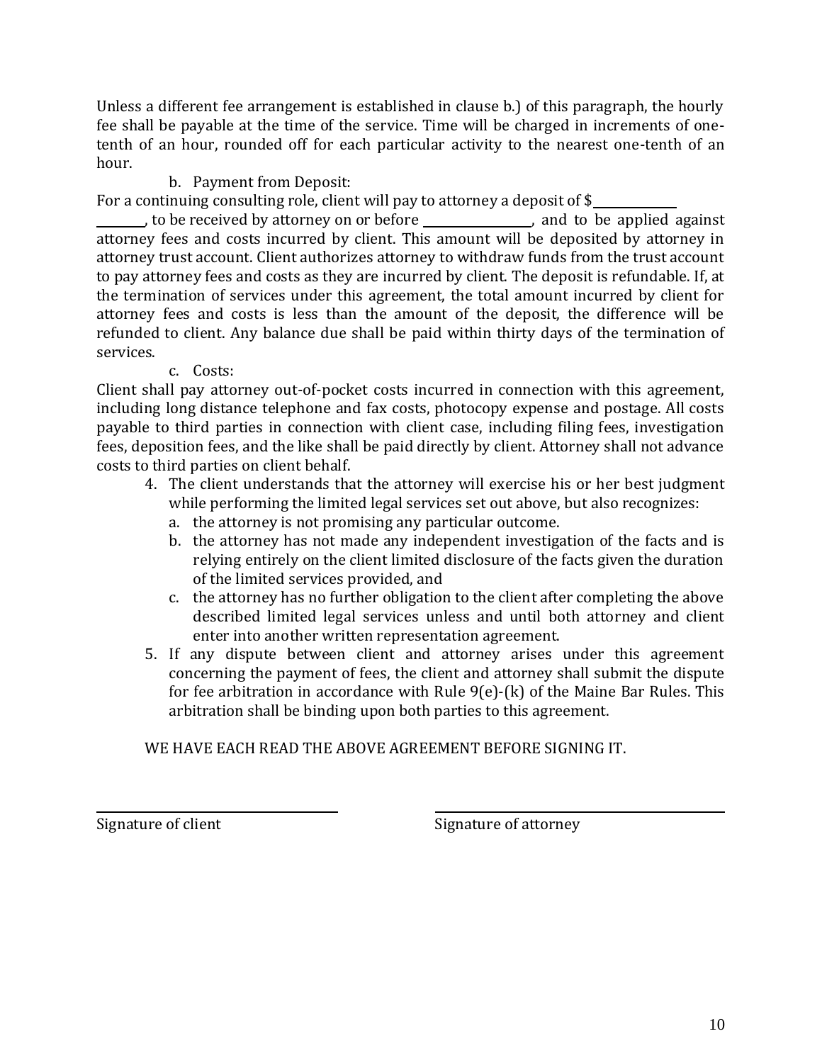Unless a different fee arrangement is established in clause b.) of this paragraph, the hourly fee shall be payable at the time of the service. Time will be charged in increments of one-tenth of an hour, rounded off for each particular activity to the nearest one-tenth of an hour.

b. Payment from Deposit:

For a continuing consulting role, client will pay to attorney a deposit of $\_\_\_\_\_\_\_\_\_\_\_\_\_\_\_\_\_\_\_\_\_\_, to be received by attorney on or before \_\_\_\_\_\_\_\_\_\_\_\_\_\_\_\_\_\_, and to be applied against attorney fees and costs incurred by client. This amount will be deposited by attorney in attorney trust account. Client authorizes attorney to withdraw funds from the trust account to pay attorney fees and costs as they are incurred by client. The deposit is refundable. If, at the termination of services under this agreement, the total amount incurred by client for attorney fees and costs is less than the amount of the deposit, the difference will be refunded to client. Any balance due shall be paid within thirty days of the termination of services.

c. Costs:

Client shall pay attorney out-of-pocket costs incurred in connection with this agreement, including long distance telephone and fax costs, photocopy expense and postage. All costs payable to third parties in connection with client case, including filing fees, investigation fees, deposition fees, and the like shall be paid directly by client. Attorney shall not advance costs to third parties on client behalf.

4. The client understands that the attorney will exercise his or her best judgment while performing the limited legal services set out above, but also recognizes:
   a. the attorney is not promising any particular outcome.
   b. the attorney has not made any independent investigation of the facts and is relying entirely on the client limited disclosure of the facts given the duration of the limited services provided, and
   c. the attorney has no further obligation to the client after completing the above described limited legal services unless and until both attorney and client enter into another written representation agreement.
5. If any dispute between client and attorney arises under this agreement concerning the payment of fees, the client and attorney shall submit the dispute for fee arbitration in accordance with Rule 9(e)-(k) of the Maine Bar Rules. This arbitration shall be binding upon both parties to this agreement.

WE HAVE EACH READ THE ABOVE AGREEMENT BEFORE SIGNING IT.

\_\_\_\_\_\_\_\_\_\_\_\_\_\_\_\_\_\_\_\_\_\_\_\_\_\_\_\_\_\_\_\_ \_\_\_\_\_\_\_\_\_\_\_\_\_\_\_\_\_\_\_\_\_\_\_\_\_\_\_\_\_\_\_\_

Signature of client Signature of attorney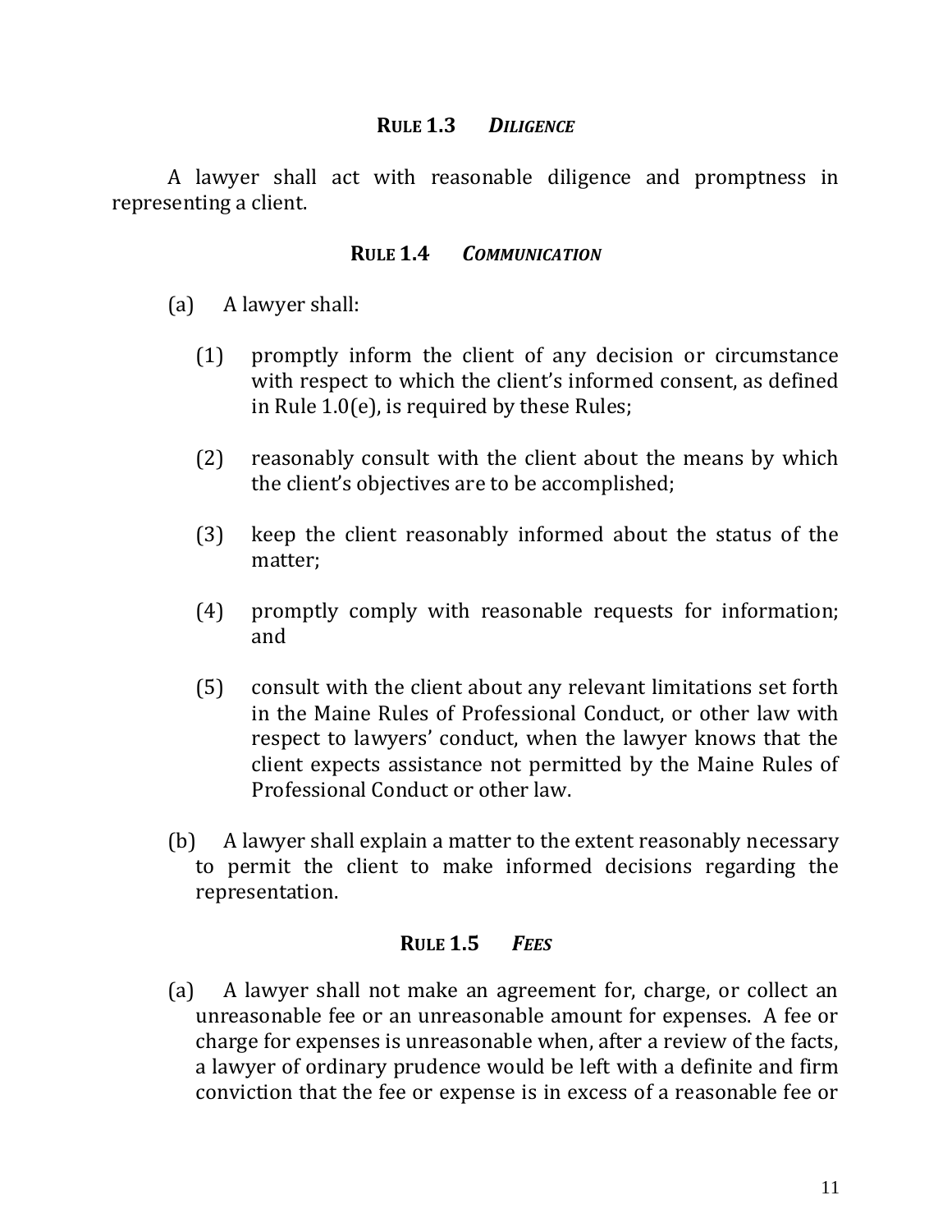## RULE 1.3 *DILIGENCE*

A lawyer shall act with reasonable diligence and promptness in representing a client.

## RULE 1.4 *COMMUNICATION*

(a) A lawyer shall:

(1) promptly inform the client of any decision or circumstance with respect to which the client's informed consent, as defined in Rule 1.0(e), is required by these Rules;

(2) reasonably consult with the client about the means by which the client's objectives are to be accomplished;

(3) keep the client reasonably informed about the status of the matter;

(4) promptly comply with reasonable requests for information; and

(5) consult with the client about any relevant limitations set forth in the Maine Rules of Professional Conduct, or other law with respect to lawyers' conduct, when the lawyer knows that the client expects assistance not permitted by the Maine Rules of Professional Conduct or other law.

(b) A lawyer shall explain a matter to the extent reasonably necessary to permit the client to make informed decisions regarding the representation.

## RULE 1.5 *FEES*

(a) A lawyer shall not make an agreement for, charge, or collect an unreasonable fee or an unreasonable amount for expenses. A fee or charge for expenses is unreasonable when, after a review of the facts, a lawyer of ordinary prudence would be left with a definite and firm conviction that the fee or expense is in excess of a reasonable fee or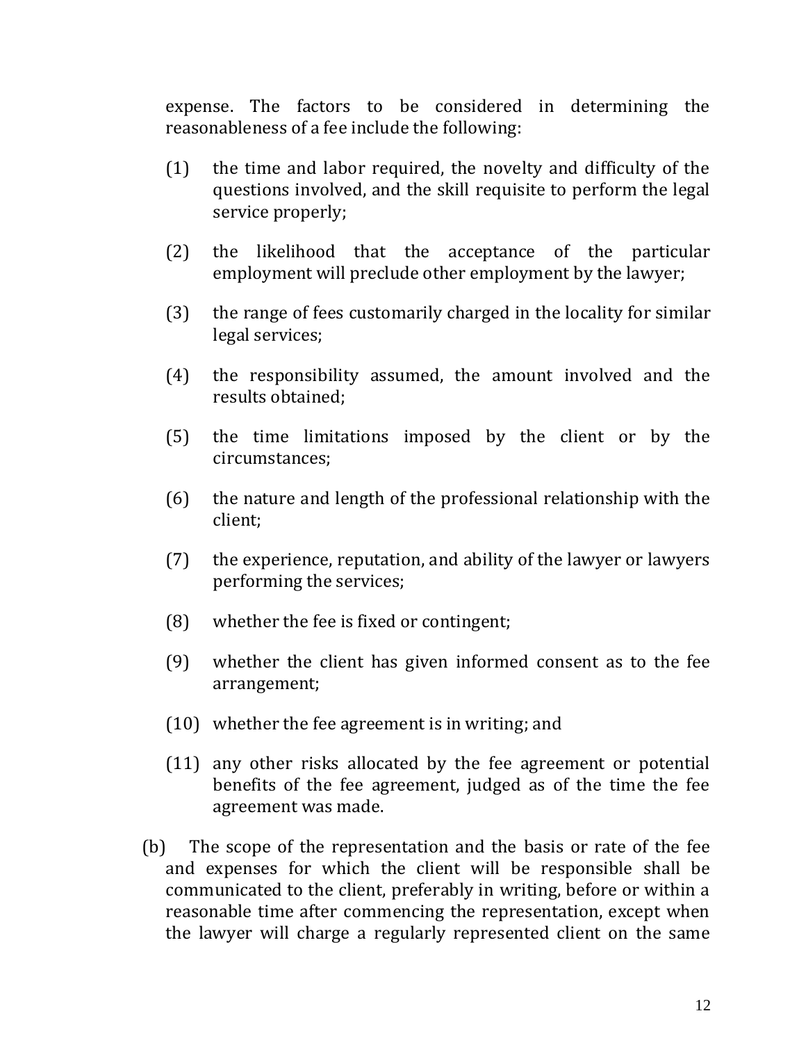expense. The factors to be considered in determining the reasonableness of a fee include the following:

(1) the time and labor required, the novelty and difficulty of the questions involved, and the skill requisite to perform the legal service properly;

(2) the likelihood that the acceptance of the particular employment will preclude other employment by the lawyer;

(3) the range of fees customarily charged in the locality for similar legal services;

(4) the responsibility assumed, the amount involved and the results obtained;

(5) the time limitations imposed by the client or by the circumstances;

(6) the nature and length of the professional relationship with the client;

(7) the experience, reputation, and ability of the lawyer or lawyers performing the services;

(8) whether the fee is fixed or contingent;

(9) whether the client has given informed consent as to the fee arrangement;

(10) whether the fee agreement is in writing; and

(11) any other risks allocated by the fee agreement or potential benefits of the fee agreement, judged as of the time the fee agreement was made.

(b) The scope of the representation and the basis or rate of the fee and expenses for which the client will be responsible shall be communicated to the client, preferably in writing, before or within a reasonable time after commencing the representation, except when the lawyer will charge a regularly represented client on the same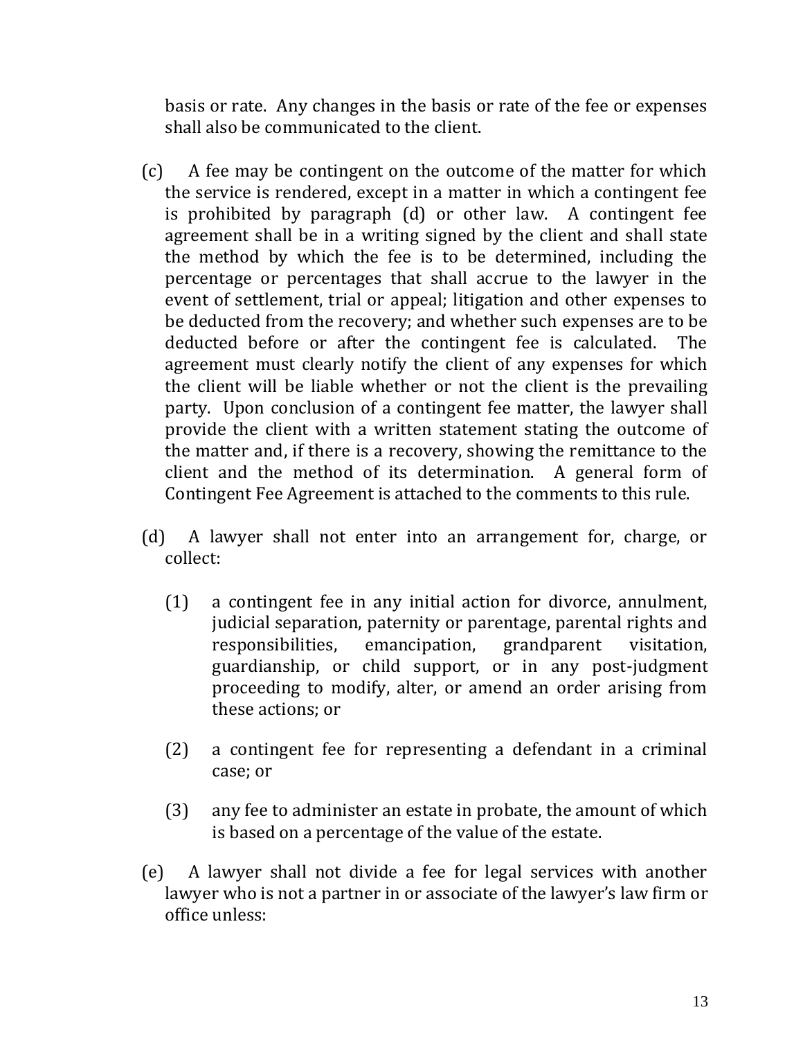basis or rate. Any changes in the basis or rate of the fee or expenses shall also be communicated to the client.

(c) A fee may be contingent on the outcome of the matter for which the service is rendered, except in a matter in which a contingent fee is prohibited by paragraph (d) or other law. A contingent fee agreement shall be in a writing signed by the client and shall state the method by which the fee is to be determined, including the percentage or percentages that shall accrue to the lawyer in the event of settlement, trial or appeal; litigation and other expenses to be deducted from the recovery; and whether such expenses are to be deducted before or after the contingent fee is calculated. The agreement must clearly notify the client of any expenses for which the client will be liable whether or not the client is the prevailing party. Upon conclusion of a contingent fee matter, the lawyer shall provide the client with a written statement stating the outcome of the matter and, if there is a recovery, showing the remittance to the client and the method of its determination. A general form of Contingent Fee Agreement is attached to the comments to this rule.

(d) A lawyer shall not enter into an arrangement for, charge, or collect:

(1) a contingent fee in any initial action for divorce, annulment, judicial separation, paternity or parentage, parental rights and responsibilities, emancipation, grandparent visitation, guardianship, or child support, or in any post-judgment proceeding to modify, alter, or amend an order arising from these actions; or

(2) a contingent fee for representing a defendant in a criminal case; or

(3) any fee to administer an estate in probate, the amount of which is based on a percentage of the value of the estate.

(e) A lawyer shall not divide a fee for legal services with another lawyer who is not a partner in or associate of the lawyer's law firm or office unless: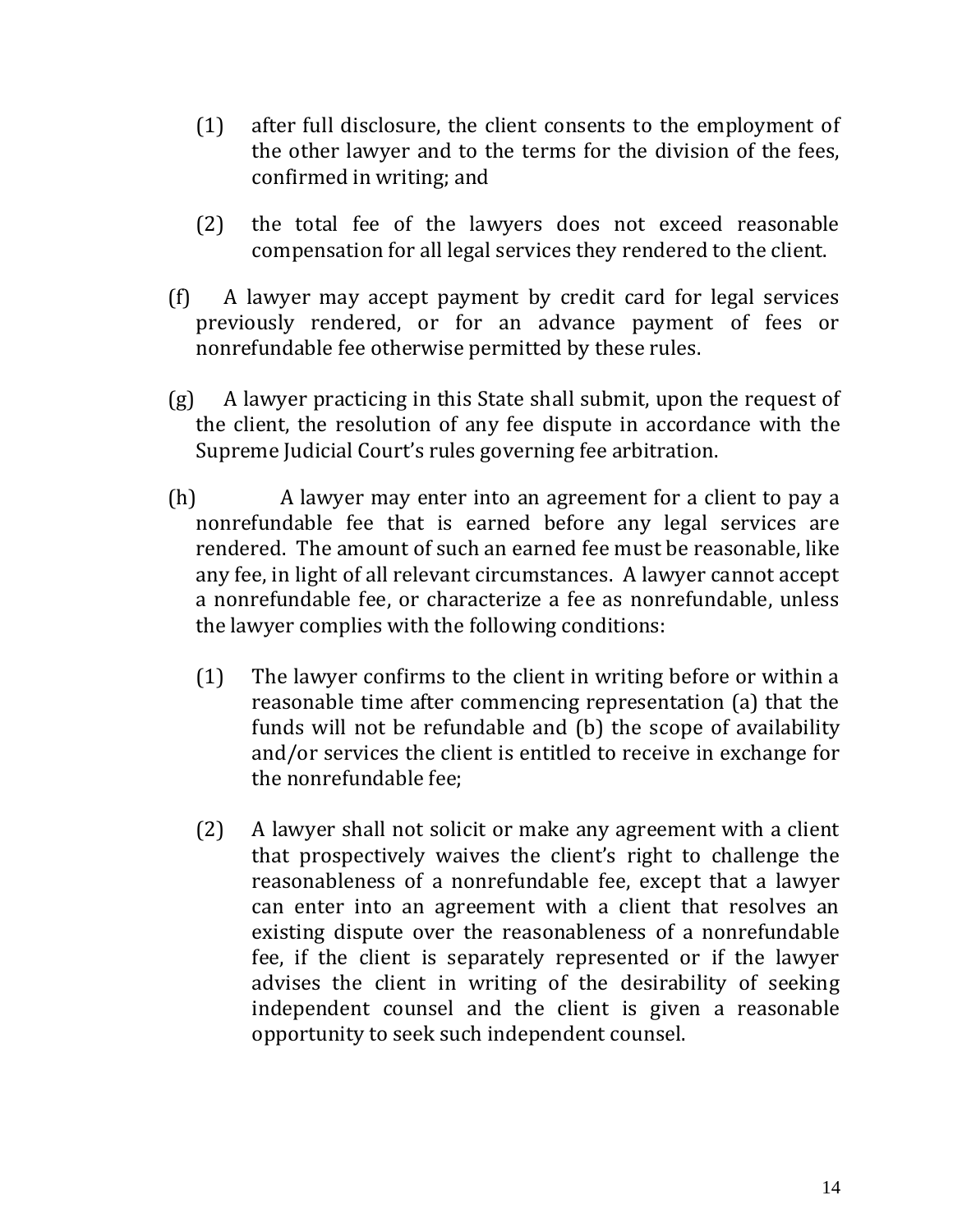(1) after full disclosure, the client consents to the employment of the other lawyer and to the terms for the division of the fees, confirmed in writing; and

(2) the total fee of the lawyers does not exceed reasonable compensation for all legal services they rendered to the client.

(f) A lawyer may accept payment by credit card for legal services previously rendered, or for an advance payment of fees or nonrefundable fee otherwise permitted by these rules.

(g) A lawyer practicing in this State shall submit, upon the request of the client, the resolution of any fee dispute in accordance with the Supreme Judicial Court's rules governing fee arbitration.

(h) A lawyer may enter into an agreement for a client to pay a nonrefundable fee that is earned before any legal services are rendered. The amount of such an earned fee must be reasonable, like any fee, in light of all relevant circumstances. A lawyer cannot accept a nonrefundable fee, or characterize a fee as nonrefundable, unless the lawyer complies with the following conditions:

(1) The lawyer confirms to the client in writing before or within a reasonable time after commencing representation (a) that the funds will not be refundable and (b) the scope of availability and/or services the client is entitled to receive in exchange for the nonrefundable fee;

(2) A lawyer shall not solicit or make any agreement with a client that prospectively waives the client's right to challenge the reasonableness of a nonrefundable fee, except that a lawyer can enter into an agreement with a client that resolves an existing dispute over the reasonableness of a nonrefundable fee, if the client is separately represented or if the lawyer advises the client in writing of the desirability of seeking independent counsel and the client is given a reasonable opportunity to seek such independent counsel.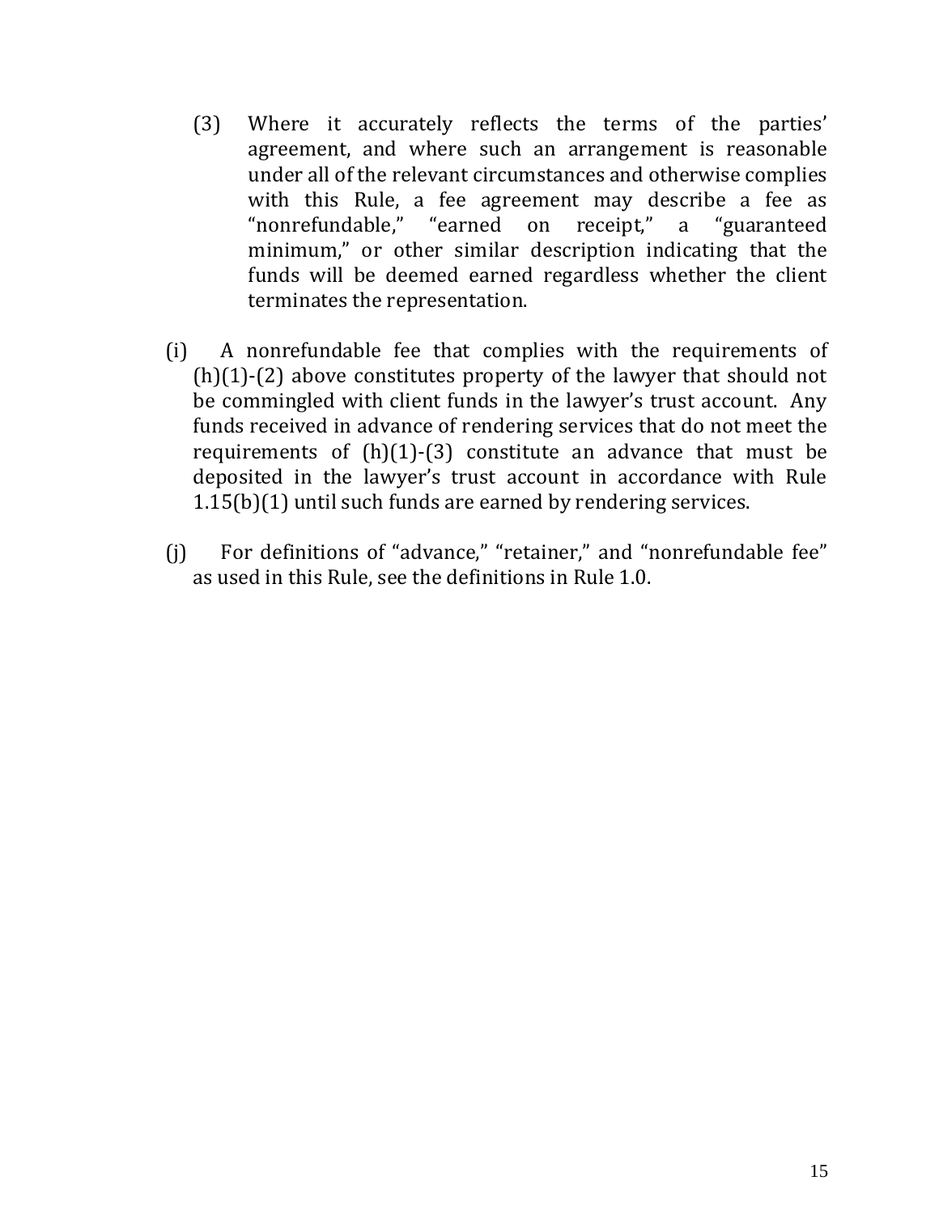(3) Where it accurately reflects the terms of the parties' agreement, and where such an arrangement is reasonable under all of the relevant circumstances and otherwise complies with this Rule, a fee agreement may describe a fee as "nonrefundable," "earned on receipt," a "guaranteed minimum," or other similar description indicating that the funds will be deemed earned regardless whether the client terminates the representation.

(i) A nonrefundable fee that complies with the requirements of (h)(1)-(2) above constitutes property of the lawyer that should not be commingled with client funds in the lawyer's trust account. Any funds received in advance of rendering services that do not meet the requirements of (h)(1)-(3) constitute an advance that must be deposited in the lawyer's trust account in accordance with Rule 1.15(b)(1) until such funds are earned by rendering services.

(j) For definitions of "advance," "retainer," and "nonrefundable fee" as used in this Rule, see the definitions in Rule 1.0.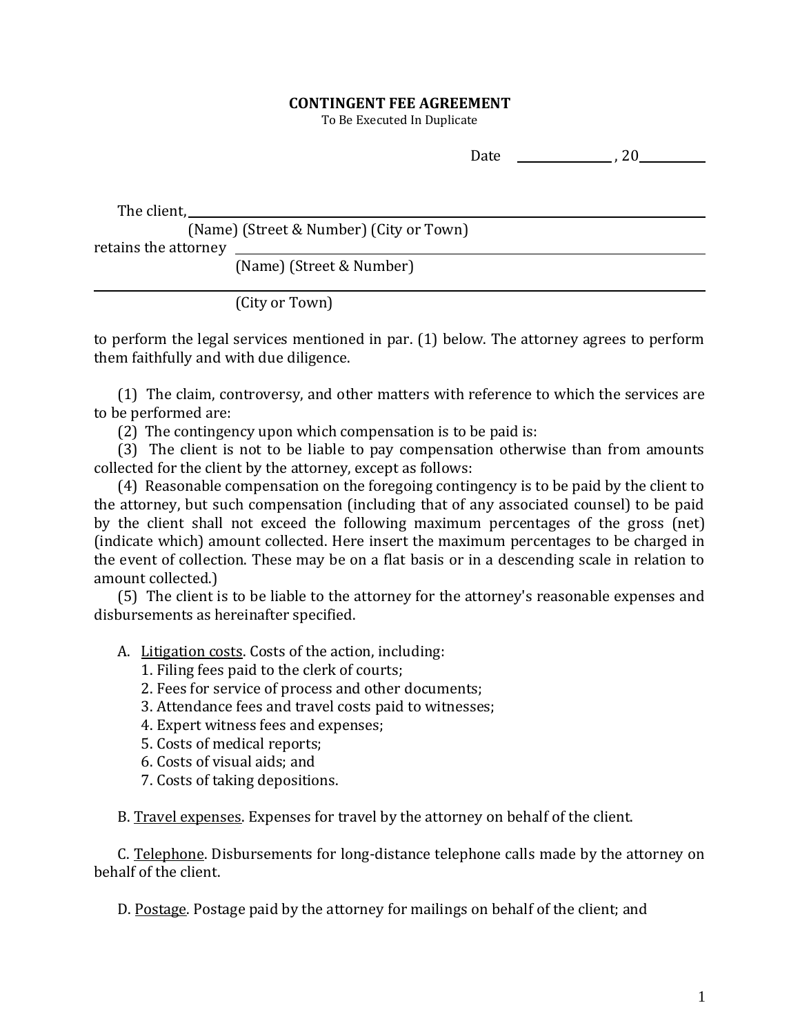# CONTINGENT FEE AGREEMENT

To Be Executed In Duplicate

Date ______________ , 20________

The client, ________________________________________________________________
(Name) (Street & Number) (City or Town)
retains the attorney ____________________________________________________
(Name) (Street & Number)
________________________________________________________________________
(City or Town)

to perform the legal services mentioned in par. (1) below. The attorney agrees to perform them faithfully and with due diligence.

(1) The claim, controversy, and other matters with reference to which the services are to be performed are:

(2) The contingency upon which compensation is to be paid is:

(3) The client is not to be liable to pay compensation otherwise than from amounts collected for the client by the attorney, except as follows:

(4) Reasonable compensation on the foregoing contingency is to be paid by the client to the attorney, but such compensation (including that of any associated counsel) to be paid by the client shall not exceed the following maximum percentages of the gross (net) (indicate which) amount collected. Here insert the maximum percentages to be charged in the event of collection. These may be on a flat basis or in a descending scale in relation to amount collected.)

(5) The client is to be liable to the attorney for the attorney's reasonable expenses and disbursements as hereinafter specified.

A. Litigation costs. Costs of the action, including:
1. Filing fees paid to the clerk of courts;
2. Fees for service of process and other documents;
3. Attendance fees and travel costs paid to witnesses;
4. Expert witness fees and expenses;
5. Costs of medical reports;
6. Costs of visual aids; and
7. Costs of taking depositions.

B. Travel expenses. Expenses for travel by the attorney on behalf of the client.

C. Telephone. Disbursements for long-distance telephone calls made by the attorney on behalf of the client.

D. Postage. Postage paid by the attorney for mailings on behalf of the client; and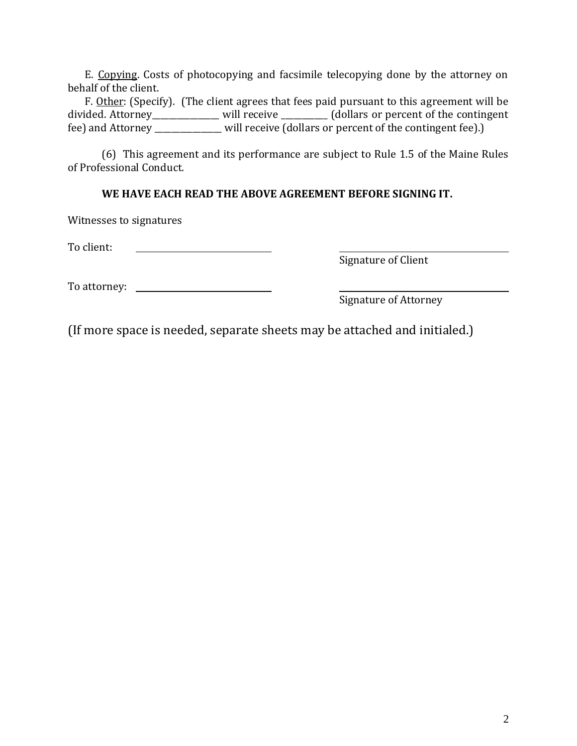E. Copying. Costs of photocopying and facsimile telecopying done by the attorney on behalf of the client.

F. Other: (Specify). (The client agrees that fees paid pursuant to this agreement will be divided. Attorney________________ will receive ___________ (dollars or percent of the contingent fee) and Attorney ________________ will receive (dollars or percent of the contingent fee).)

(6) This agreement and its performance are subject to Rule 1.5 of the Maine Rules of Professional Conduct.

**WE HAVE EACH READ THE ABOVE AGREEMENT BEFORE SIGNING IT.**

Witnesses to signatures

To client: ______________________________ ______________________________
Signature of Client

To attorney: ______________________________ ______________________________
Signature of Attorney

(If more space is needed, separate sheets may be attached and initialed.)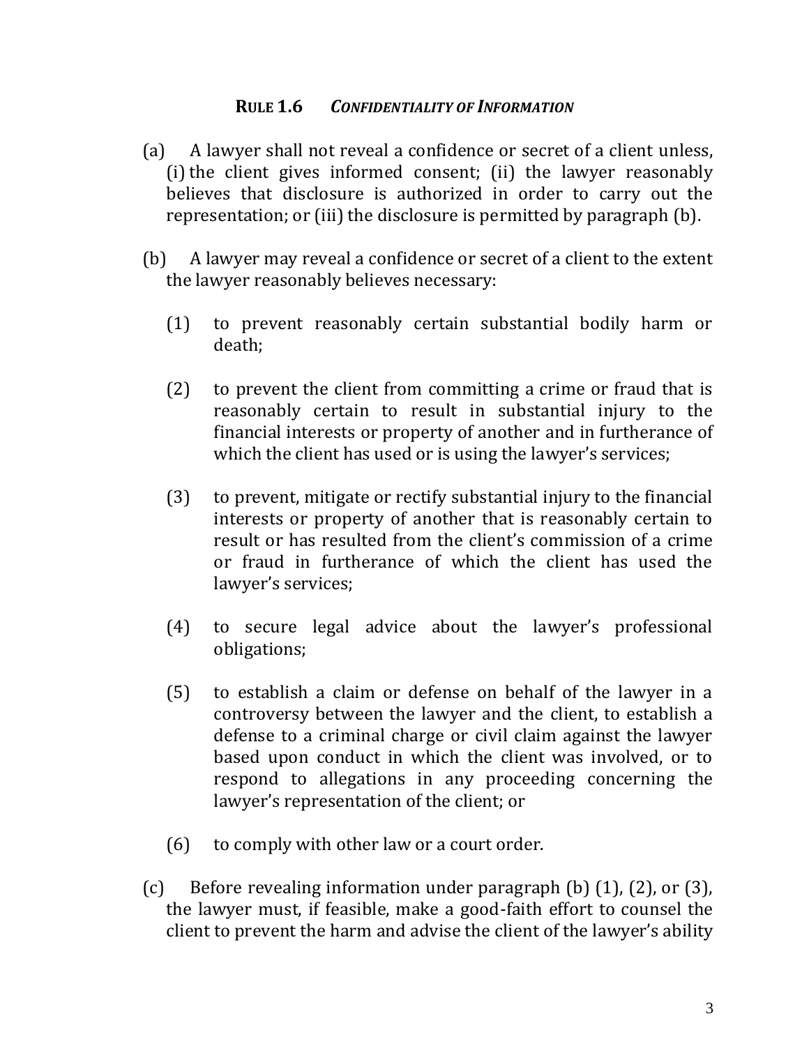## **Rule 1.6** ***Confidentiality of Information***

(a) A lawyer shall not reveal a confidence or secret of a client unless, (i) the client gives informed consent; (ii) the lawyer reasonably believes that disclosure is authorized in order to carry out the representation; or (iii) the disclosure is permitted by paragraph (b).

(b) A lawyer may reveal a confidence or secret of a client to the extent the lawyer reasonably believes necessary:

(1) to prevent reasonably certain substantial bodily harm or death;

(2) to prevent the client from committing a crime or fraud that is reasonably certain to result in substantial injury to the financial interests or property of another and in furtherance of which the client has used or is using the lawyer's services;

(3) to prevent, mitigate or rectify substantial injury to the financial interests or property of another that is reasonably certain to result or has resulted from the client's commission of a crime or fraud in furtherance of which the client has used the lawyer's services;

(4) to secure legal advice about the lawyer's professional obligations;

(5) to establish a claim or defense on behalf of the lawyer in a controversy between the lawyer and the client, to establish a defense to a criminal charge or civil claim against the lawyer based upon conduct in which the client was involved, or to respond to allegations in any proceeding concerning the lawyer's representation of the client; or

(6) to comply with other law or a court order.

(c) Before revealing information under paragraph (b) (1), (2), or (3), the lawyer must, if feasible, make a good-faith effort to counsel the client to prevent the harm and advise the client of the lawyer's ability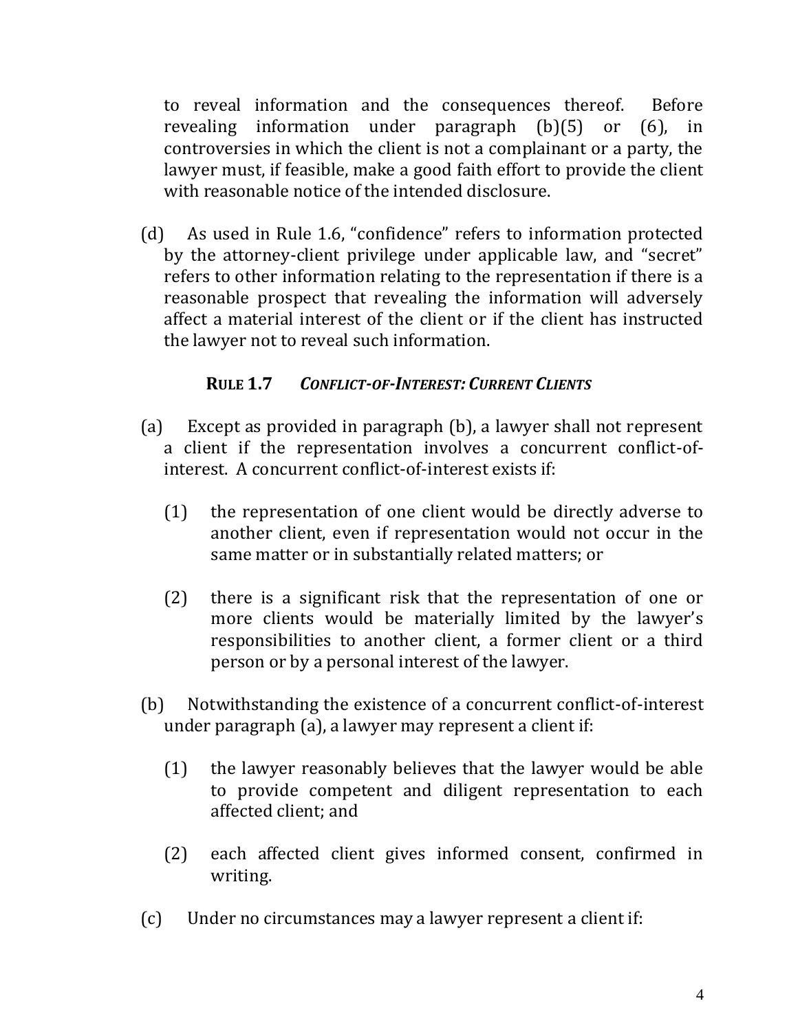to reveal information and the consequences thereof. Before revealing information under paragraph (b)(5) or (6), in controversies in which the client is not a complainant or a party, the lawyer must, if feasible, make a good faith effort to provide the client with reasonable notice of the intended disclosure.

(d) As used in Rule 1.6, "confidence" refers to information protected by the attorney-client privilege under applicable law, and "secret" refers to other information relating to the representation if there is a reasonable prospect that revealing the information will adversely affect a material interest of the client or if the client has instructed the lawyer not to reveal such information.

### RULE 1.7 *CONFLICT-OF-INTEREST: CURRENT CLIENTS*

(a) Except as provided in paragraph (b), a lawyer shall not represent a client if the representation involves a concurrent conflict-of-interest. A concurrent conflict-of-interest exists if:

- (1) the representation of one client would be directly adverse to another client, even if representation would not occur in the same matter or in substantially related matters; or

- (2) there is a significant risk that the representation of one or more clients would be materially limited by the lawyer's responsibilities to another client, a former client or a third person or by a personal interest of the lawyer.

(b) Notwithstanding the existence of a concurrent conflict-of-interest under paragraph (a), a lawyer may represent a client if:

- (1) the lawyer reasonably believes that the lawyer would be able to provide competent and diligent representation to each affected client; and

- (2) each affected client gives informed consent, confirmed in writing.

(c) Under no circumstances may a lawyer represent a client if: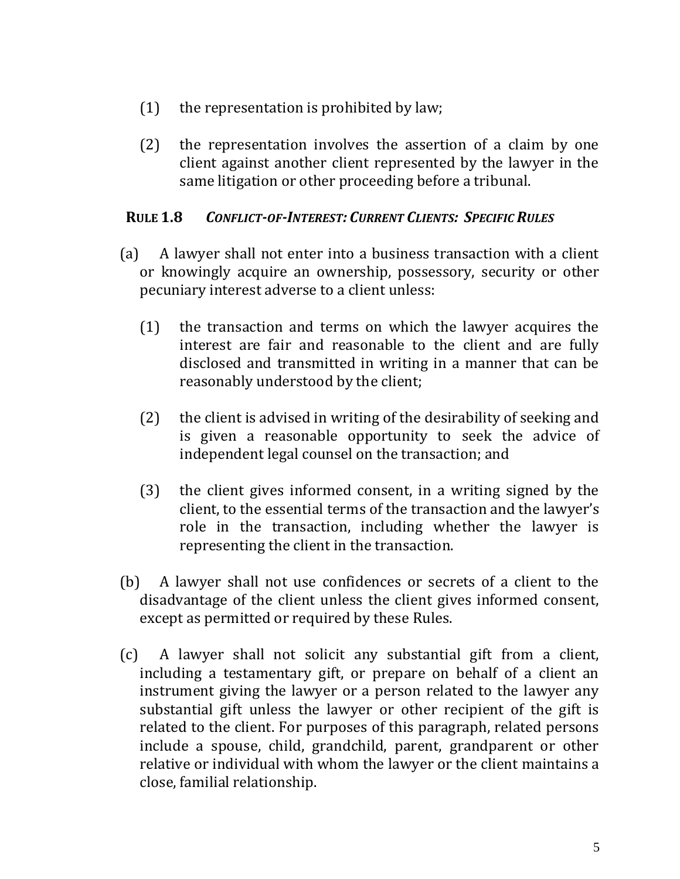(1) the representation is prohibited by law;

(2) the representation involves the assertion of a claim by one client against another client represented by the lawyer in the same litigation or other proceeding before a tribunal.

### RULE 1.8 *CONFLICT-OF-INTEREST: CURRENT CLIENTS: SPECIFIC RULES*

(a) A lawyer shall not enter into a business transaction with a client or knowingly acquire an ownership, possessory, security or other pecuniary interest adverse to a client unless:

(1) the transaction and terms on which the lawyer acquires the interest are fair and reasonable to the client and are fully disclosed and transmitted in writing in a manner that can be reasonably understood by the client;

(2) the client is advised in writing of the desirability of seeking and is given a reasonable opportunity to seek the advice of independent legal counsel on the transaction; and

(3) the client gives informed consent, in a writing signed by the client, to the essential terms of the transaction and the lawyer's role in the transaction, including whether the lawyer is representing the client in the transaction.

(b) A lawyer shall not use confidences or secrets of a client to the disadvantage of the client unless the client gives informed consent, except as permitted or required by these Rules.

(c) A lawyer shall not solicit any substantial gift from a client, including a testamentary gift, or prepare on behalf of a client an instrument giving the lawyer or a person related to the lawyer any substantial gift unless the lawyer or other recipient of the gift is related to the client. For purposes of this paragraph, related persons include a spouse, child, grandchild, parent, grandparent or other relative or individual with whom the lawyer or the client maintains a close, familial relationship.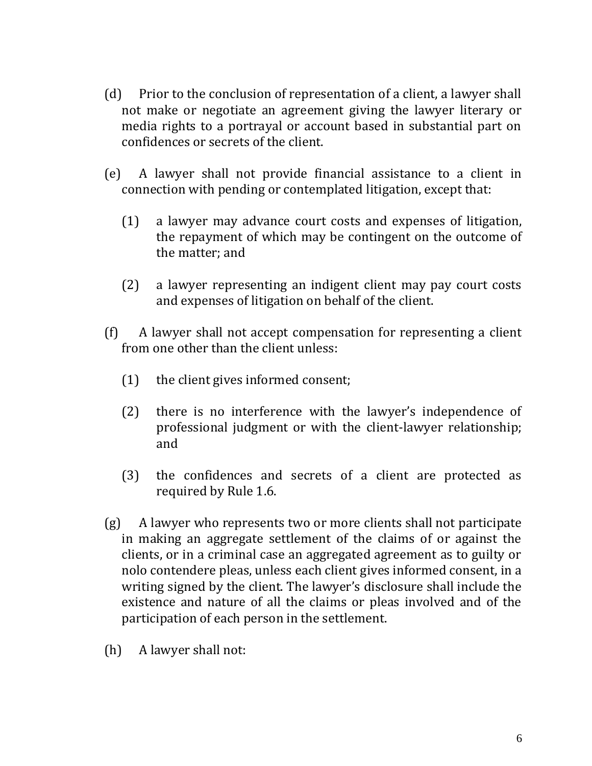(d) Prior to the conclusion of representation of a client, a lawyer shall not make or negotiate an agreement giving the lawyer literary or media rights to a portrayal or account based in substantial part on confidences or secrets of the client.

(e) A lawyer shall not provide financial assistance to a client in connection with pending or contemplated litigation, except that:

> (1) a lawyer may advance court costs and expenses of litigation, the repayment of which may be contingent on the outcome of the matter; and
>
> (2) a lawyer representing an indigent client may pay court costs and expenses of litigation on behalf of the client.

(f) A lawyer shall not accept compensation for representing a client from one other than the client unless:

> (1) the client gives informed consent;
>
> (2) there is no interference with the lawyer's independence of professional judgment or with the client-lawyer relationship; and
>
> (3) the confidences and secrets of a client are protected as required by Rule 1.6.

(g) A lawyer who represents two or more clients shall not participate in making an aggregate settlement of the claims of or against the clients, or in a criminal case an aggregated agreement as to guilty or nolo contendere pleas, unless each client gives informed consent, in a writing signed by the client. The lawyer's disclosure shall include the existence and nature of all the claims or pleas involved and of the participation of each person in the settlement.

(h) A lawyer shall not: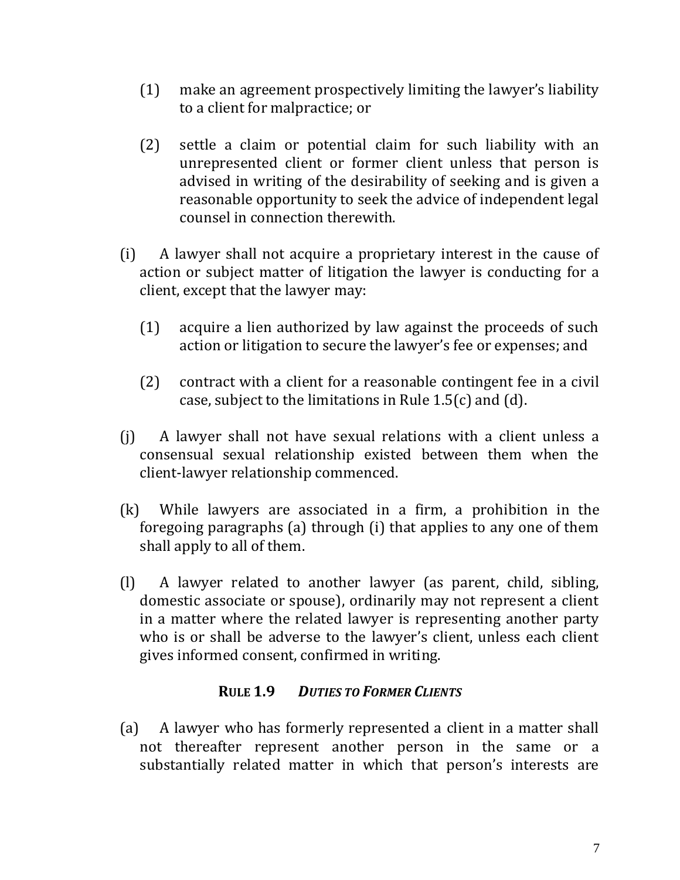(1) make an agreement prospectively limiting the lawyer's liability to a client for malpractice; or

(2) settle a claim or potential claim for such liability with an unrepresented client or former client unless that person is advised in writing of the desirability of seeking and is given a reasonable opportunity to seek the advice of independent legal counsel in connection therewith.

(i) A lawyer shall not acquire a proprietary interest in the cause of action or subject matter of litigation the lawyer is conducting for a client, except that the lawyer may:

(1) acquire a lien authorized by law against the proceeds of such action or litigation to secure the lawyer's fee or expenses; and

(2) contract with a client for a reasonable contingent fee in a civil case, subject to the limitations in Rule 1.5(c) and (d).

(j) A lawyer shall not have sexual relations with a client unless a consensual sexual relationship existed between them when the client-lawyer relationship commenced.

(k) While lawyers are associated in a firm, a prohibition in the foregoing paragraphs (a) through (i) that applies to any one of them shall apply to all of them.

(l) A lawyer related to another lawyer (as parent, child, sibling, domestic associate or spouse), ordinarily may not represent a client in a matter where the related lawyer is representing another party who is or shall be adverse to the lawyer's client, unless each client gives informed consent, confirmed in writing.

### **RULE 1.9** ***DUTIES TO FORMER CLIENTS***

(a) A lawyer who has formerly represented a client in a matter shall not thereafter represent another person in the same or a substantially related matter in which that person's interests are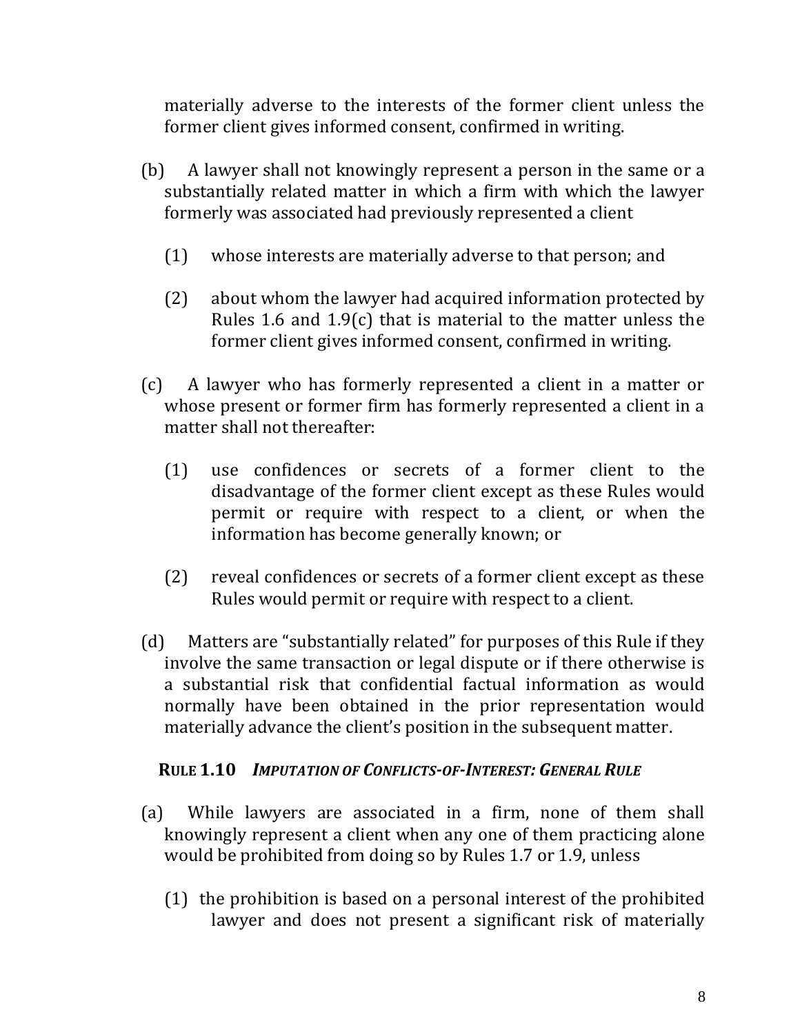materially adverse to the interests of the former client unless the former client gives informed consent, confirmed in writing.

(b) A lawyer shall not knowingly represent a person in the same or a substantially related matter in which a firm with which the lawyer formerly was associated had previously represented a client

  (1) whose interests are materially adverse to that person; and

  (2) about whom the lawyer had acquired information protected by Rules 1.6 and 1.9(c) that is material to the matter unless the former client gives informed consent, confirmed in writing.

(c) A lawyer who has formerly represented a client in a matter or whose present or former firm has formerly represented a client in a matter shall not thereafter:

  (1) use confidences or secrets of a former client to the disadvantage of the former client except as these Rules would permit or require with respect to a client, or when the information has become generally known; or

  (2) reveal confidences or secrets of a former client except as these Rules would permit or require with respect to a client.

(d) Matters are "substantially related" for purposes of this Rule if they involve the same transaction or legal dispute or if there otherwise is a substantial risk that confidential factual information as would normally have been obtained in the prior representation would materially advance the client's position in the subsequent matter.

### RULE 1.10 *IMPUTATION OF CONFLICTS-OF-INTEREST: GENERAL RULE*

(a) While lawyers are associated in a firm, none of them shall knowingly represent a client when any one of them practicing alone would be prohibited from doing so by Rules 1.7 or 1.9, unless

  (1) the prohibition is based on a personal interest of the prohibited lawyer and does not present a significant risk of materially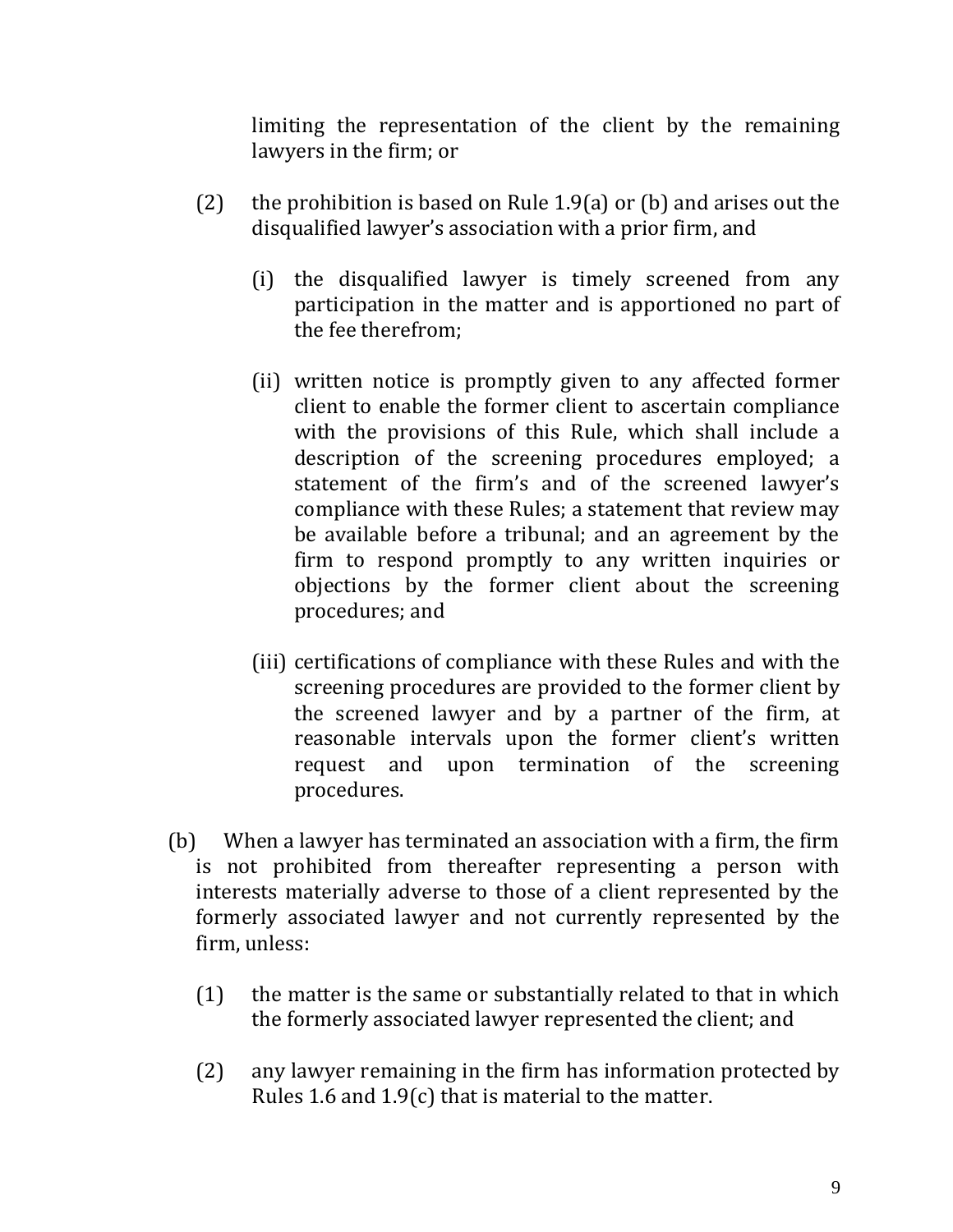limiting the representation of the client by the remaining lawyers in the firm; or

(2) the prohibition is based on Rule 1.9(a) or (b) and arises out the disqualified lawyer's association with a prior firm, and

(i) the disqualified lawyer is timely screened from any participation in the matter and is apportioned no part of the fee therefrom;

(ii) written notice is promptly given to any affected former client to enable the former client to ascertain compliance with the provisions of this Rule, which shall include a description of the screening procedures employed; a statement of the firm's and of the screened lawyer's compliance with these Rules; a statement that review may be available before a tribunal; and an agreement by the firm to respond promptly to any written inquiries or objections by the former client about the screening procedures; and

(iii) certifications of compliance with these Rules and with the screening procedures are provided to the former client by the screened lawyer and by a partner of the firm, at reasonable intervals upon the former client's written request and upon termination of the screening procedures.

(b) When a lawyer has terminated an association with a firm, the firm is not prohibited from thereafter representing a person with interests materially adverse to those of a client represented by the formerly associated lawyer and not currently represented by the firm, unless:

(1) the matter is the same or substantially related to that in which the formerly associated lawyer represented the client; and

(2) any lawyer remaining in the firm has information protected by Rules 1.6 and 1.9(c) that is material to the matter.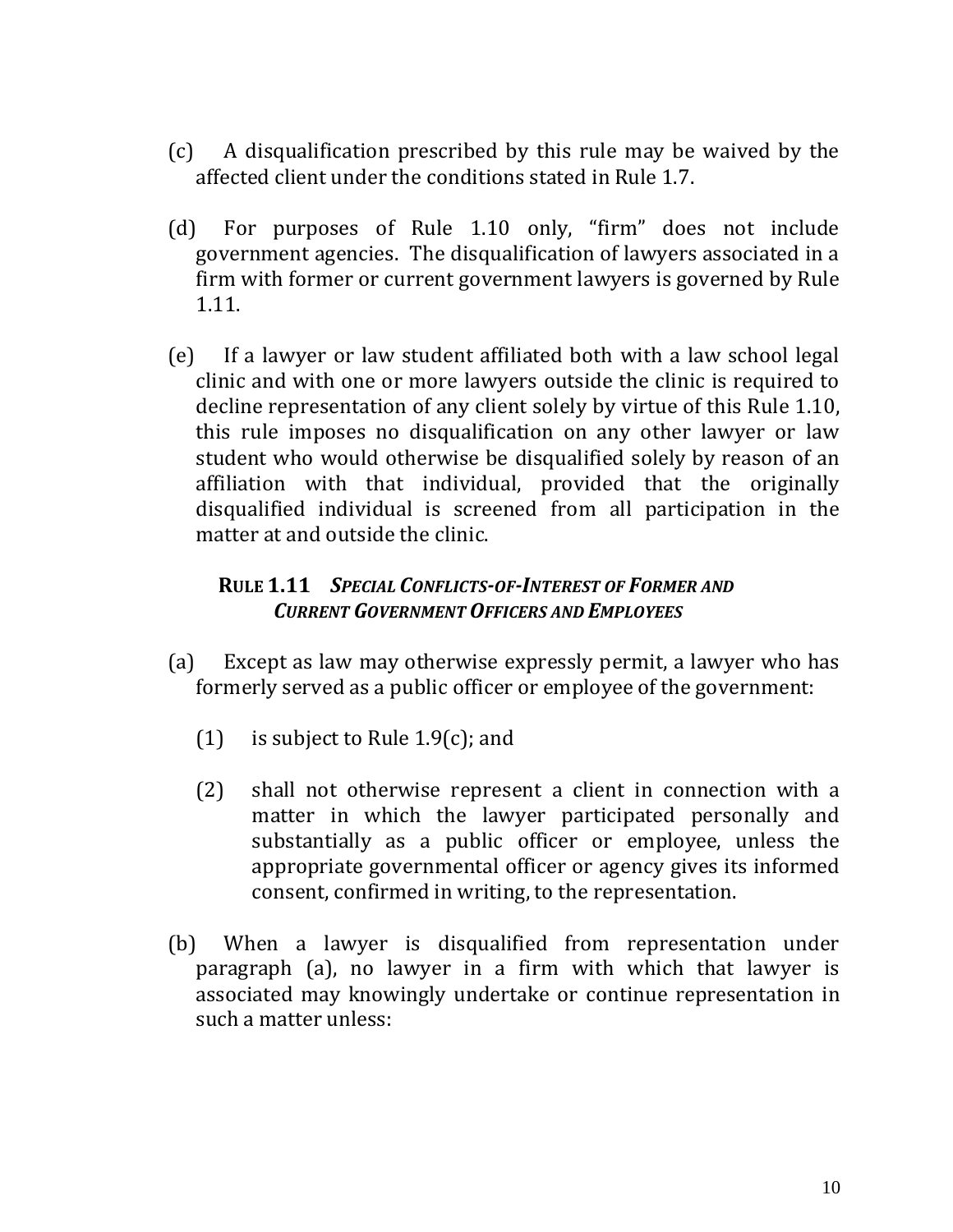(c) A disqualification prescribed by this rule may be waived by the affected client under the conditions stated in Rule 1.7.

(d) For purposes of Rule 1.10 only, "firm" does not include government agencies. The disqualification of lawyers associated in a firm with former or current government lawyers is governed by Rule 1.11.

(e) If a lawyer or law student affiliated both with a law school legal clinic and with one or more lawyers outside the clinic is required to decline representation of any client solely by virtue of this Rule 1.10, this rule imposes no disqualification on any other lawyer or law student who would otherwise be disqualified solely by reason of an affiliation with that individual, provided that the originally disqualified individual is screened from all participation in the matter at and outside the clinic.

### RULE 1.11 *SPECIAL CONFLICTS-OF-INTEREST OF FORMER AND CURRENT GOVERNMENT OFFICERS AND EMPLOYEES*

(a) Except as law may otherwise expressly permit, a lawyer who has formerly served as a public officer or employee of the government:

   (1) is subject to Rule 1.9(c); and

   (2) shall not otherwise represent a client in connection with a matter in which the lawyer participated personally and substantially as a public officer or employee, unless the appropriate governmental officer or agency gives its informed consent, confirmed in writing, to the representation.

(b) When a lawyer is disqualified from representation under paragraph (a), no lawyer in a firm with which that lawyer is associated may knowingly undertake or continue representation in such a matter unless: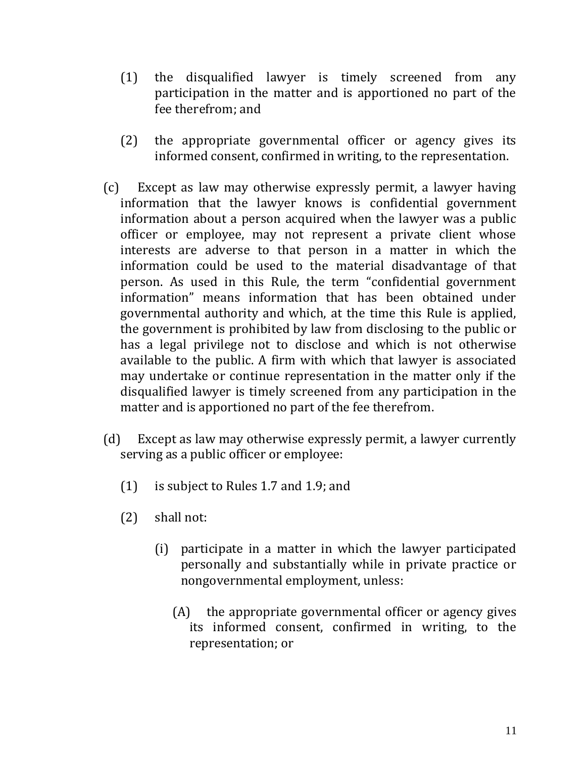(1) the disqualified lawyer is timely screened from any participation in the matter and is apportioned no part of the fee therefrom; and

(2) the appropriate governmental officer or agency gives its informed consent, confirmed in writing, to the representation.

(c) Except as law may otherwise expressly permit, a lawyer having information that the lawyer knows is confidential government information about a person acquired when the lawyer was a public officer or employee, may not represent a private client whose interests are adverse to that person in a matter in which the information could be used to the material disadvantage of that person. As used in this Rule, the term "confidential government information" means information that has been obtained under governmental authority and which, at the time this Rule is applied, the government is prohibited by law from disclosing to the public or has a legal privilege not to disclose and which is not otherwise available to the public. A firm with which that lawyer is associated may undertake or continue representation in the matter only if the disqualified lawyer is timely screened from any participation in the matter and is apportioned no part of the fee therefrom.

(d) Except as law may otherwise expressly permit, a lawyer currently serving as a public officer or employee:

(1) is subject to Rules 1.7 and 1.9; and

(2) shall not:

(i) participate in a matter in which the lawyer participated personally and substantially while in private practice or nongovernmental employment, unless:

(A) the appropriate governmental officer or agency gives its informed consent, confirmed in writing, to the representation; or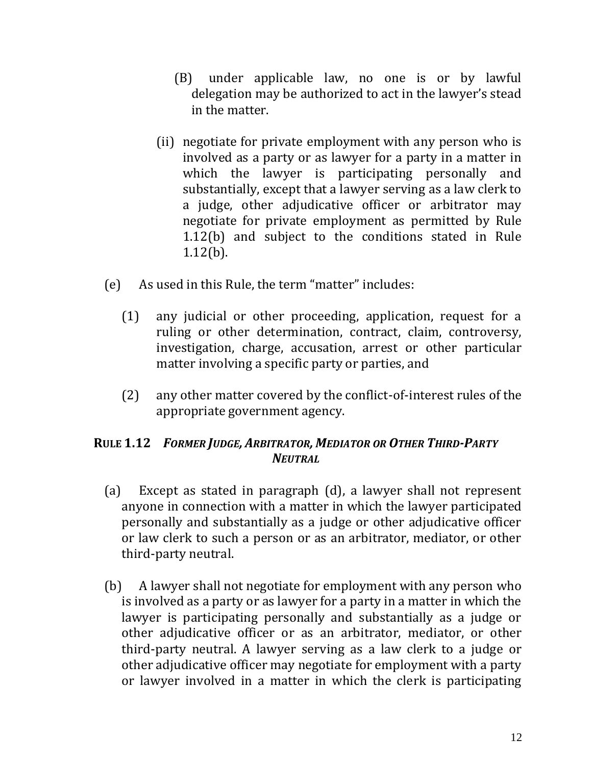(B) under applicable law, no one is or by lawful delegation may be authorized to act in the lawyer's stead in the matter.

(ii) negotiate for private employment with any person who is involved as a party or as lawyer for a party in a matter in which the lawyer is participating personally and substantially, except that a lawyer serving as a law clerk to a judge, other adjudicative officer or arbitrator may negotiate for private employment as permitted by Rule 1.12(b) and subject to the conditions stated in Rule 1.12(b).

(e) As used in this Rule, the term "matter" includes:

(1) any judicial or other proceeding, application, request for a ruling or other determination, contract, claim, controversy, investigation, charge, accusation, arrest or other particular matter involving a specific party or parties, and

(2) any other matter covered by the conflict-of-interest rules of the appropriate government agency.

### RULE 1.12 *FORMER JUDGE, ARBITRATOR, MEDIATOR OR OTHER THIRD-PARTY NEUTRAL*

(a) Except as stated in paragraph (d), a lawyer shall not represent anyone in connection with a matter in which the lawyer participated personally and substantially as a judge or other adjudicative officer or law clerk to such a person or as an arbitrator, mediator, or other third-party neutral.

(b) A lawyer shall not negotiate for employment with any person who is involved as a party or as lawyer for a party in a matter in which the lawyer is participating personally and substantially as a judge or other adjudicative officer or as an arbitrator, mediator, or other third-party neutral. A lawyer serving as a law clerk to a judge or other adjudicative officer may negotiate for employment with a party or lawyer involved in a matter in which the clerk is participating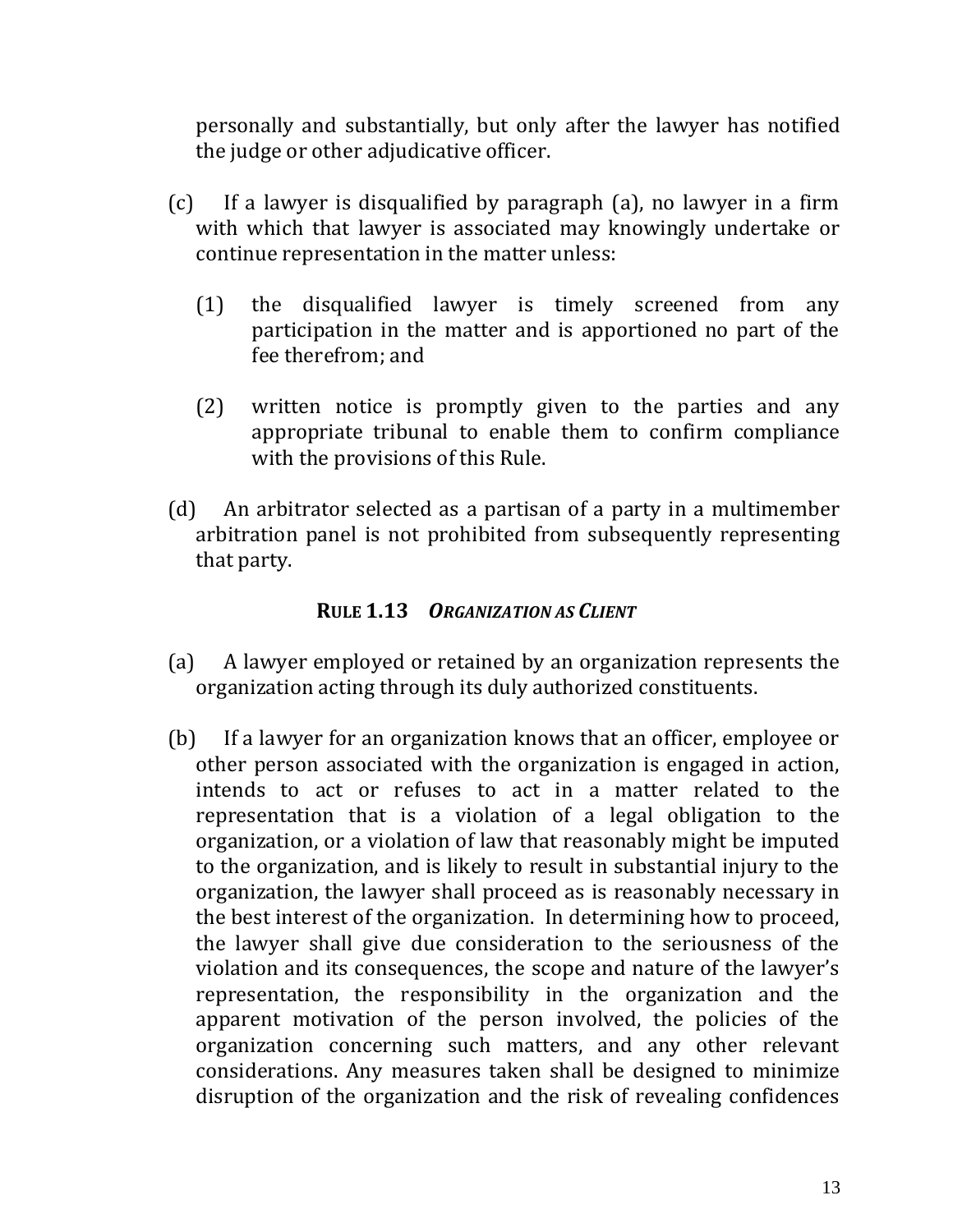personally and substantially, but only after the lawyer has notified the judge or other adjudicative officer.

(c) If a lawyer is disqualified by paragraph (a), no lawyer in a firm with which that lawyer is associated may knowingly undertake or continue representation in the matter unless:

(1) the disqualified lawyer is timely screened from any participation in the matter and is apportioned no part of the fee therefrom; and

(2) written notice is promptly given to the parties and any appropriate tribunal to enable them to confirm compliance with the provisions of this Rule.

(d) An arbitrator selected as a partisan of a party in a multimember arbitration panel is not prohibited from subsequently representing that party.

### RULE 1.13 *ORGANIZATION AS CLIENT*

(a) A lawyer employed or retained by an organization represents the organization acting through its duly authorized constituents.

(b) If a lawyer for an organization knows that an officer, employee or other person associated with the organization is engaged in action, intends to act or refuses to act in a matter related to the representation that is a violation of a legal obligation to the organization, or a violation of law that reasonably might be imputed to the organization, and is likely to result in substantial injury to the organization, the lawyer shall proceed as is reasonably necessary in the best interest of the organization. In determining how to proceed, the lawyer shall give due consideration to the seriousness of the violation and its consequences, the scope and nature of the lawyer's representation, the responsibility in the organization and the apparent motivation of the person involved, the policies of the organization concerning such matters, and any other relevant considerations. Any measures taken shall be designed to minimize disruption of the organization and the risk of revealing confidences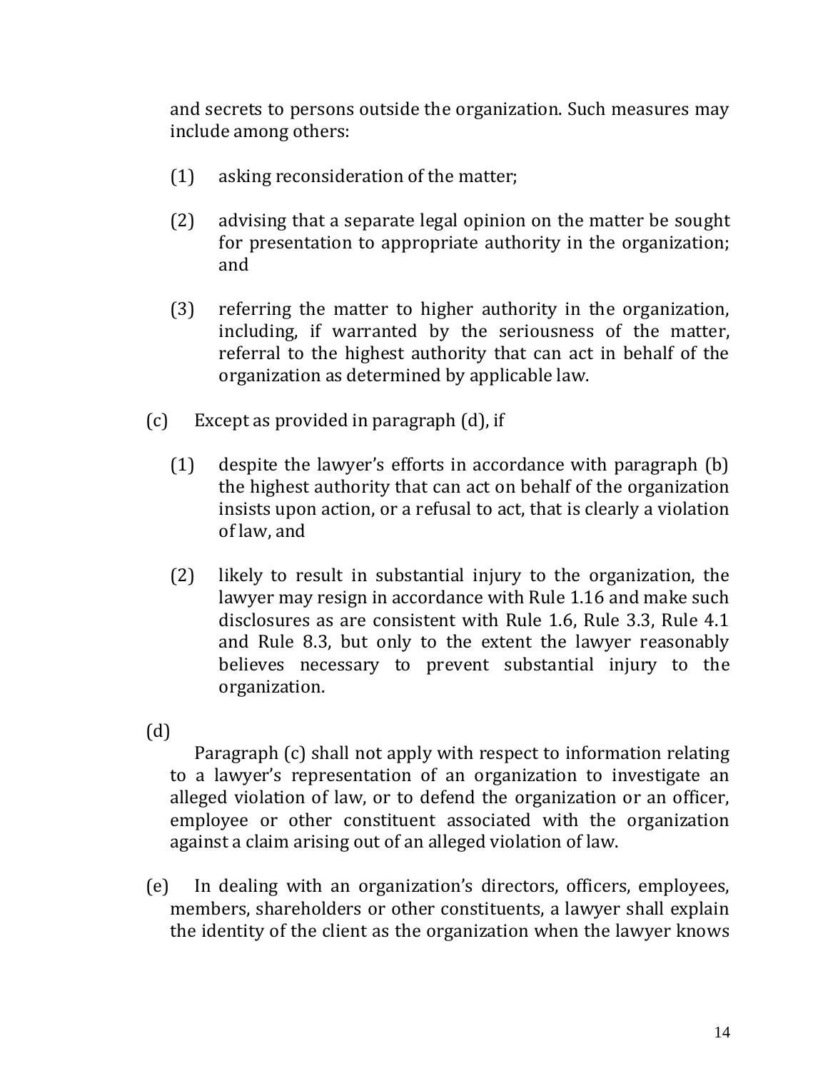and secrets to persons outside the organization. Such measures may include among others:

(1) asking reconsideration of the matter;

(2) advising that a separate legal opinion on the matter be sought for presentation to appropriate authority in the organization; and

(3) referring the matter to higher authority in the organization, including, if warranted by the seriousness of the matter, referral to the highest authority that can act in behalf of the organization as determined by applicable law.

(c) Except as provided in paragraph (d), if

(1) despite the lawyer's efforts in accordance with paragraph (b) the highest authority that can act on behalf of the organization insists upon action, or a refusal to act, that is clearly a violation of law, and

(2) likely to result in substantial injury to the organization, the lawyer may resign in accordance with Rule 1.16 and make such disclosures as are consistent with Rule 1.6, Rule 3.3, Rule 4.1 and Rule 8.3, but only to the extent the lawyer reasonably believes necessary to prevent substantial injury to the organization.

(d)

Paragraph (c) shall not apply with respect to information relating to a lawyer's representation of an organization to investigate an alleged violation of law, or to defend the organization or an officer, employee or other constituent associated with the organization against a claim arising out of an alleged violation of law.

(e) In dealing with an organization's directors, officers, employees, members, shareholders or other constituents, a lawyer shall explain the identity of the client as the organization when the lawyer knows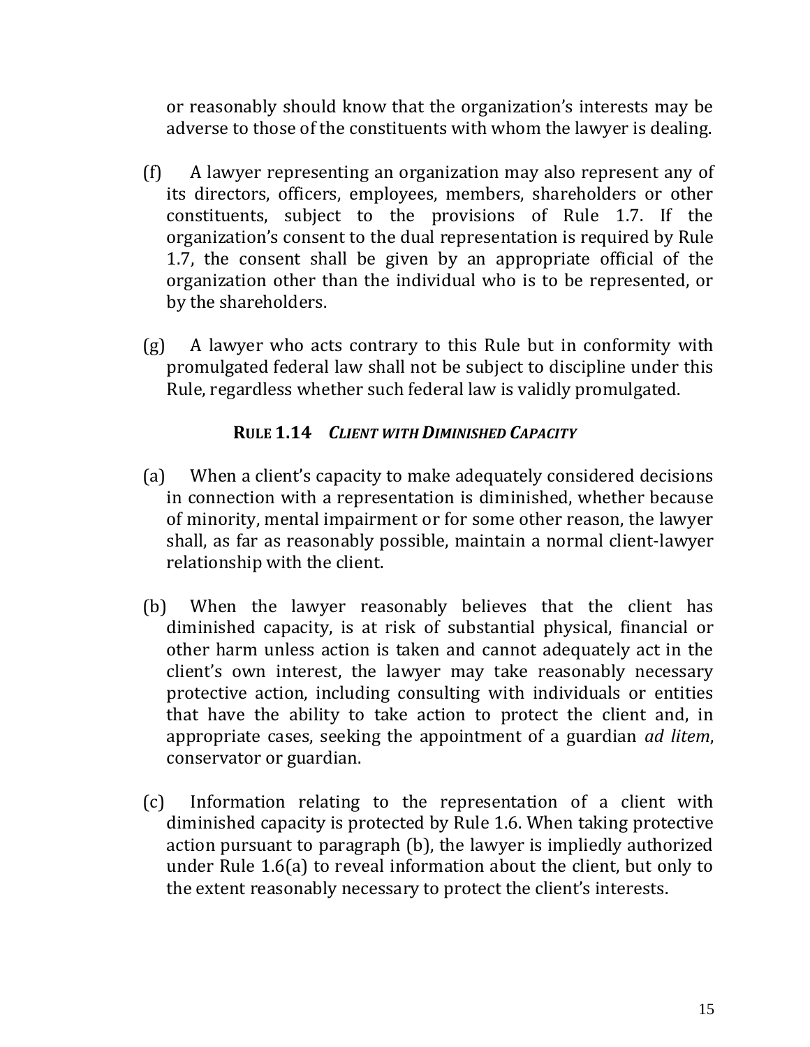or reasonably should know that the organization's interests may be adverse to those of the constituents with whom the lawyer is dealing.

(f) A lawyer representing an organization may also represent any of its directors, officers, employees, members, shareholders or other constituents, subject to the provisions of Rule 1.7. If the organization's consent to the dual representation is required by Rule 1.7, the consent shall be given by an appropriate official of the organization other than the individual who is to be represented, or by the shareholders.

(g) A lawyer who acts contrary to this Rule but in conformity with promulgated federal law shall not be subject to discipline under this Rule, regardless whether such federal law is validly promulgated.

### **RULE 1.14** ***CLIENT WITH DIMINISHED CAPACITY***

(a) When a client's capacity to make adequately considered decisions in connection with a representation is diminished, whether because of minority, mental impairment or for some other reason, the lawyer shall, as far as reasonably possible, maintain a normal client-lawyer relationship with the client.

(b) When the lawyer reasonably believes that the client has diminished capacity, is at risk of substantial physical, financial or other harm unless action is taken and cannot adequately act in the client's own interest, the lawyer may take reasonably necessary protective action, including consulting with individuals or entities that have the ability to take action to protect the client and, in appropriate cases, seeking the appointment of a guardian *ad litem*, conservator or guardian.

(c) Information relating to the representation of a client with diminished capacity is protected by Rule 1.6. When taking protective action pursuant to paragraph (b), the lawyer is impliedly authorized under Rule 1.6(a) to reveal information about the client, but only to the extent reasonably necessary to protect the client's interests.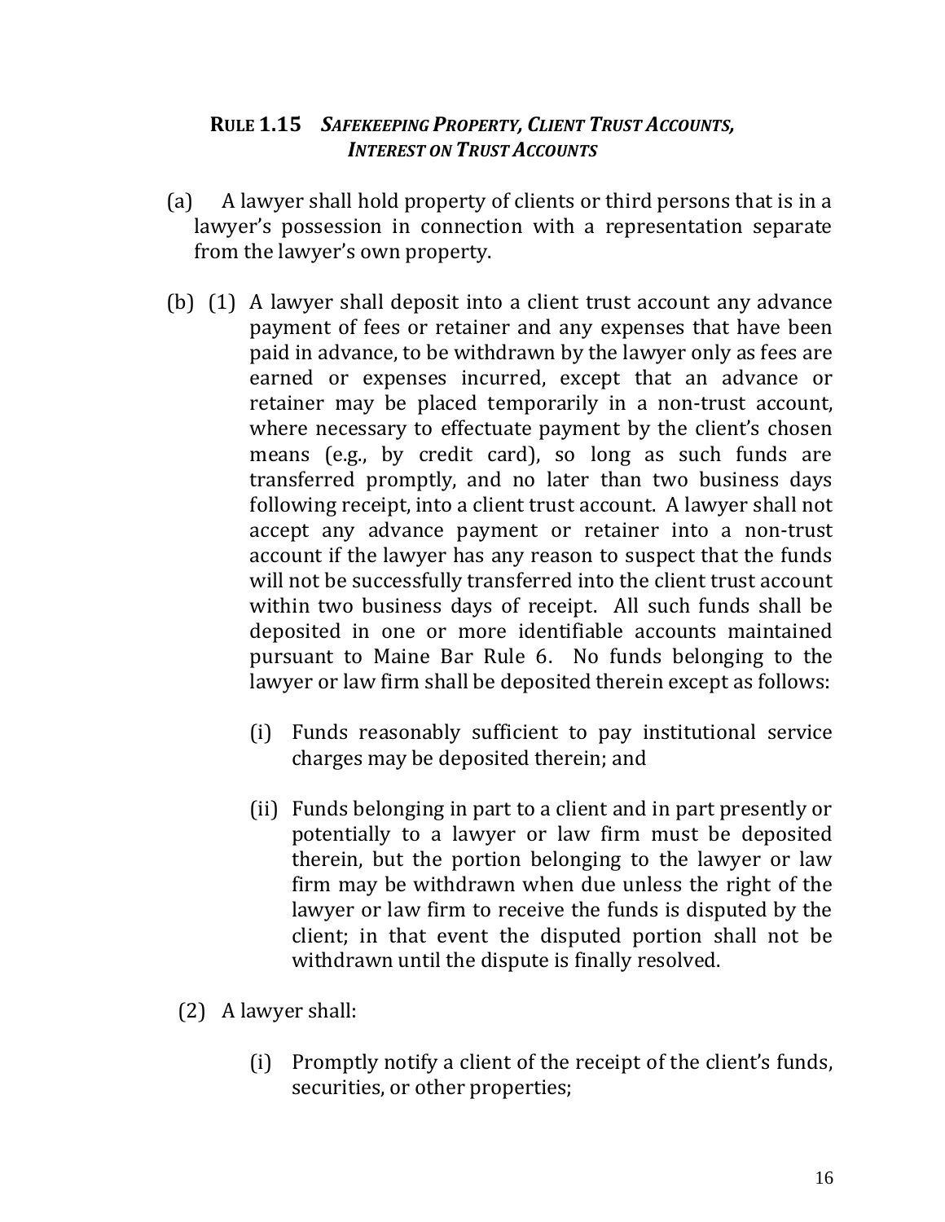## **RULE 1.15** *SAFEKEEPING PROPERTY, CLIENT TRUST ACCOUNTS, INTEREST ON TRUST ACCOUNTS*

(a) A lawyer shall hold property of clients or third persons that is in a lawyer's possession in connection with a representation separate from the lawyer's own property.

(b) (1) A lawyer shall deposit into a client trust account any advance payment of fees or retainer and any expenses that have been paid in advance, to be withdrawn by the lawyer only as fees are earned or expenses incurred, except that an advance or retainer may be placed temporarily in a non-trust account, where necessary to effectuate payment by the client's chosen means (e.g., by credit card), so long as such funds are transferred promptly, and no later than two business days following receipt, into a client trust account. A lawyer shall not accept any advance payment or retainer into a non-trust account if the lawyer has any reason to suspect that the funds will not be successfully transferred into the client trust account within two business days of receipt. All such funds shall be deposited in one or more identifiable accounts maintained pursuant to Maine Bar Rule 6. No funds belonging to the lawyer or law firm shall be deposited therein except as follows:

(i) Funds reasonably sufficient to pay institutional service charges may be deposited therein; and

(ii) Funds belonging in part to a client and in part presently or potentially to a lawyer or law firm must be deposited therein, but the portion belonging to the lawyer or law firm may be withdrawn when due unless the right of the lawyer or law firm to receive the funds is disputed by the client; in that event the disputed portion shall not be withdrawn until the dispute is finally resolved.

(2) A lawyer shall:

(i) Promptly notify a client of the receipt of the client's funds, securities, or other properties;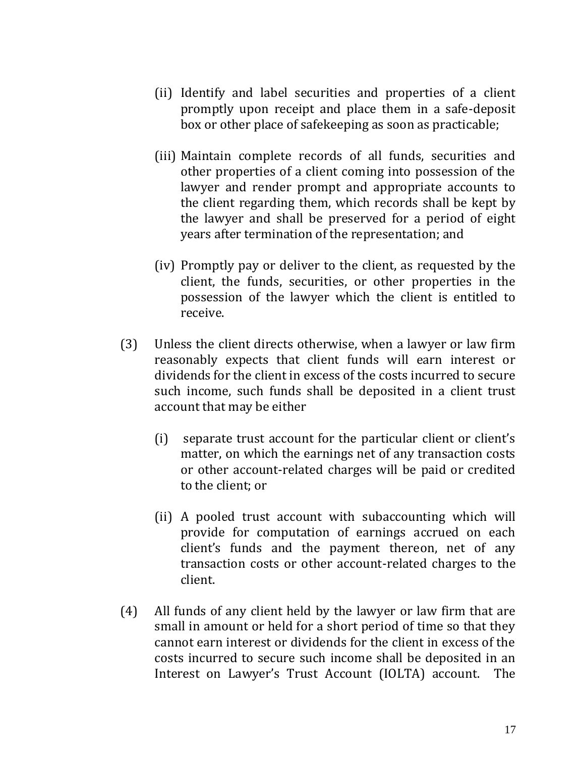(ii) Identify and label securities and properties of a client promptly upon receipt and place them in a safe-deposit box or other place of safekeeping as soon as practicable;

(iii) Maintain complete records of all funds, securities and other properties of a client coming into possession of the lawyer and render prompt and appropriate accounts to the client regarding them, which records shall be kept by the lawyer and shall be preserved for a period of eight years after termination of the representation; and

(iv) Promptly pay or deliver to the client, as requested by the client, the funds, securities, or other properties in the possession of the lawyer which the client is entitled to receive.

(3) Unless the client directs otherwise, when a lawyer or law firm reasonably expects that client funds will earn interest or dividends for the client in excess of the costs incurred to secure such income, such funds shall be deposited in a client trust account that may be either

(i) separate trust account for the particular client or client's matter, on which the earnings net of any transaction costs or other account-related charges will be paid or credited to the client; or

(ii) A pooled trust account with subaccounting which will provide for computation of earnings accrued on each client's funds and the payment thereon, net of any transaction costs or other account-related charges to the client.

(4) All funds of any client held by the lawyer or law firm that are small in amount or held for a short period of time so that they cannot earn interest or dividends for the client in excess of the costs incurred to secure such income shall be deposited in an Interest on Lawyer's Trust Account (IOLTA) account. The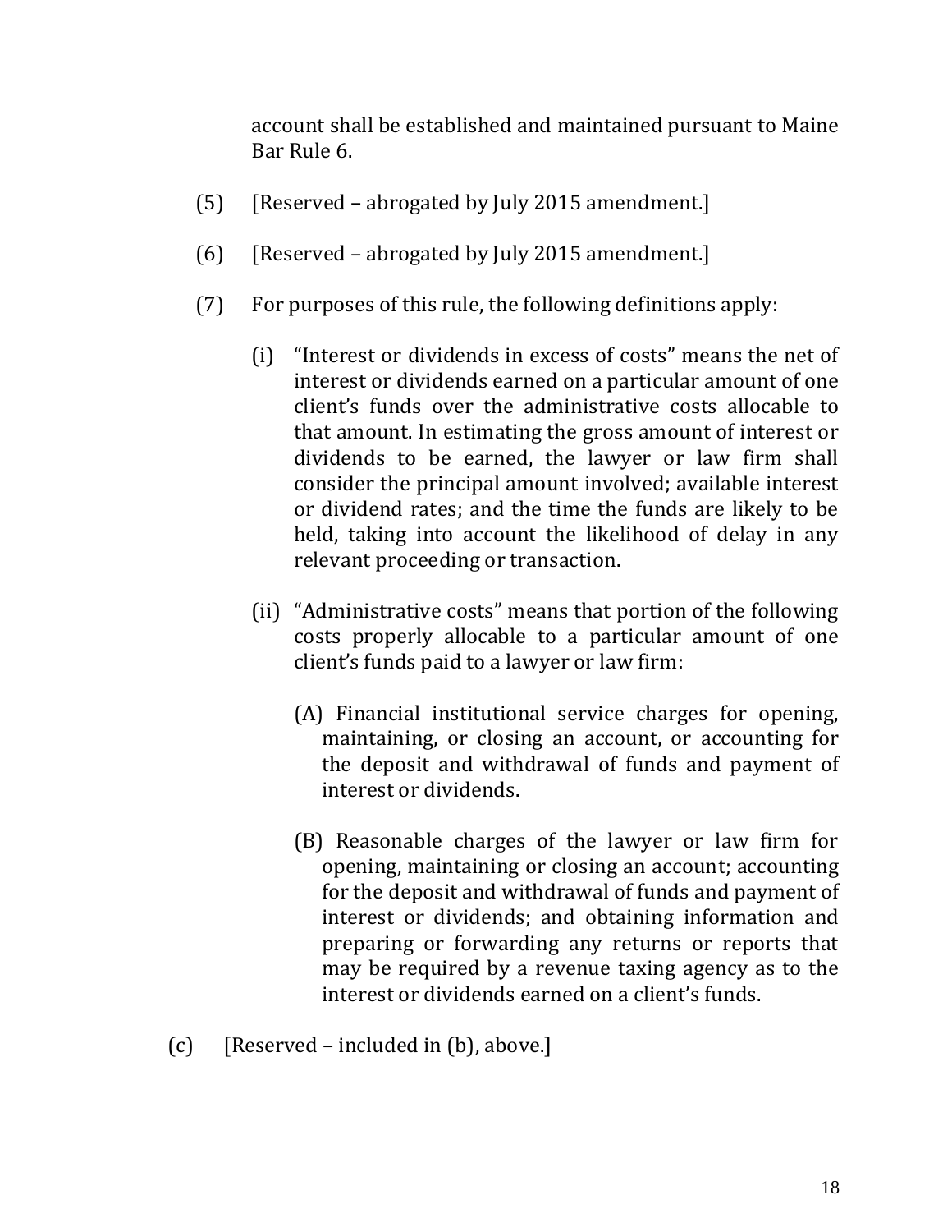account shall be established and maintained pursuant to Maine Bar Rule 6.

(5) [Reserved – abrogated by July 2015 amendment.]

(6) [Reserved – abrogated by July 2015 amendment.]

(7) For purposes of this rule, the following definitions apply:

(i) "Interest or dividends in excess of costs" means the net of interest or dividends earned on a particular amount of one client's funds over the administrative costs allocable to that amount. In estimating the gross amount of interest or dividends to be earned, the lawyer or law firm shall consider the principal amount involved; available interest or dividend rates; and the time the funds are likely to be held, taking into account the likelihood of delay in any relevant proceeding or transaction.

(ii) "Administrative costs" means that portion of the following costs properly allocable to a particular amount of one client's funds paid to a lawyer or law firm:

(A) Financial institutional service charges for opening, maintaining, or closing an account, or accounting for the deposit and withdrawal of funds and payment of interest or dividends.

(B) Reasonable charges of the lawyer or law firm for opening, maintaining or closing an account; accounting for the deposit and withdrawal of funds and payment of interest or dividends; and obtaining information and preparing or forwarding any returns or reports that may be required by a revenue taxing agency as to the interest or dividends earned on a client's funds.

(c) [Reserved – included in (b), above.]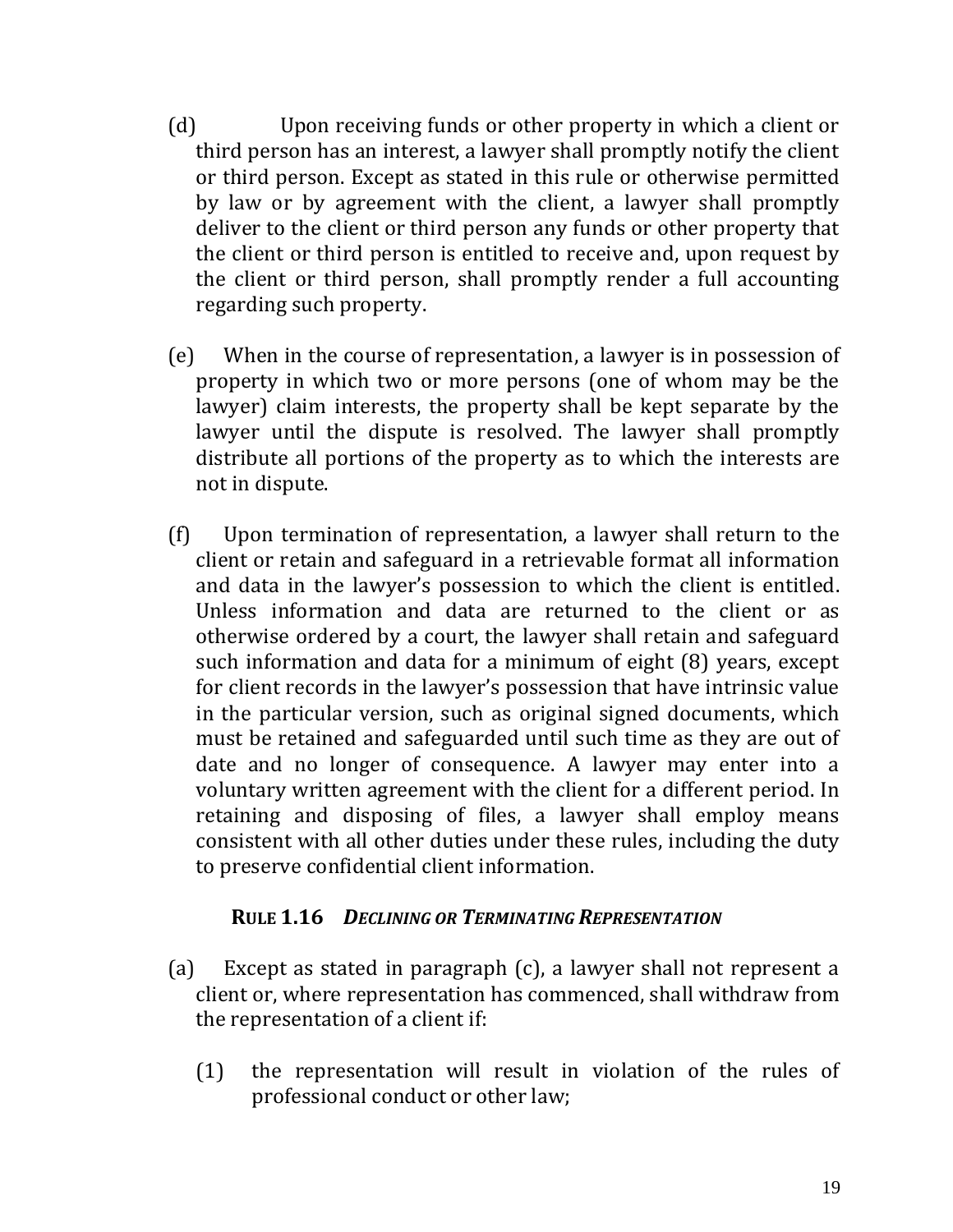(d) Upon receiving funds or other property in which a client or third person has an interest, a lawyer shall promptly notify the client or third person. Except as stated in this rule or otherwise permitted by law or by agreement with the client, a lawyer shall promptly deliver to the client or third person any funds or other property that the client or third person is entitled to receive and, upon request by the client or third person, shall promptly render a full accounting regarding such property.

(e) When in the course of representation, a lawyer is in possession of property in which two or more persons (one of whom may be the lawyer) claim interests, the property shall be kept separate by the lawyer until the dispute is resolved. The lawyer shall promptly distribute all portions of the property as to which the interests are not in dispute.

(f) Upon termination of representation, a lawyer shall return to the client or retain and safeguard in a retrievable format all information and data in the lawyer's possession to which the client is entitled. Unless information and data are returned to the client or as otherwise ordered by a court, the lawyer shall retain and safeguard such information and data for a minimum of eight (8) years, except for client records in the lawyer's possession that have intrinsic value in the particular version, such as original signed documents, which must be retained and safeguarded until such time as they are out of date and no longer of consequence. A lawyer may enter into a voluntary written agreement with the client for a different period. In retaining and disposing of files, a lawyer shall employ means consistent with all other duties under these rules, including the duty to preserve confidential client information.

### RULE 1.16 *DECLINING OR TERMINATING REPRESENTATION*

(a) Except as stated in paragraph (c), a lawyer shall not represent a client or, where representation has commenced, shall withdraw from the representation of a client if:

  (1) the representation will result in violation of the rules of professional conduct or other law;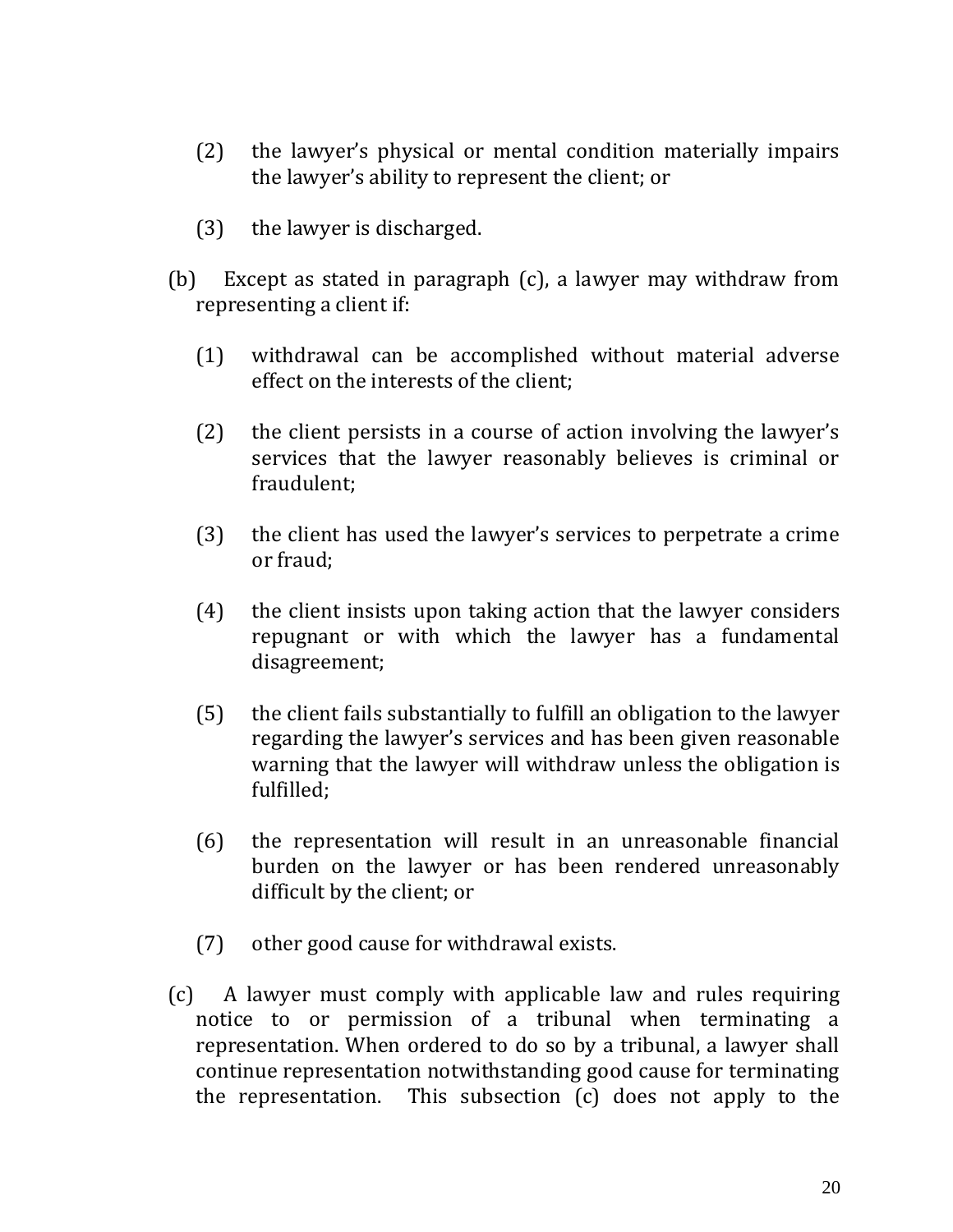(2) the lawyer's physical or mental condition materially impairs the lawyer's ability to represent the client; or

(3) the lawyer is discharged.

(b) Except as stated in paragraph (c), a lawyer may withdraw from representing a client if:

(1) withdrawal can be accomplished without material adverse effect on the interests of the client;

(2) the client persists in a course of action involving the lawyer's services that the lawyer reasonably believes is criminal or fraudulent;

(3) the client has used the lawyer's services to perpetrate a crime or fraud;

(4) the client insists upon taking action that the lawyer considers repugnant or with which the lawyer has a fundamental disagreement;

(5) the client fails substantially to fulfill an obligation to the lawyer regarding the lawyer's services and has been given reasonable warning that the lawyer will withdraw unless the obligation is fulfilled;

(6) the representation will result in an unreasonable financial burden on the lawyer or has been rendered unreasonably difficult by the client; or

(7) other good cause for withdrawal exists.

(c) A lawyer must comply with applicable law and rules requiring notice to or permission of a tribunal when terminating a representation. When ordered to do so by a tribunal, a lawyer shall continue representation notwithstanding good cause for terminating the representation. This subsection (c) does not apply to the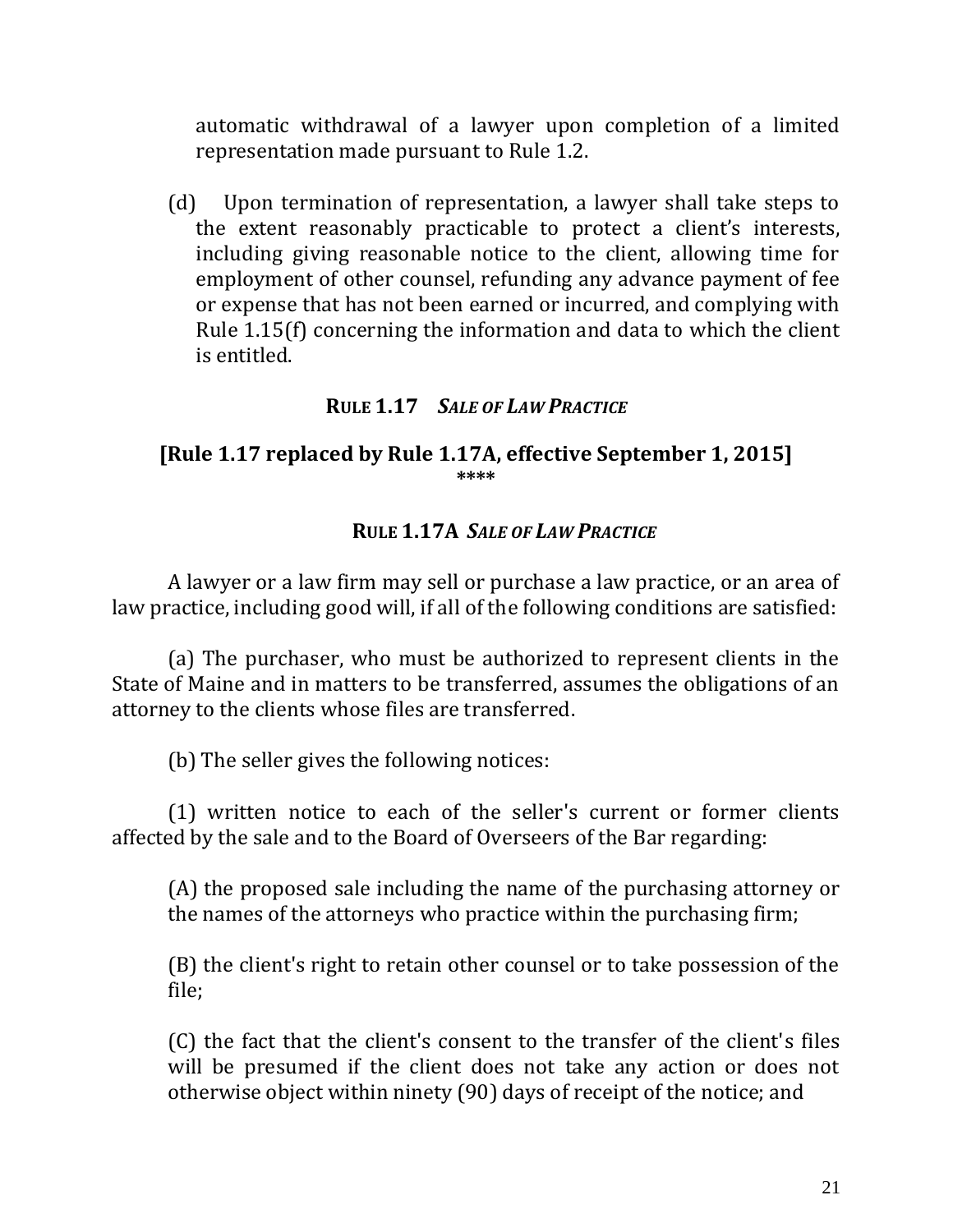automatic withdrawal of a lawyer upon completion of a limited representation made pursuant to Rule 1.2.

(d) Upon termination of representation, a lawyer shall take steps to the extent reasonably practicable to protect a client's interests, including giving reasonable notice to the client, allowing time for employment of other counsel, refunding any advance payment of fee or expense that has not been earned or incurred, and complying with Rule 1.15(f) concerning the information and data to which the client is entitled.

### RULE 1.17 *SALE OF LAW PRACTICE*

**[Rule 1.17 replaced by Rule 1.17A, effective September 1, 2015]**

\*\*\*\*

### RULE 1.17A *SALE OF LAW PRACTICE*

A lawyer or a law firm may sell or purchase a law practice, or an area of law practice, including good will, if all of the following conditions are satisfied:

(a) The purchaser, who must be authorized to represent clients in the State of Maine and in matters to be transferred, assumes the obligations of an attorney to the clients whose files are transferred.

(b) The seller gives the following notices:

(1) written notice to each of the seller's current or former clients affected by the sale and to the Board of Overseers of the Bar regarding:

(A) the proposed sale including the name of the purchasing attorney or the names of the attorneys who practice within the purchasing firm;

(B) the client's right to retain other counsel or to take possession of the file;

(C) the fact that the client's consent to the transfer of the client's files will be presumed if the client does not take any action or does not otherwise object within ninety (90) days of receipt of the notice; and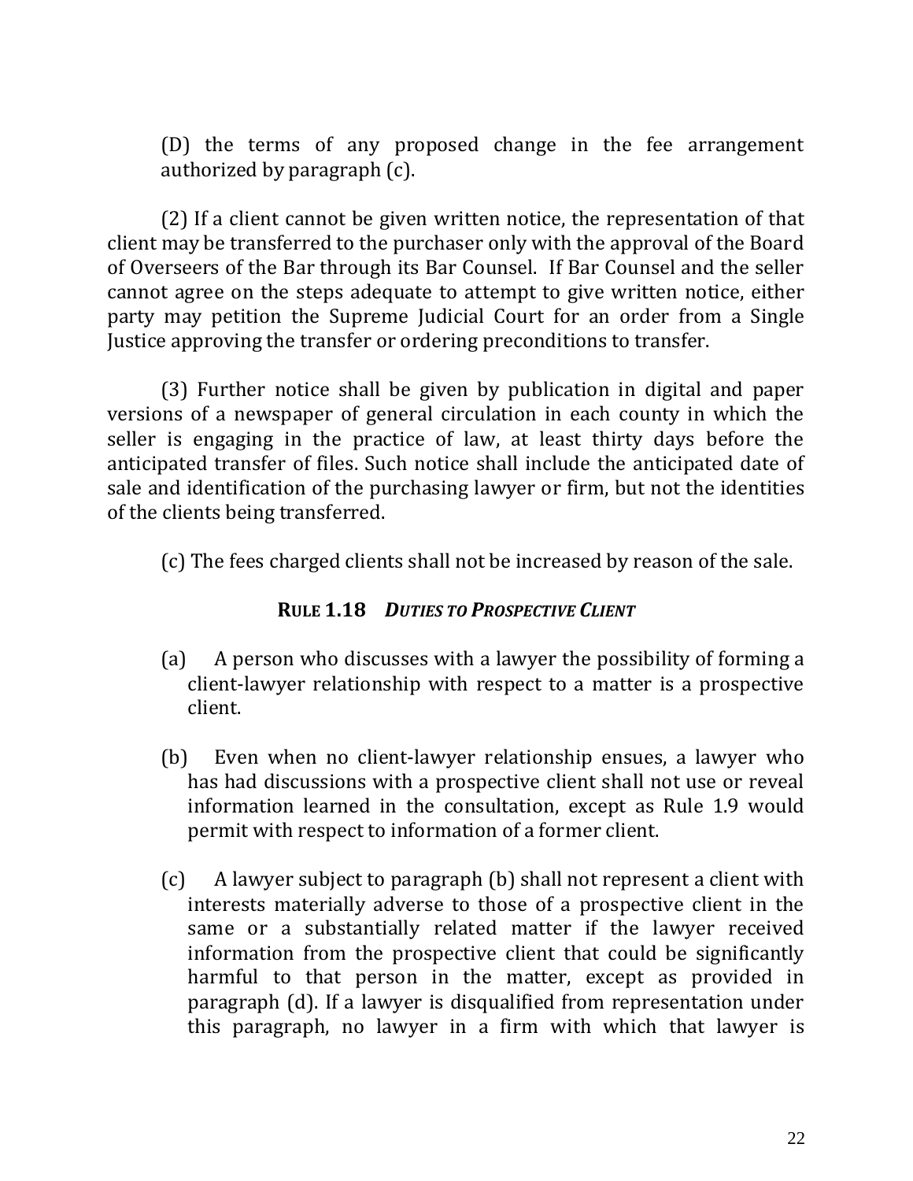(D) the terms of any proposed change in the fee arrangement authorized by paragraph (c).

(2) If a client cannot be given written notice, the representation of that client may be transferred to the purchaser only with the approval of the Board of Overseers of the Bar through its Bar Counsel. If Bar Counsel and the seller cannot agree on the steps adequate to attempt to give written notice, either party may petition the Supreme Judicial Court for an order from a Single Justice approving the transfer or ordering preconditions to transfer.

(3) Further notice shall be given by publication in digital and paper versions of a newspaper of general circulation in each county in which the seller is engaging in the practice of law, at least thirty days before the anticipated transfer of files. Such notice shall include the anticipated date of sale and identification of the purchasing lawyer or firm, but not the identities of the clients being transferred.

(c) The fees charged clients shall not be increased by reason of the sale.

### RULE 1.18 *DUTIES TO PROSPECTIVE CLIENT*

(a) A person who discusses with a lawyer the possibility of forming a client-lawyer relationship with respect to a matter is a prospective client.

(b) Even when no client-lawyer relationship ensues, a lawyer who has had discussions with a prospective client shall not use or reveal information learned in the consultation, except as Rule 1.9 would permit with respect to information of a former client.

(c) A lawyer subject to paragraph (b) shall not represent a client with interests materially adverse to those of a prospective client in the same or a substantially related matter if the lawyer received information from the prospective client that could be significantly harmful to that person in the matter, except as provided in paragraph (d). If a lawyer is disqualified from representation under this paragraph, no lawyer in a firm with which that lawyer is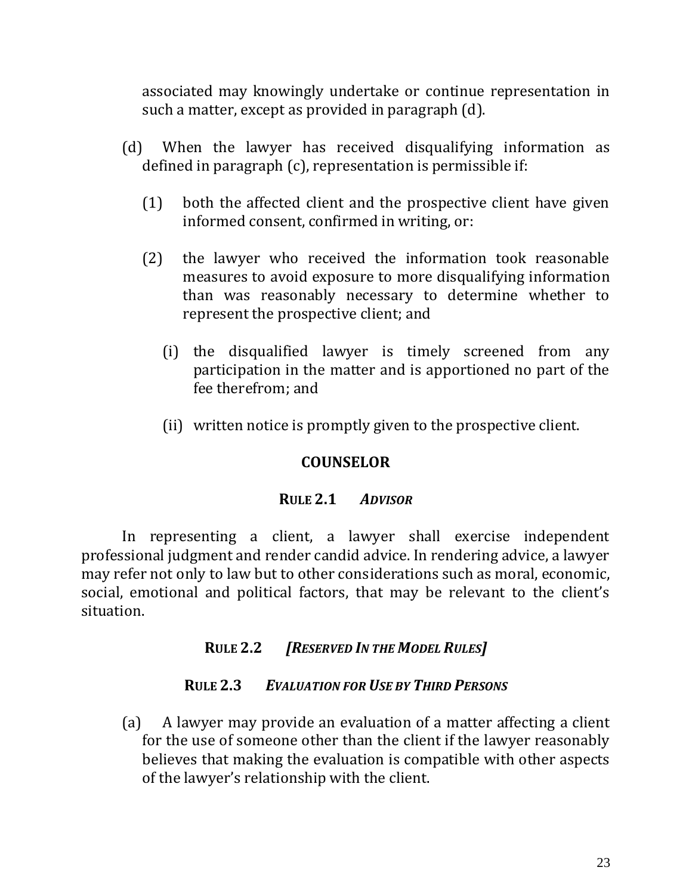associated may knowingly undertake or continue representation in such a matter, except as provided in paragraph (d).

(d) When the lawyer has received disqualifying information as defined in paragraph (c), representation is permissible if:

(1) both the affected client and the prospective client have given informed consent, confirmed in writing, or:

(2) the lawyer who received the information took reasonable measures to avoid exposure to more disqualifying information than was reasonably necessary to determine whether to represent the prospective client; and

(i) the disqualified lawyer is timely screened from any participation in the matter and is apportioned no part of the fee therefrom; and

(ii) written notice is promptly given to the prospective client.

## COUNSELOR

### RULE 2.1 *ADVISOR*

In representing a client, a lawyer shall exercise independent professional judgment and render candid advice. In rendering advice, a lawyer may refer not only to law but to other considerations such as moral, economic, social, emotional and political factors, that may be relevant to the client's situation.

### RULE 2.2 *[RESERVED IN THE MODEL RULES]*

### RULE 2.3 *EVALUATION FOR USE BY THIRD PERSONS*

(a) A lawyer may provide an evaluation of a matter affecting a client for the use of someone other than the client if the lawyer reasonably believes that making the evaluation is compatible with other aspects of the lawyer's relationship with the client.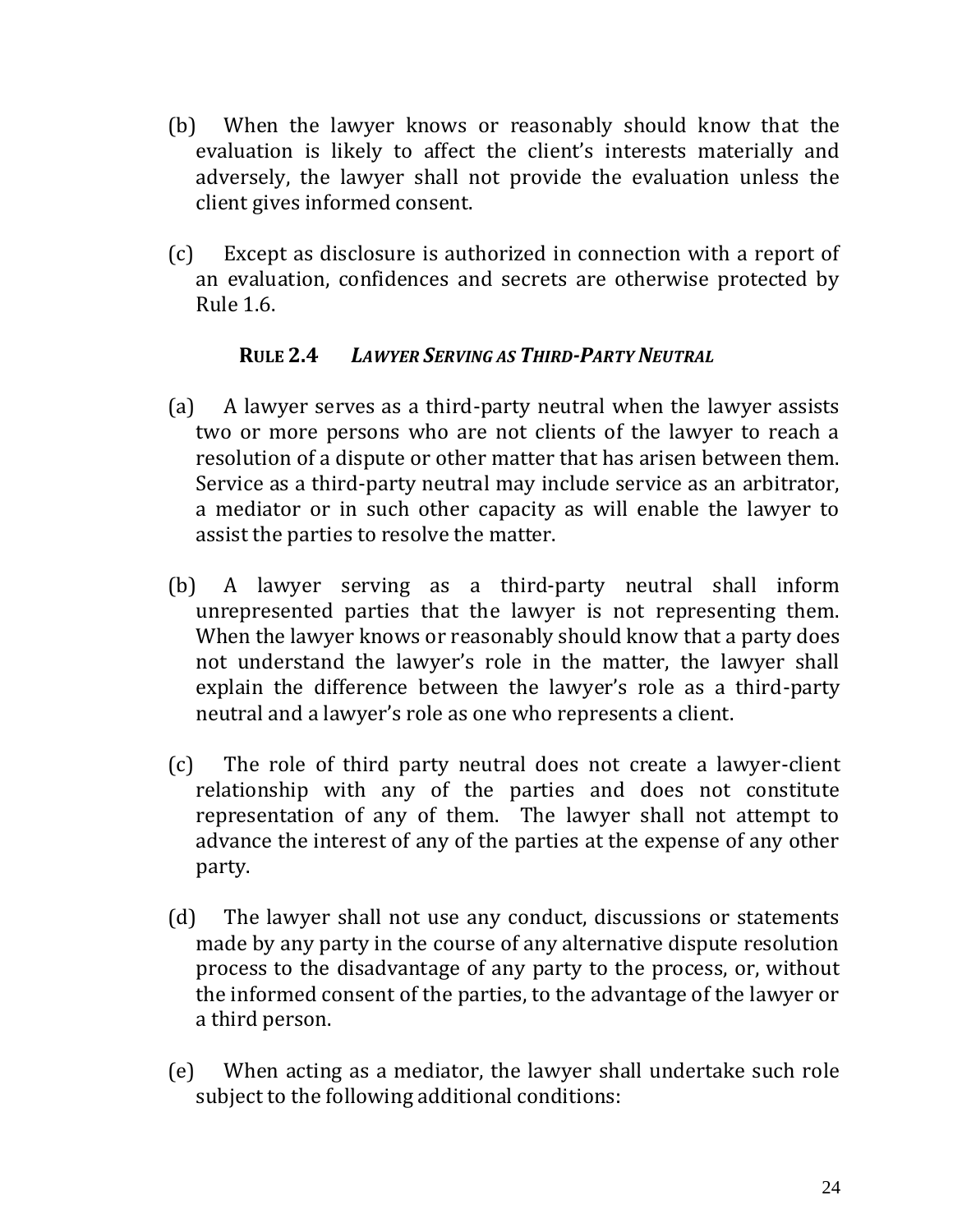(b) When the lawyer knows or reasonably should know that the evaluation is likely to affect the client's interests materially and adversely, the lawyer shall not provide the evaluation unless the client gives informed consent.

(c) Except as disclosure is authorized in connection with a report of an evaluation, confidences and secrets are otherwise protected by Rule 1.6.

### RULE 2.4 *LAWYER SERVING AS THIRD-PARTY NEUTRAL*

(a) A lawyer serves as a third-party neutral when the lawyer assists two or more persons who are not clients of the lawyer to reach a resolution of a dispute or other matter that has arisen between them. Service as a third-party neutral may include service as an arbitrator, a mediator or in such other capacity as will enable the lawyer to assist the parties to resolve the matter.

(b) A lawyer serving as a third-party neutral shall inform unrepresented parties that the lawyer is not representing them. When the lawyer knows or reasonably should know that a party does not understand the lawyer's role in the matter, the lawyer shall explain the difference between the lawyer's role as a third-party neutral and a lawyer's role as one who represents a client.

(c) The role of third party neutral does not create a lawyer-client relationship with any of the parties and does not constitute representation of any of them. The lawyer shall not attempt to advance the interest of any of the parties at the expense of any other party.

(d) The lawyer shall not use any conduct, discussions or statements made by any party in the course of any alternative dispute resolution process to the disadvantage of any party to the process, or, without the informed consent of the parties, to the advantage of the lawyer or a third person.

(e) When acting as a mediator, the lawyer shall undertake such role subject to the following additional conditions: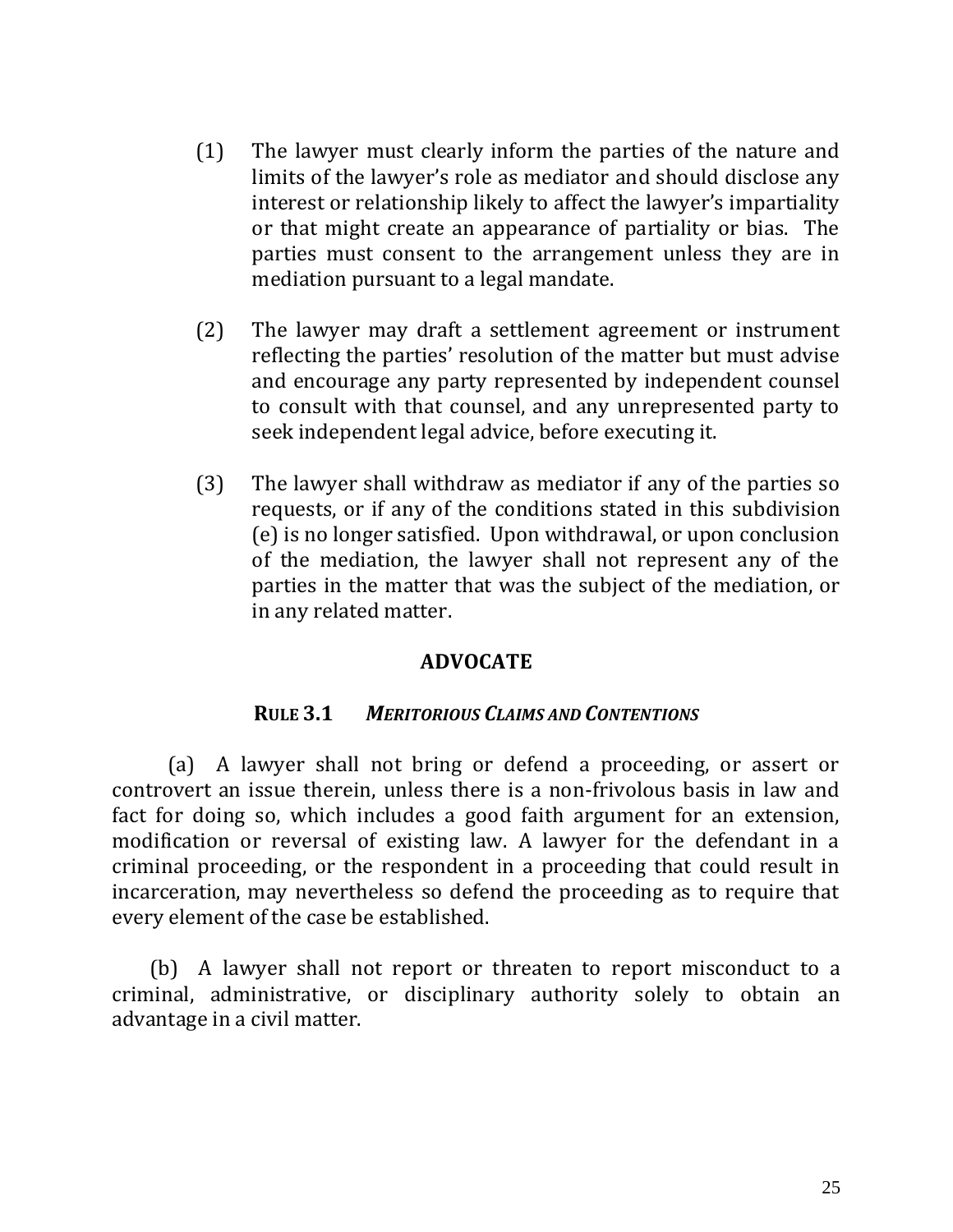(1) The lawyer must clearly inform the parties of the nature and limits of the lawyer's role as mediator and should disclose any interest or relationship likely to affect the lawyer's impartiality or that might create an appearance of partiality or bias. The parties must consent to the arrangement unless they are in mediation pursuant to a legal mandate.

(2) The lawyer may draft a settlement agreement or instrument reflecting the parties' resolution of the matter but must advise and encourage any party represented by independent counsel to consult with that counsel, and any unrepresented party to seek independent legal advice, before executing it.

(3) The lawyer shall withdraw as mediator if any of the parties so requests, or if any of the conditions stated in this subdivision (e) is no longer satisfied. Upon withdrawal, or upon conclusion of the mediation, the lawyer shall not represent any of the parties in the matter that was the subject of the mediation, or in any related matter.

## ADVOCATE

### RULE 3.1 *MERITORIOUS CLAIMS AND CONTENTIONS*

(a) A lawyer shall not bring or defend a proceeding, or assert or controvert an issue therein, unless there is a non-frivolous basis in law and fact for doing so, which includes a good faith argument for an extension, modification or reversal of existing law. A lawyer for the defendant in a criminal proceeding, or the respondent in a proceeding that could result in incarceration, may nevertheless so defend the proceeding as to require that every element of the case be established.

(b) A lawyer shall not report or threaten to report misconduct to a criminal, administrative, or disciplinary authority solely to obtain an advantage in a civil matter.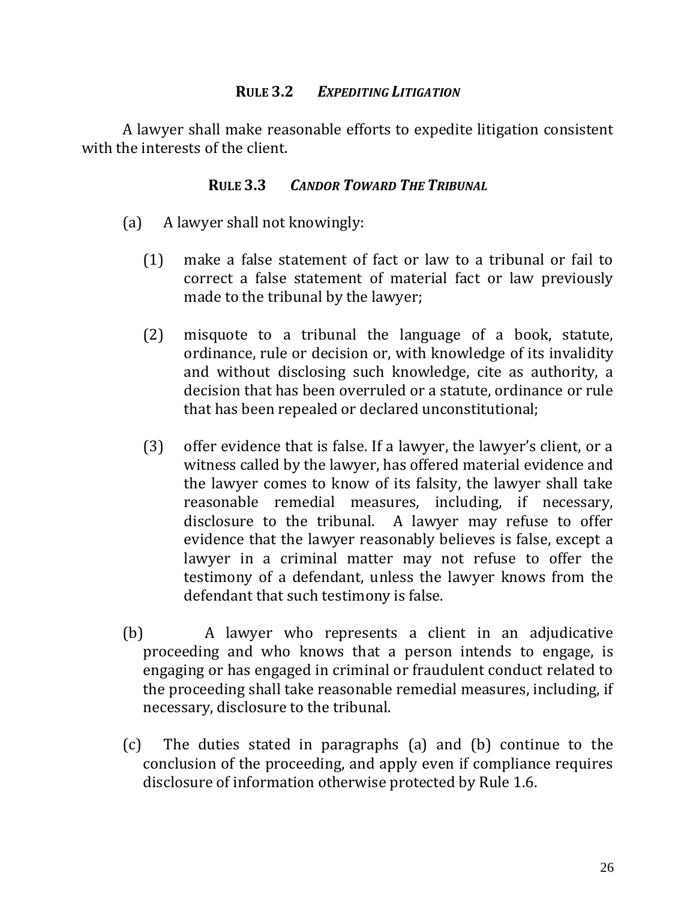## RULE 3.2 *EXPEDITING LITIGATION*

A lawyer shall make reasonable efforts to expedite litigation consistent with the interests of the client.

## RULE 3.3 *CANDOR TOWARD THE TRIBUNAL*

(a) A lawyer shall not knowingly:

(1) make a false statement of fact or law to a tribunal or fail to correct a false statement of material fact or law previously made to the tribunal by the lawyer;

(2) misquote to a tribunal the language of a book, statute, ordinance, rule or decision or, with knowledge of its invalidity and without disclosing such knowledge, cite as authority, a decision that has been overruled or a statute, ordinance or rule that has been repealed or declared unconstitutional;

(3) offer evidence that is false. If a lawyer, the lawyer's client, or a witness called by the lawyer, has offered material evidence and the lawyer comes to know of its falsity, the lawyer shall take reasonable remedial measures, including, if necessary, disclosure to the tribunal. A lawyer may refuse to offer evidence that the lawyer reasonably believes is false, except a lawyer in a criminal matter may not refuse to offer the testimony of a defendant, unless the lawyer knows from the defendant that such testimony is false.

(b) A lawyer who represents a client in an adjudicative proceeding and who knows that a person intends to engage, is engaging or has engaged in criminal or fraudulent conduct related to the proceeding shall take reasonable remedial measures, including, if necessary, disclosure to the tribunal.

(c) The duties stated in paragraphs (a) and (b) continue to the conclusion of the proceeding, and apply even if compliance requires disclosure of information otherwise protected by Rule 1.6.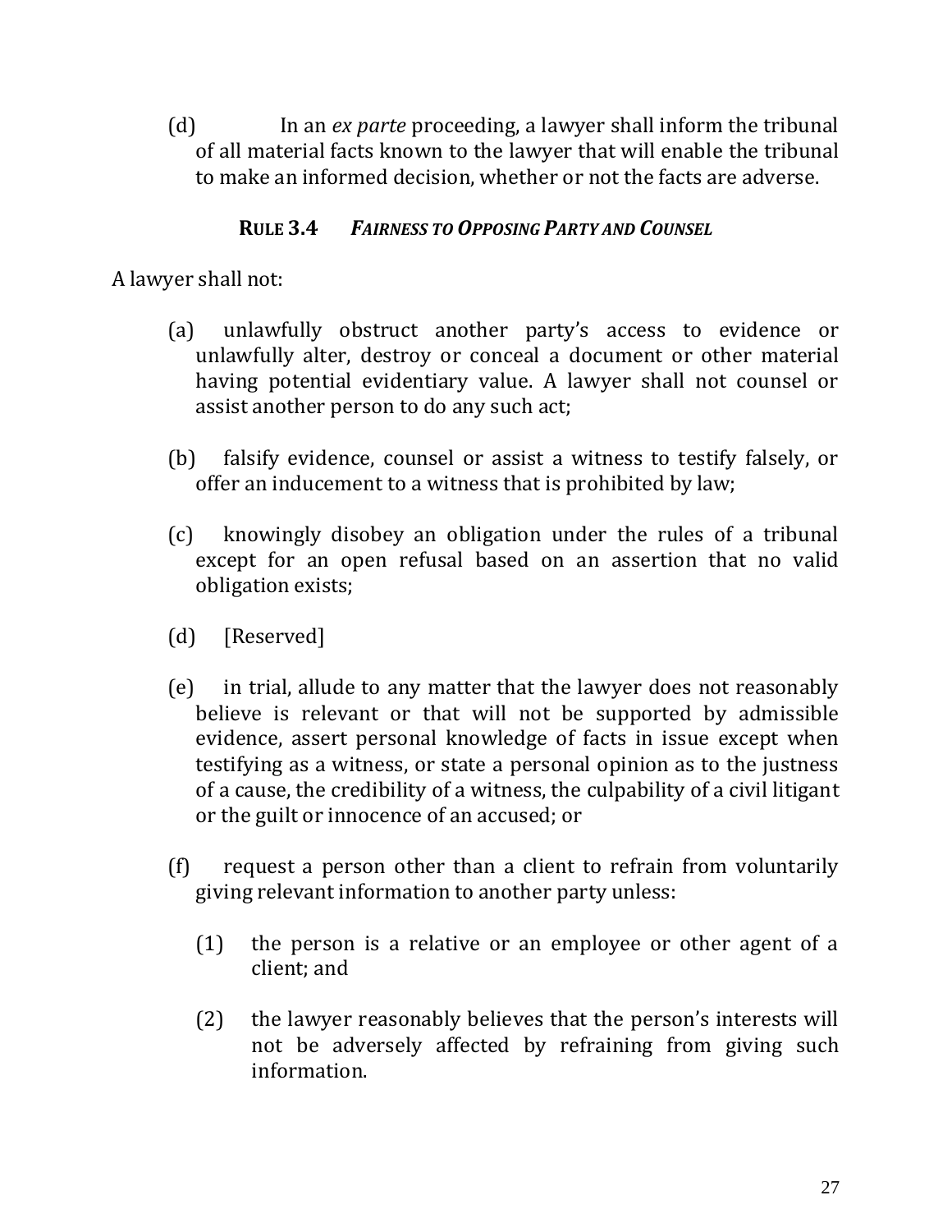(d) In an *ex parte* proceeding, a lawyer shall inform the tribunal of all material facts known to the lawyer that will enable the tribunal to make an informed decision, whether or not the facts are adverse.

### **RULE 3.4** ***FAIRNESS TO OPPOSING PARTY AND COUNSEL***

A lawyer shall not:

(a) unlawfully obstruct another party's access to evidence or unlawfully alter, destroy or conceal a document or other material having potential evidentiary value. A lawyer shall not counsel or assist another person to do any such act;

(b) falsify evidence, counsel or assist a witness to testify falsely, or offer an inducement to a witness that is prohibited by law;

(c) knowingly disobey an obligation under the rules of a tribunal except for an open refusal based on an assertion that no valid obligation exists;

(d) [Reserved]

(e) in trial, allude to any matter that the lawyer does not reasonably believe is relevant or that will not be supported by admissible evidence, assert personal knowledge of facts in issue except when testifying as a witness, or state a personal opinion as to the justness of a cause, the credibility of a witness, the culpability of a civil litigant or the guilt or innocence of an accused; or

(f) request a person other than a client to refrain from voluntarily giving relevant information to another party unless:

  (1) the person is a relative or an employee or other agent of a client; and

  (2) the lawyer reasonably believes that the person's interests will not be adversely affected by refraining from giving such information.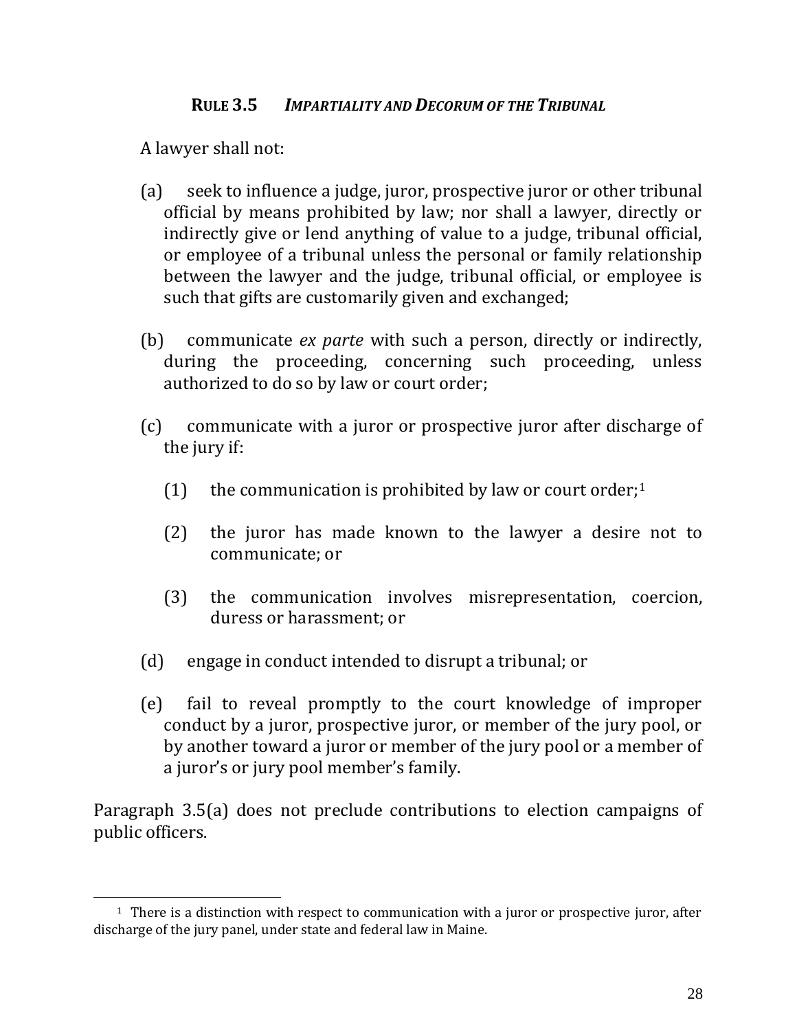### **RULE 3.5** ***IMPARTIALITY AND DECORUM OF THE TRIBUNAL***

A lawyer shall not:

(a) seek to influence a judge, juror, prospective juror or other tribunal official by means prohibited by law; nor shall a lawyer, directly or indirectly give or lend anything of value to a judge, tribunal official, or employee of a tribunal unless the personal or family relationship between the lawyer and the judge, tribunal official, or employee is such that gifts are customarily given and exchanged;

(b) communicate *ex parte* with such a person, directly or indirectly, during the proceeding, concerning such proceeding, unless authorized to do so by law or court order;

(c) communicate with a juror or prospective juror after discharge of the jury if:

  (1) the communication is prohibited by law or court order;[1]

  (2) the juror has made known to the lawyer a desire not to communicate; or

  (3) the communication involves misrepresentation, coercion, duress or harassment; or

(d) engage in conduct intended to disrupt a tribunal; or

(e) fail to reveal promptly to the court knowledge of improper conduct by a juror, prospective juror, or member of the jury pool, or by another toward a juror or member of the jury pool or a member of a juror's or jury pool member's family.

Paragraph 3.5(a) does not preclude contributions to election campaigns of public officers.

---

[1] There is a distinction with respect to communication with a juror or prospective juror, after discharge of the jury panel, under state and federal law in Maine.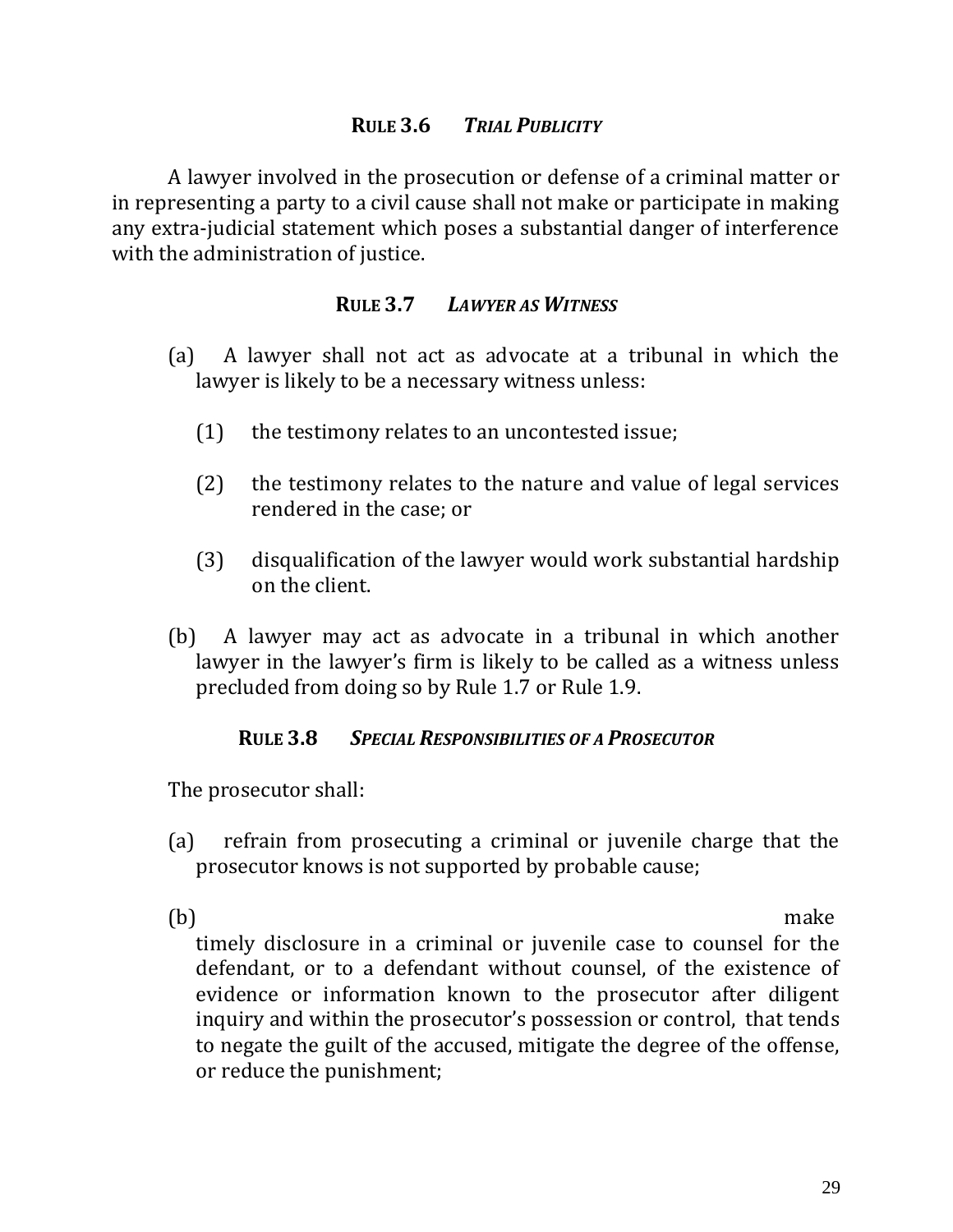### **RULE 3.6** ***TRIAL PUBLICITY***

A lawyer involved in the prosecution or defense of a criminal matter or in representing a party to a civil cause shall not make or participate in making any extra-judicial statement which poses a substantial danger of interference with the administration of justice.

### **RULE 3.7** ***LAWYER AS WITNESS***

(a) A lawyer shall not act as advocate at a tribunal in which the lawyer is likely to be a necessary witness unless:

   (1) the testimony relates to an uncontested issue;

   (2) the testimony relates to the nature and value of legal services rendered in the case; or

   (3) disqualification of the lawyer would work substantial hardship on the client.

(b) A lawyer may act as advocate in a tribunal in which another lawyer in the lawyer's firm is likely to be called as a witness unless precluded from doing so by Rule 1.7 or Rule 1.9.

### **RULE 3.8** ***SPECIAL RESPONSIBILITIES OF A PROSECUTOR***

The prosecutor shall:

(a) refrain from prosecuting a criminal or juvenile charge that the prosecutor knows is not supported by probable cause;

(b) make timely disclosure in a criminal or juvenile case to counsel for the defendant, or to a defendant without counsel, of the existence of evidence or information known to the prosecutor after diligent inquiry and within the prosecutor's possession or control, that tends to negate the guilt of the accused, mitigate the degree of the offense, or reduce the punishment;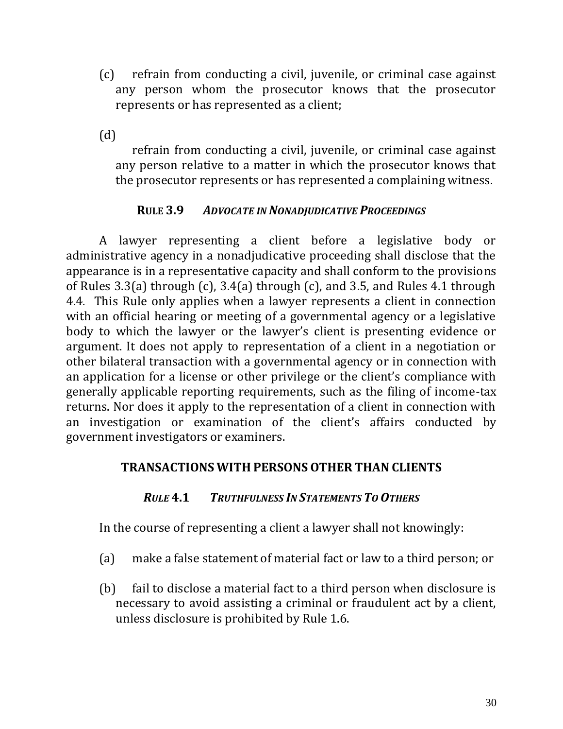(c) refrain from conducting a civil, juvenile, or criminal case against any person whom the prosecutor knows that the prosecutor represents or has represented as a client;

(d) refrain from conducting a civil, juvenile, or criminal case against any person relative to a matter in which the prosecutor knows that the prosecutor represents or has represented a complaining witness.

### **RULE 3.9** ***ADVOCATE IN NONADJUDICATIVE PROCEEDINGS***

A lawyer representing a client before a legislative body or administrative agency in a nonadjudicative proceeding shall disclose that the appearance is in a representative capacity and shall conform to the provisions of Rules 3.3(a) through (c), 3.4(a) through (c), and 3.5, and Rules 4.1 through 4.4. This Rule only applies when a lawyer represents a client in connection with an official hearing or meeting of a governmental agency or a legislative body to which the lawyer or the lawyer's client is presenting evidence or argument. It does not apply to representation of a client in a negotiation or other bilateral transaction with a governmental agency or in connection with an application for a license or other privilege or the client's compliance with generally applicable reporting requirements, such as the filing of income-tax returns. Nor does it apply to the representation of a client in connection with an investigation or examination of the client's affairs conducted by government investigators or examiners.

## **TRANSACTIONS WITH PERSONS OTHER THAN CLIENTS**

### ***RULE* 4.1** ***TRUTHFULNESS IN STATEMENTS TO OTHERS***

In the course of representing a client a lawyer shall not knowingly:

(a) make a false statement of material fact or law to a third person; or

(b) fail to disclose a material fact to a third person when disclosure is necessary to avoid assisting a criminal or fraudulent act by a client, unless disclosure is prohibited by Rule 1.6.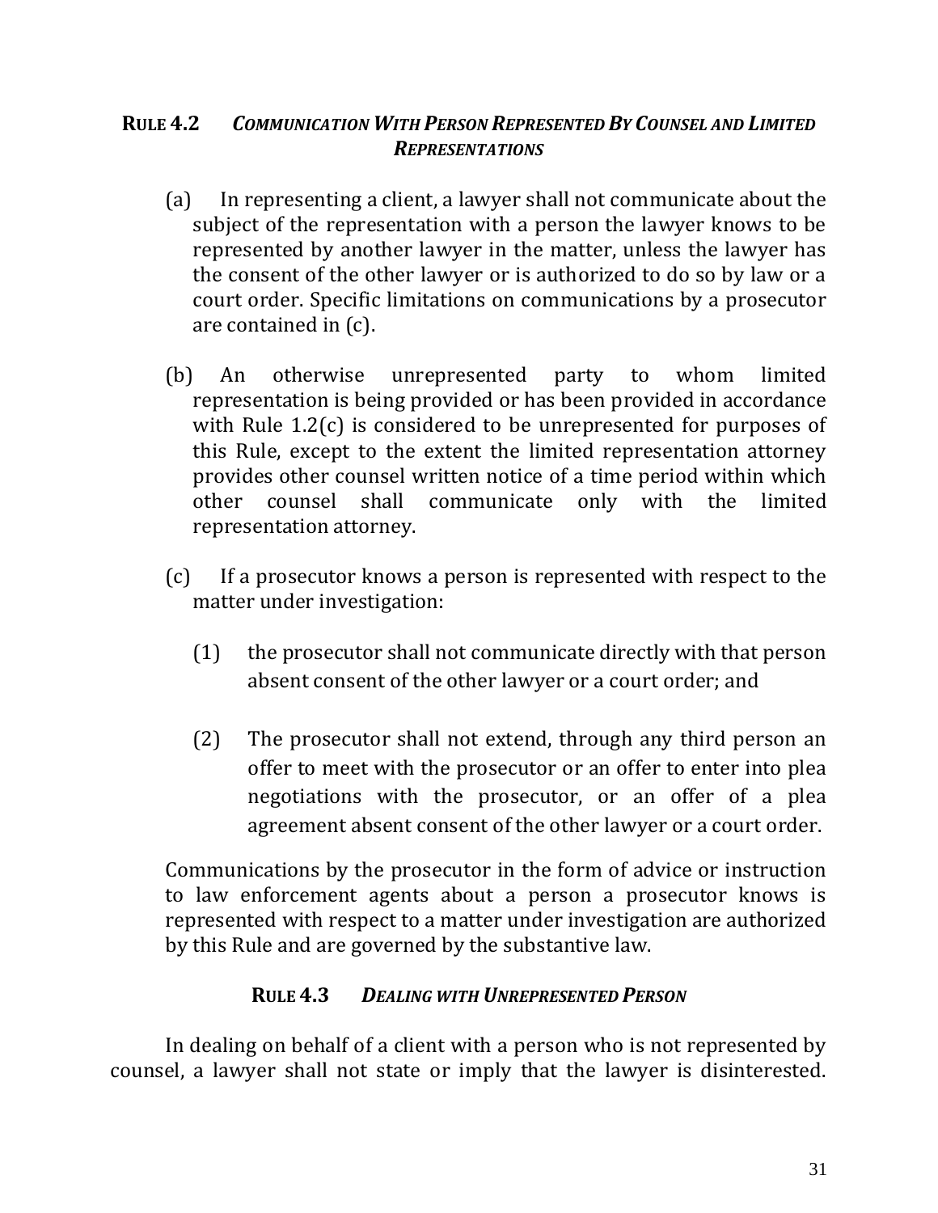## RULE 4.2 *COMMUNICATION WITH PERSON REPRESENTED BY COUNSEL AND LIMITED REPRESENTATIONS*

(a) In representing a client, a lawyer shall not communicate about the subject of the representation with a person the lawyer knows to be represented by another lawyer in the matter, unless the lawyer has the consent of the other lawyer or is authorized to do so by law or a court order. Specific limitations on communications by a prosecutor are contained in (c).

(b) An otherwise unrepresented party to whom limited representation is being provided or has been provided in accordance with Rule 1.2(c) is considered to be unrepresented for purposes of this Rule, except to the extent the limited representation attorney provides other counsel written notice of a time period within which other counsel shall communicate only with the limited representation attorney.

(c) If a prosecutor knows a person is represented with respect to the matter under investigation:

(1) the prosecutor shall not communicate directly with that person absent consent of the other lawyer or a court order; and

(2) The prosecutor shall not extend, through any third person an offer to meet with the prosecutor or an offer to enter into plea negotiations with the prosecutor, or an offer of a plea agreement absent consent of the other lawyer or a court order.

Communications by the prosecutor in the form of advice or instruction to law enforcement agents about a person a prosecutor knows is represented with respect to a matter under investigation are authorized by this Rule and are governed by the substantive law.

## RULE 4.3 *DEALING WITH UNREPRESENTED PERSON*

In dealing on behalf of a client with a person who is not represented by counsel, a lawyer shall not state or imply that the lawyer is disinterested.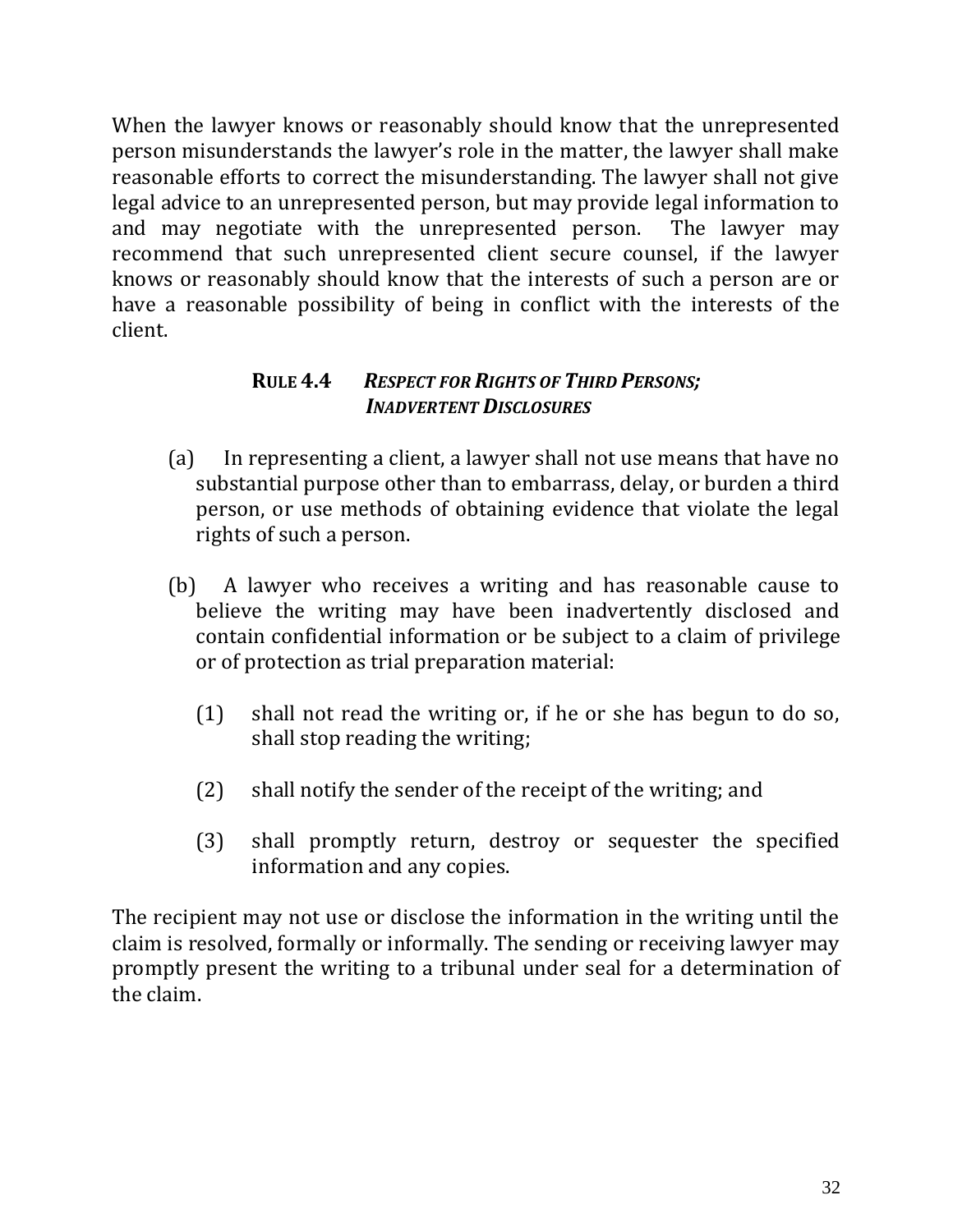When the lawyer knows or reasonably should know that the unrepresented person misunderstands the lawyer's role in the matter, the lawyer shall make reasonable efforts to correct the misunderstanding. The lawyer shall not give legal advice to an unrepresented person, but may provide legal information to and may negotiate with the unrepresented person. The lawyer may recommend that such unrepresented client secure counsel, if the lawyer knows or reasonably should know that the interests of such a person are or have a reasonable possibility of being in conflict with the interests of the client.

### **RULE 4.4** ***RESPECT FOR RIGHTS OF THIRD PERSONS; INADVERTENT DISCLOSURES***

(a) In representing a client, a lawyer shall not use means that have no substantial purpose other than to embarrass, delay, or burden a third person, or use methods of obtaining evidence that violate the legal rights of such a person.

(b) A lawyer who receives a writing and has reasonable cause to believe the writing may have been inadvertently disclosed and contain confidential information or be subject to a claim of privilege or of protection as trial preparation material:

(1) shall not read the writing or, if he or she has begun to do so, shall stop reading the writing;

(2) shall notify the sender of the receipt of the writing; and

(3) shall promptly return, destroy or sequester the specified information and any copies.

The recipient may not use or disclose the information in the writing until the claim is resolved, formally or informally. The sending or receiving lawyer may promptly present the writing to a tribunal under seal for a determination of the claim.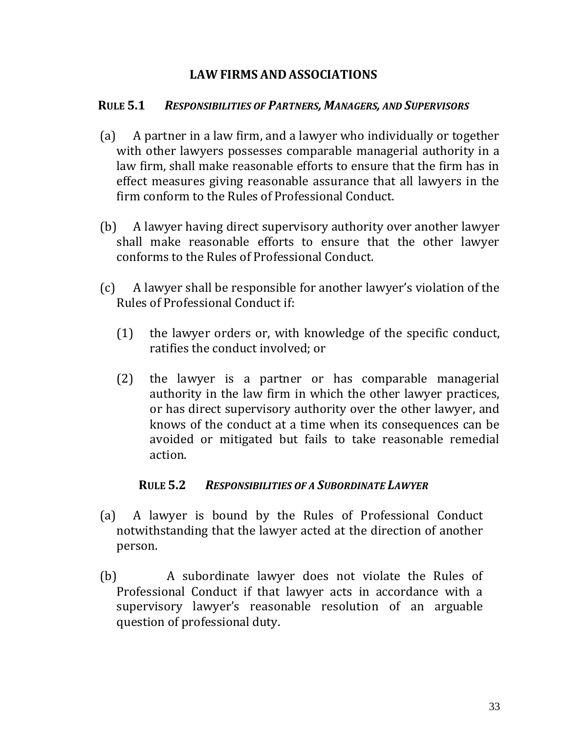## LAW FIRMS AND ASSOCIATIONS

### RULE 5.1 *RESPONSIBILITIES OF PARTNERS, MANAGERS, AND SUPERVISORS*

(a) A partner in a law firm, and a lawyer who individually or together with other lawyers possesses comparable managerial authority in a law firm, shall make reasonable efforts to ensure that the firm has in effect measures giving reasonable assurance that all lawyers in the firm conform to the Rules of Professional Conduct.

(b) A lawyer having direct supervisory authority over another lawyer shall make reasonable efforts to ensure that the other lawyer conforms to the Rules of Professional Conduct.

(c) A lawyer shall be responsible for another lawyer's violation of the Rules of Professional Conduct if:

(1) the lawyer orders or, with knowledge of the specific conduct, ratifies the conduct involved; or

(2) the lawyer is a partner or has comparable managerial authority in the law firm in which the other lawyer practices, or has direct supervisory authority over the other lawyer, and knows of the conduct at a time when its consequences can be avoided or mitigated but fails to take reasonable remedial action.

### RULE 5.2 *RESPONSIBILITIES OF A SUBORDINATE LAWYER*

(a) A lawyer is bound by the Rules of Professional Conduct notwithstanding that the lawyer acted at the direction of another person.

(b) A subordinate lawyer does not violate the Rules of Professional Conduct if that lawyer acts in accordance with a supervisory lawyer's reasonable resolution of an arguable question of professional duty.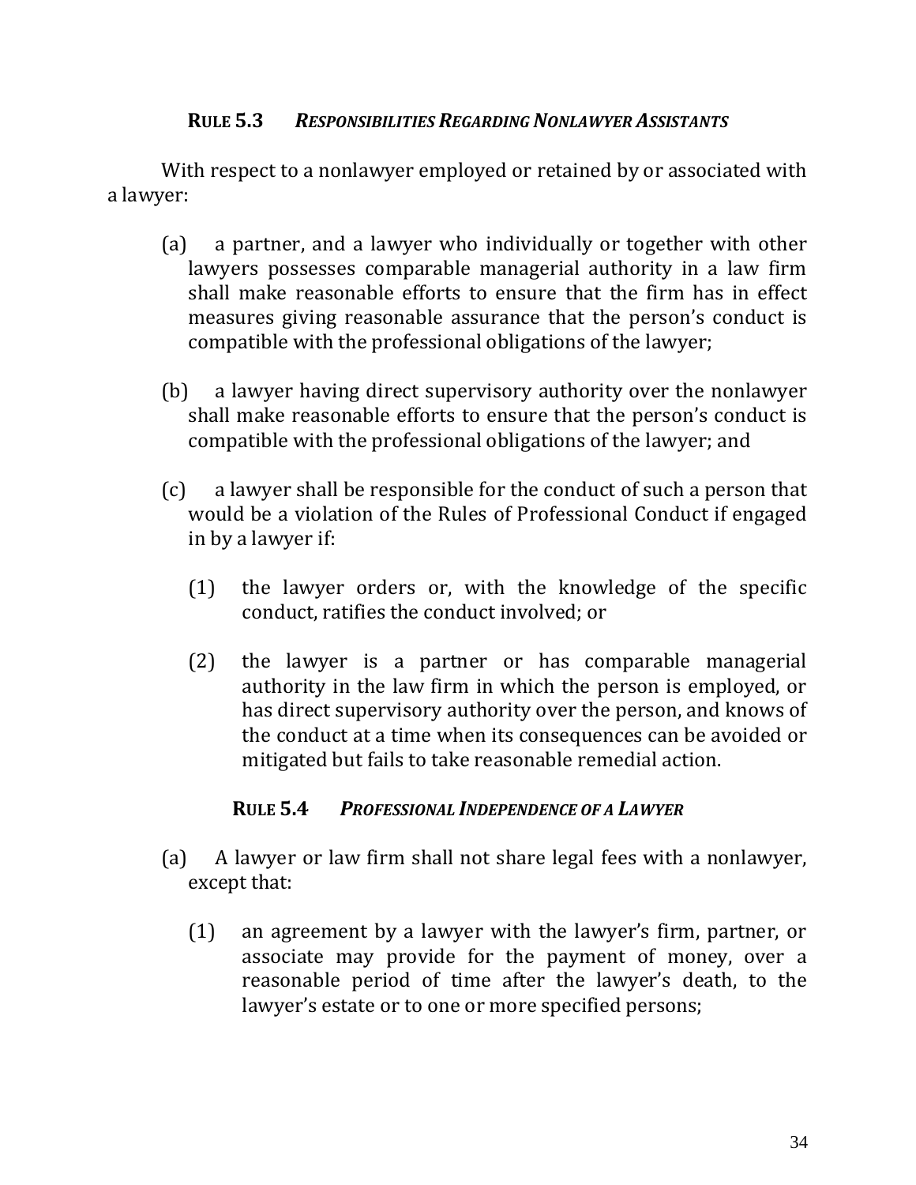## **RULE 5.3** *RESPONSIBILITIES REGARDING NONLAWYER ASSISTANTS*

With respect to a nonlawyer employed or retained by or associated with a lawyer:

(a) a partner, and a lawyer who individually or together with other lawyers possesses comparable managerial authority in a law firm shall make reasonable efforts to ensure that the firm has in effect measures giving reasonable assurance that the person's conduct is compatible with the professional obligations of the lawyer;

(b) a lawyer having direct supervisory authority over the nonlawyer shall make reasonable efforts to ensure that the person's conduct is compatible with the professional obligations of the lawyer; and

(c) a lawyer shall be responsible for the conduct of such a person that would be a violation of the Rules of Professional Conduct if engaged in by a lawyer if:

(1) the lawyer orders or, with the knowledge of the specific conduct, ratifies the conduct involved; or

(2) the lawyer is a partner or has comparable managerial authority in the law firm in which the person is employed, or has direct supervisory authority over the person, and knows of the conduct at a time when its consequences can be avoided or mitigated but fails to take reasonable remedial action.

## **RULE 5.4** *PROFESSIONAL INDEPENDENCE OF A LAWYER*

(a) A lawyer or law firm shall not share legal fees with a nonlawyer, except that:

(1) an agreement by a lawyer with the lawyer's firm, partner, or associate may provide for the payment of money, over a reasonable period of time after the lawyer's death, to the lawyer's estate or to one or more specified persons;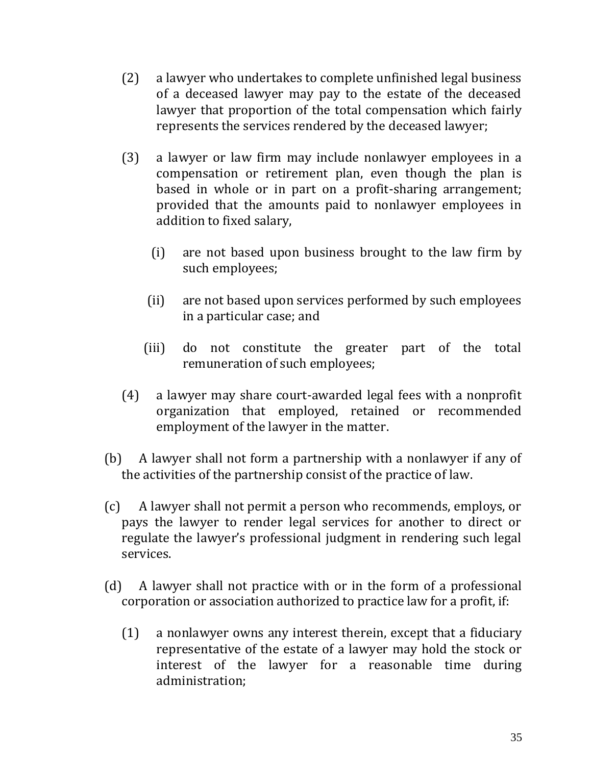(2) a lawyer who undertakes to complete unfinished legal business of a deceased lawyer may pay to the estate of the deceased lawyer that proportion of the total compensation which fairly represents the services rendered by the deceased lawyer;

(3) a lawyer or law firm may include nonlawyer employees in a compensation or retirement plan, even though the plan is based in whole or in part on a profit-sharing arrangement; provided that the amounts paid to nonlawyer employees in addition to fixed salary,

   (i) are not based upon business brought to the law firm by such employees;

   (ii) are not based upon services performed by such employees in a particular case; and

   (iii) do not constitute the greater part of the total remuneration of such employees;

(4) a lawyer may share court-awarded legal fees with a nonprofit organization that employed, retained or recommended employment of the lawyer in the matter.

(b) A lawyer shall not form a partnership with a nonlawyer if any of the activities of the partnership consist of the practice of law.

(c) A lawyer shall not permit a person who recommends, employs, or pays the lawyer to render legal services for another to direct or regulate the lawyer's professional judgment in rendering such legal services.

(d) A lawyer shall not practice with or in the form of a professional corporation or association authorized to practice law for a profit, if:

(1) a nonlawyer owns any interest therein, except that a fiduciary representative of the estate of a lawyer may hold the stock or interest of the lawyer for a reasonable time during administration;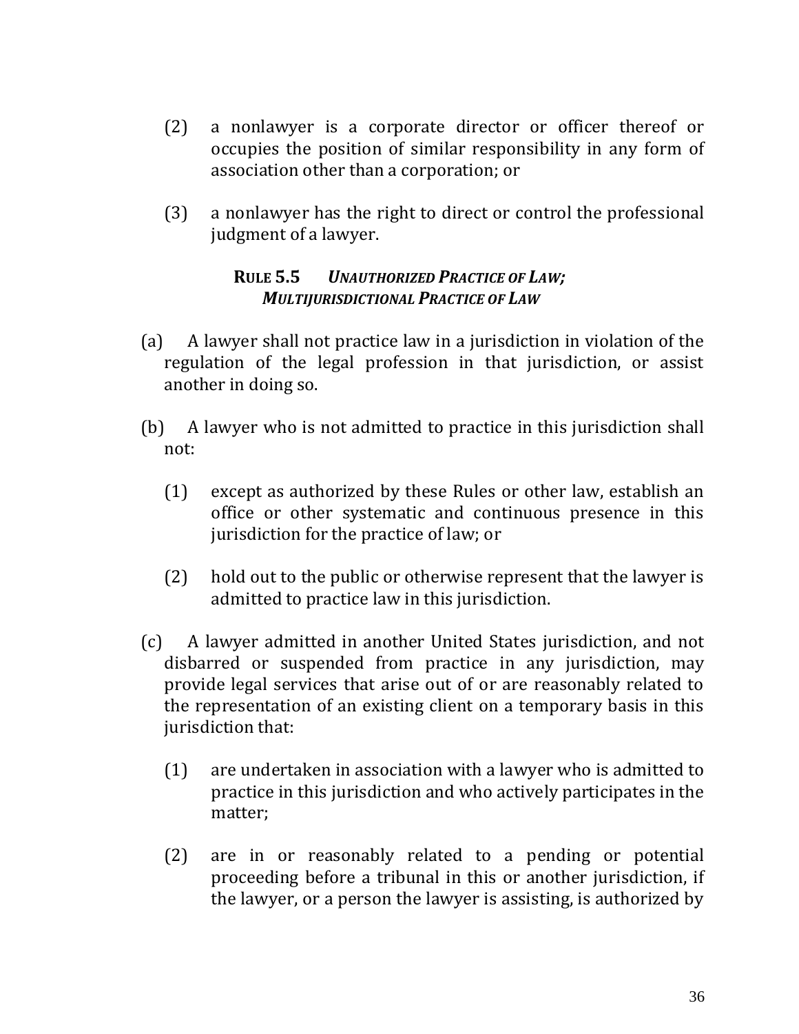(2) a nonlawyer is a corporate director or officer thereof or occupies the position of similar responsibility in any form of association other than a corporation; or

(3) a nonlawyer has the right to direct or control the professional judgment of a lawyer.

### RULE 5.5 *UNAUTHORIZED PRACTICE OF LAW; MULTIJURISDICTIONAL PRACTICE OF LAW*

(a) A lawyer shall not practice law in a jurisdiction in violation of the regulation of the legal profession in that jurisdiction, or assist another in doing so.

(b) A lawyer who is not admitted to practice in this jurisdiction shall not:

(1) except as authorized by these Rules or other law, establish an office or other systematic and continuous presence in this jurisdiction for the practice of law; or

(2) hold out to the public or otherwise represent that the lawyer is admitted to practice law in this jurisdiction.

(c) A lawyer admitted in another United States jurisdiction, and not disbarred or suspended from practice in any jurisdiction, may provide legal services that arise out of or are reasonably related to the representation of an existing client on a temporary basis in this jurisdiction that:

(1) are undertaken in association with a lawyer who is admitted to practice in this jurisdiction and who actively participates in the matter;

(2) are in or reasonably related to a pending or potential proceeding before a tribunal in this or another jurisdiction, if the lawyer, or a person the lawyer is assisting, is authorized by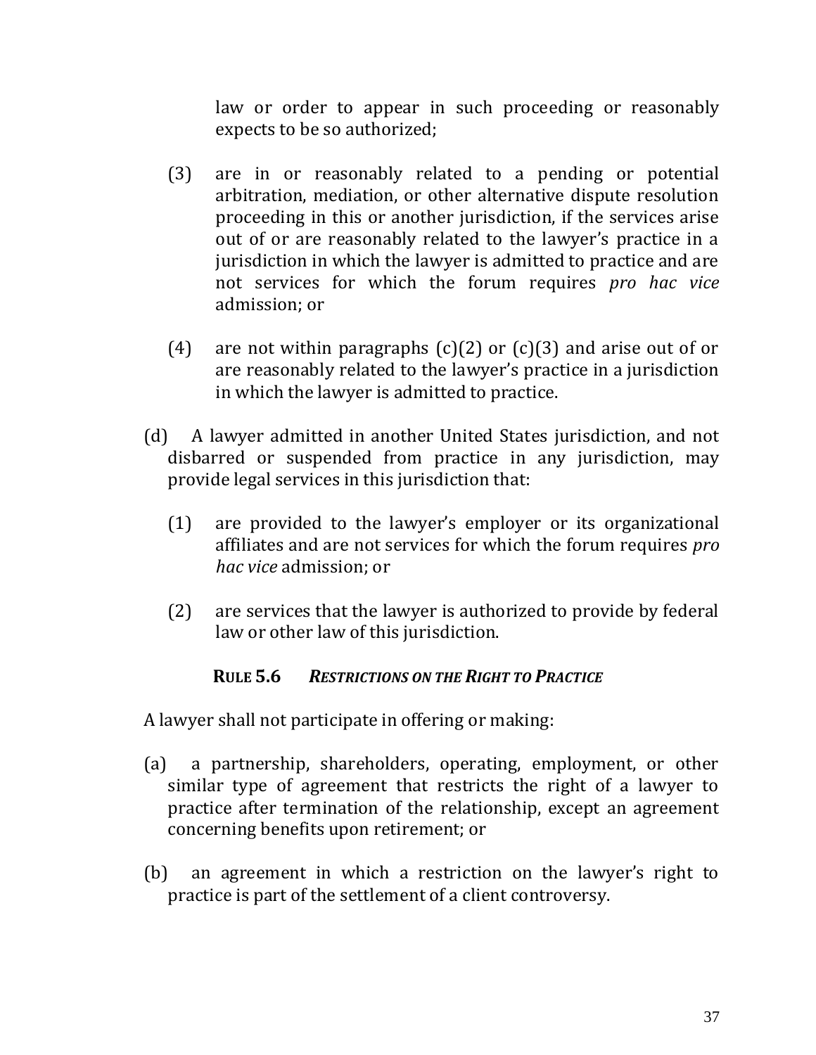law or order to appear in such proceeding or reasonably expects to be so authorized;

(3) are in or reasonably related to a pending or potential arbitration, mediation, or other alternative dispute resolution proceeding in this or another jurisdiction, if the services arise out of or are reasonably related to the lawyer's practice in a jurisdiction in which the lawyer is admitted to practice and are not services for which the forum requires *pro hac vice* admission; or

(4) are not within paragraphs (c)(2) or (c)(3) and arise out of or are reasonably related to the lawyer's practice in a jurisdiction in which the lawyer is admitted to practice.

(d) A lawyer admitted in another United States jurisdiction, and not disbarred or suspended from practice in any jurisdiction, may provide legal services in this jurisdiction that:

(1) are provided to the lawyer's employer or its organizational affiliates and are not services for which the forum requires *pro hac vice* admission; or

(2) are services that the lawyer is authorized to provide by federal law or other law of this jurisdiction.

### RULE 5.6 *RESTRICTIONS ON THE RIGHT TO PRACTICE*

A lawyer shall not participate in offering or making:

(a) a partnership, shareholders, operating, employment, or other similar type of agreement that restricts the right of a lawyer to practice after termination of the relationship, except an agreement concerning benefits upon retirement; or

(b) an agreement in which a restriction on the lawyer's right to practice is part of the settlement of a client controversy.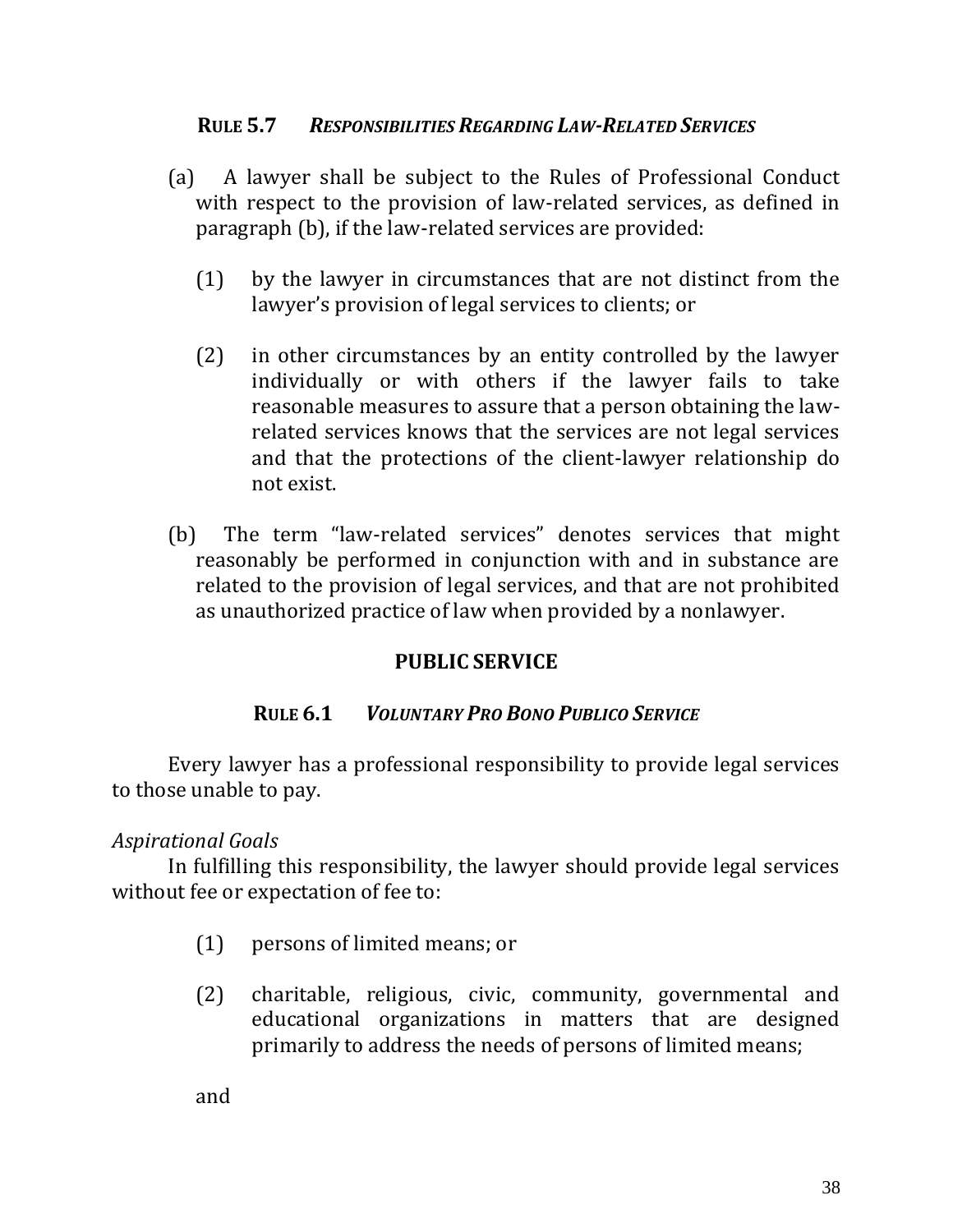### **Rule 5.7** ***Responsibilities Regarding Law-Related Services***

(a) A lawyer shall be subject to the Rules of Professional Conduct with respect to the provision of law-related services, as defined in paragraph (b), if the law-related services are provided:

(1) by the lawyer in circumstances that are not distinct from the lawyer's provision of legal services to clients; or

(2) in other circumstances by an entity controlled by the lawyer individually or with others if the lawyer fails to take reasonable measures to assure that a person obtaining the law-related services knows that the services are not legal services and that the protections of the client-lawyer relationship do not exist.

(b) The term "law-related services" denotes services that might reasonably be performed in conjunction with and in substance are related to the provision of legal services, and that are not prohibited as unauthorized practice of law when provided by a nonlawyer.

## **PUBLIC SERVICE**

### **Rule 6.1** ***Voluntary Pro Bono Publico Service***

Every lawyer has a professional responsibility to provide legal services to those unable to pay.

*Aspirational Goals*

In fulfilling this responsibility, the lawyer should provide legal services without fee or expectation of fee to:

(1) persons of limited means; or

(2) charitable, religious, civic, community, governmental and educational organizations in matters that are designed primarily to address the needs of persons of limited means;

and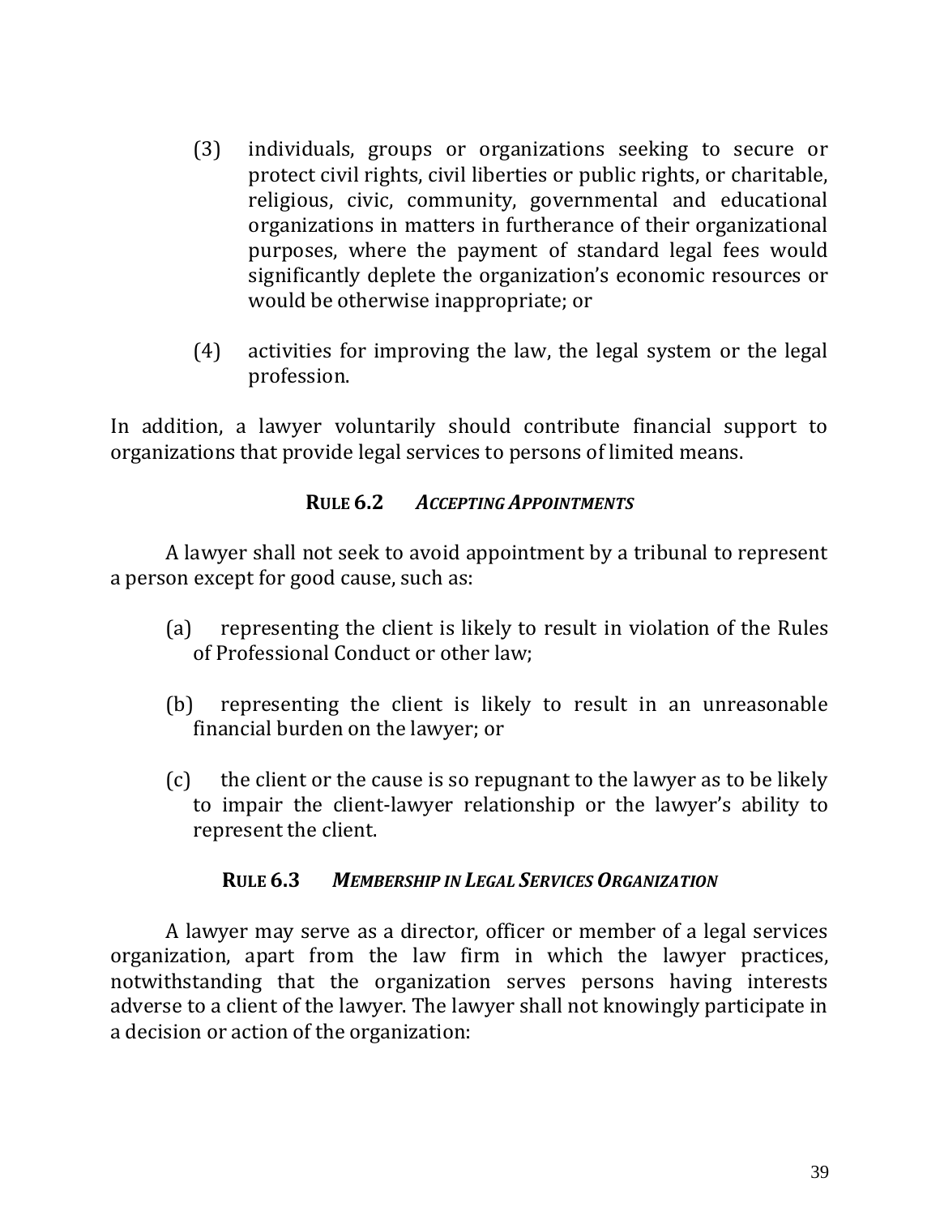(3) individuals, groups or organizations seeking to secure or protect civil rights, civil liberties or public rights, or charitable, religious, civic, community, governmental and educational organizations in matters in furtherance of their organizational purposes, where the payment of standard legal fees would significantly deplete the organization's economic resources or would be otherwise inappropriate; or

(4) activities for improving the law, the legal system or the legal profession.

In addition, a lawyer voluntarily should contribute financial support to organizations that provide legal services to persons of limited means.

### RULE 6.2 *ACCEPTING APPOINTMENTS*

A lawyer shall not seek to avoid appointment by a tribunal to represent a person except for good cause, such as:

(a) representing the client is likely to result in violation of the Rules of Professional Conduct or other law;

(b) representing the client is likely to result in an unreasonable financial burden on the lawyer; or

(c) the client or the cause is so repugnant to the lawyer as to be likely to impair the client-lawyer relationship or the lawyer's ability to represent the client.

### RULE 6.3 *MEMBERSHIP IN LEGAL SERVICES ORGANIZATION*

A lawyer may serve as a director, officer or member of a legal services organization, apart from the law firm in which the lawyer practices, notwithstanding that the organization serves persons having interests adverse to a client of the lawyer. The lawyer shall not knowingly participate in a decision or action of the organization: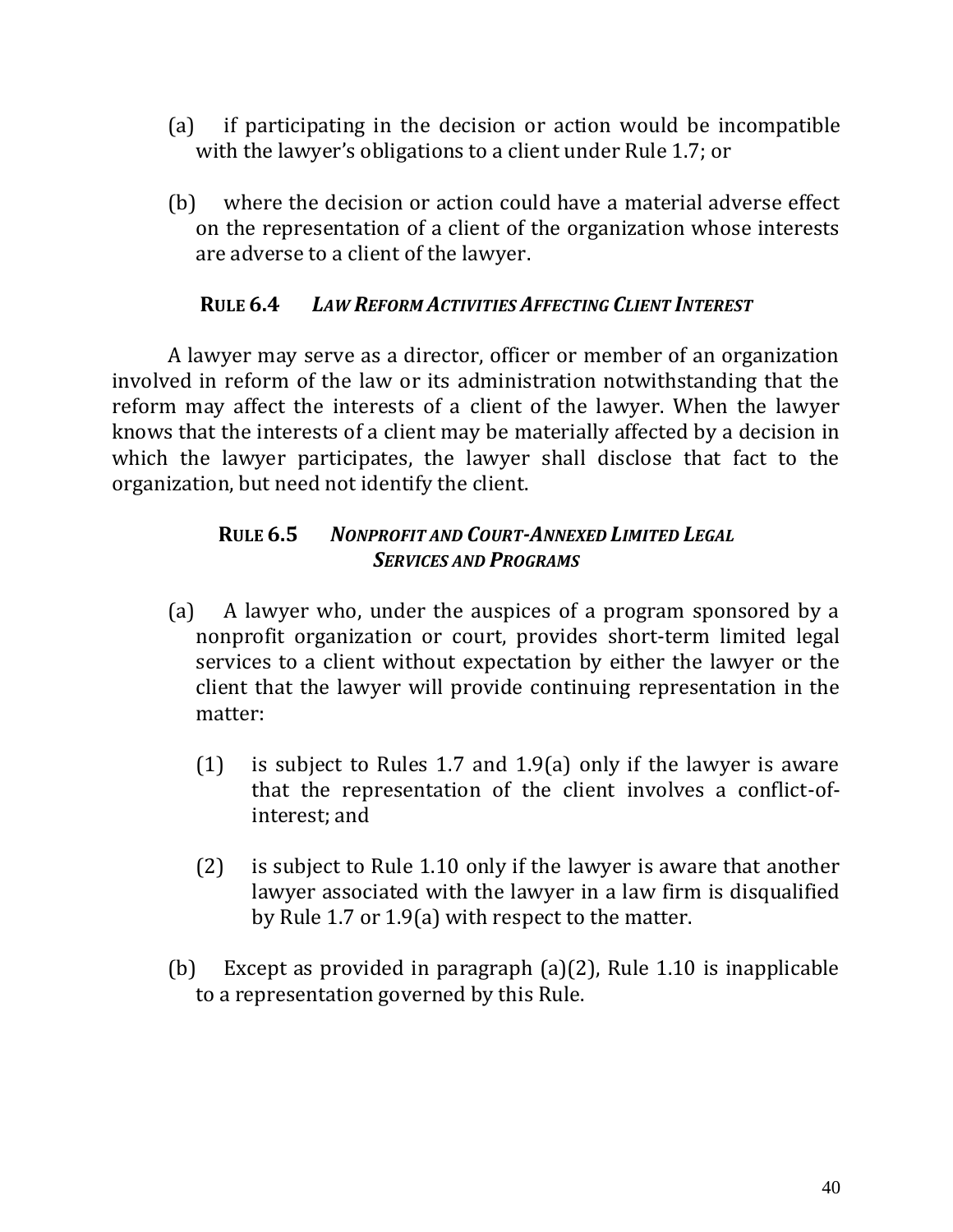(a) if participating in the decision or action would be incompatible with the lawyer's obligations to a client under Rule 1.7; or

(b) where the decision or action could have a material adverse effect on the representation of a client of the organization whose interests are adverse to a client of the lawyer.

### RULE 6.4 *LAW REFORM ACTIVITIES AFFECTING CLIENT INTEREST*

A lawyer may serve as a director, officer or member of an organization involved in reform of the law or its administration notwithstanding that the reform may affect the interests of a client of the lawyer. When the lawyer knows that the interests of a client may be materially affected by a decision in which the lawyer participates, the lawyer shall disclose that fact to the organization, but need not identify the client.

### RULE 6.5 *NONPROFIT AND COURT-ANNEXED LIMITED LEGAL SERVICES AND PROGRAMS*

(a) A lawyer who, under the auspices of a program sponsored by a nonprofit organization or court, provides short-term limited legal services to a client without expectation by either the lawyer or the client that the lawyer will provide continuing representation in the matter:

(1) is subject to Rules 1.7 and 1.9(a) only if the lawyer is aware that the representation of the client involves a conflict-of-interest; and

(2) is subject to Rule 1.10 only if the lawyer is aware that another lawyer associated with the lawyer in a law firm is disqualified by Rule 1.7 or 1.9(a) with respect to the matter.

(b) Except as provided in paragraph (a)(2), Rule 1.10 is inapplicable to a representation governed by this Rule.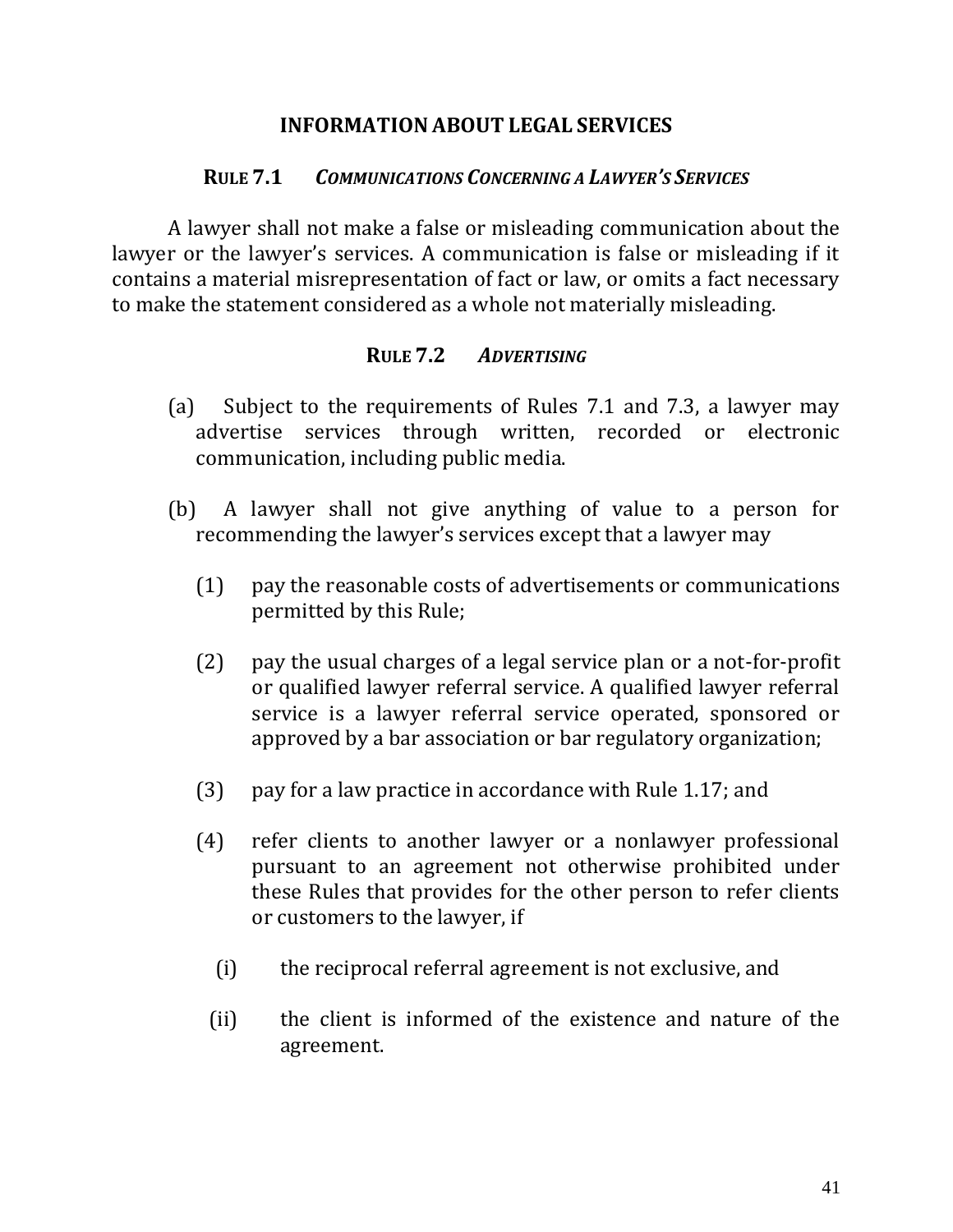## INFORMATION ABOUT LEGAL SERVICES

### RULE 7.1 *COMMUNICATIONS CONCERNING A LAWYER'S SERVICES*

A lawyer shall not make a false or misleading communication about the lawyer or the lawyer's services. A communication is false or misleading if it contains a material misrepresentation of fact or law, or omits a fact necessary to make the statement considered as a whole not materially misleading.

### RULE 7.2 *ADVERTISING*

(a) Subject to the requirements of Rules 7.1 and 7.3, a lawyer may advertise services through written, recorded or electronic communication, including public media.

(b) A lawyer shall not give anything of value to a person for recommending the lawyer's services except that a lawyer may

(1) pay the reasonable costs of advertisements or communications permitted by this Rule;

(2) pay the usual charges of a legal service plan or a not-for-profit or qualified lawyer referral service. A qualified lawyer referral service is a lawyer referral service operated, sponsored or approved by a bar association or bar regulatory organization;

(3) pay for a law practice in accordance with Rule 1.17; and

(4) refer clients to another lawyer or a nonlawyer professional pursuant to an agreement not otherwise prohibited under these Rules that provides for the other person to refer clients or customers to the lawyer, if

(i) the reciprocal referral agreement is not exclusive, and

(ii) the client is informed of the existence and nature of the agreement.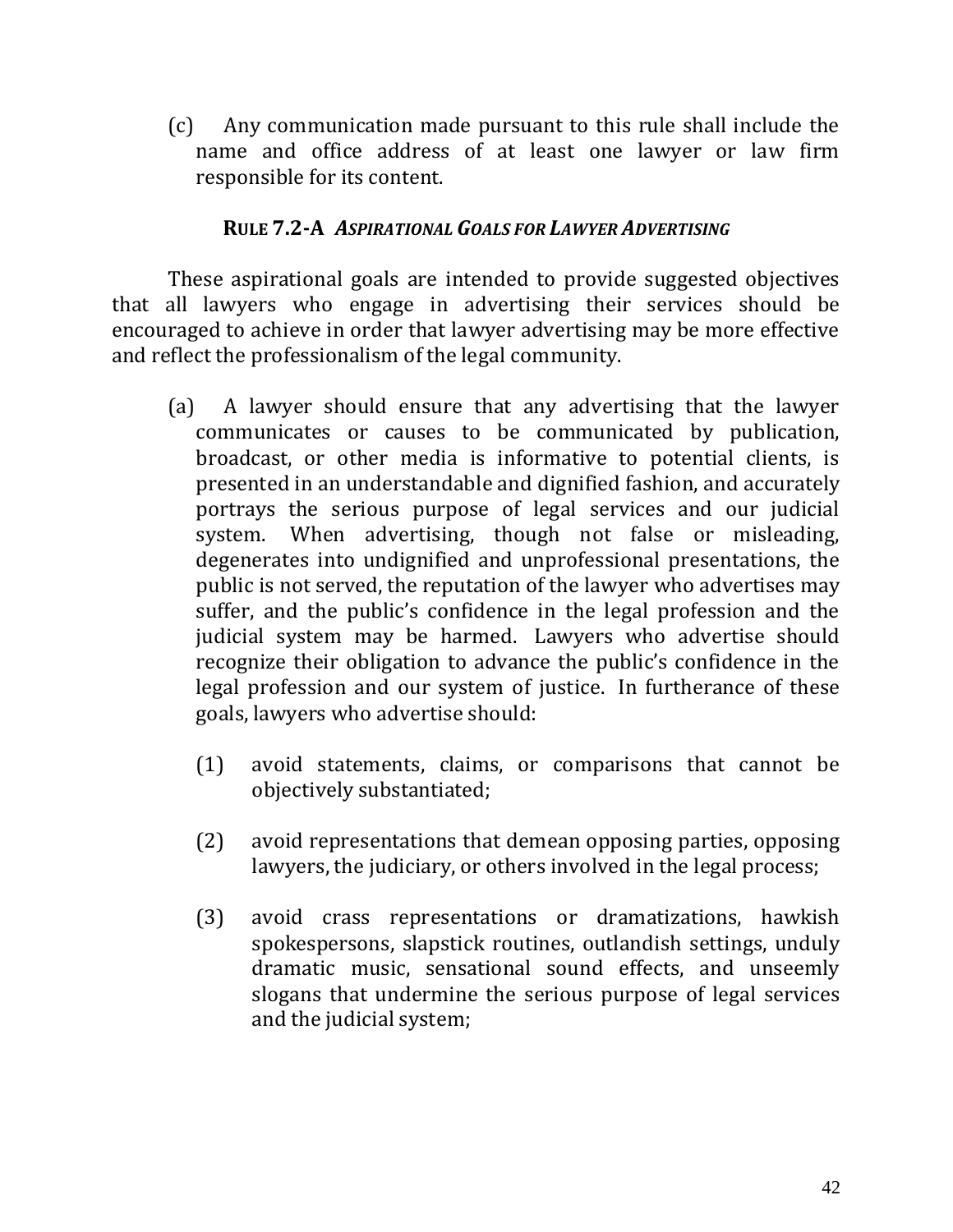(c) Any communication made pursuant to this rule shall include the name and office address of at least one lawyer or law firm responsible for its content.

### RULE 7.2-A *ASPIRATIONAL GOALS FOR LAWYER ADVERTISING*

These aspirational goals are intended to provide suggested objectives that all lawyers who engage in advertising their services should be encouraged to achieve in order that lawyer advertising may be more effective and reflect the professionalism of the legal community.

(a) A lawyer should ensure that any advertising that the lawyer communicates or causes to be communicated by publication, broadcast, or other media is informative to potential clients, is presented in an understandable and dignified fashion, and accurately portrays the serious purpose of legal services and our judicial system. When advertising, though not false or misleading, degenerates into undignified and unprofessional presentations, the public is not served, the reputation of the lawyer who advertises may suffer, and the public's confidence in the legal profession and the judicial system may be harmed. Lawyers who advertise should recognize their obligation to advance the public's confidence in the legal profession and our system of justice. In furtherance of these goals, lawyers who advertise should:

(1) avoid statements, claims, or comparisons that cannot be objectively substantiated;

(2) avoid representations that demean opposing parties, opposing lawyers, the judiciary, or others involved in the legal process;

(3) avoid crass representations or dramatizations, hawkish spokespersons, slapstick routines, outlandish settings, unduly dramatic music, sensational sound effects, and unseemly slogans that undermine the serious purpose of legal services and the judicial system;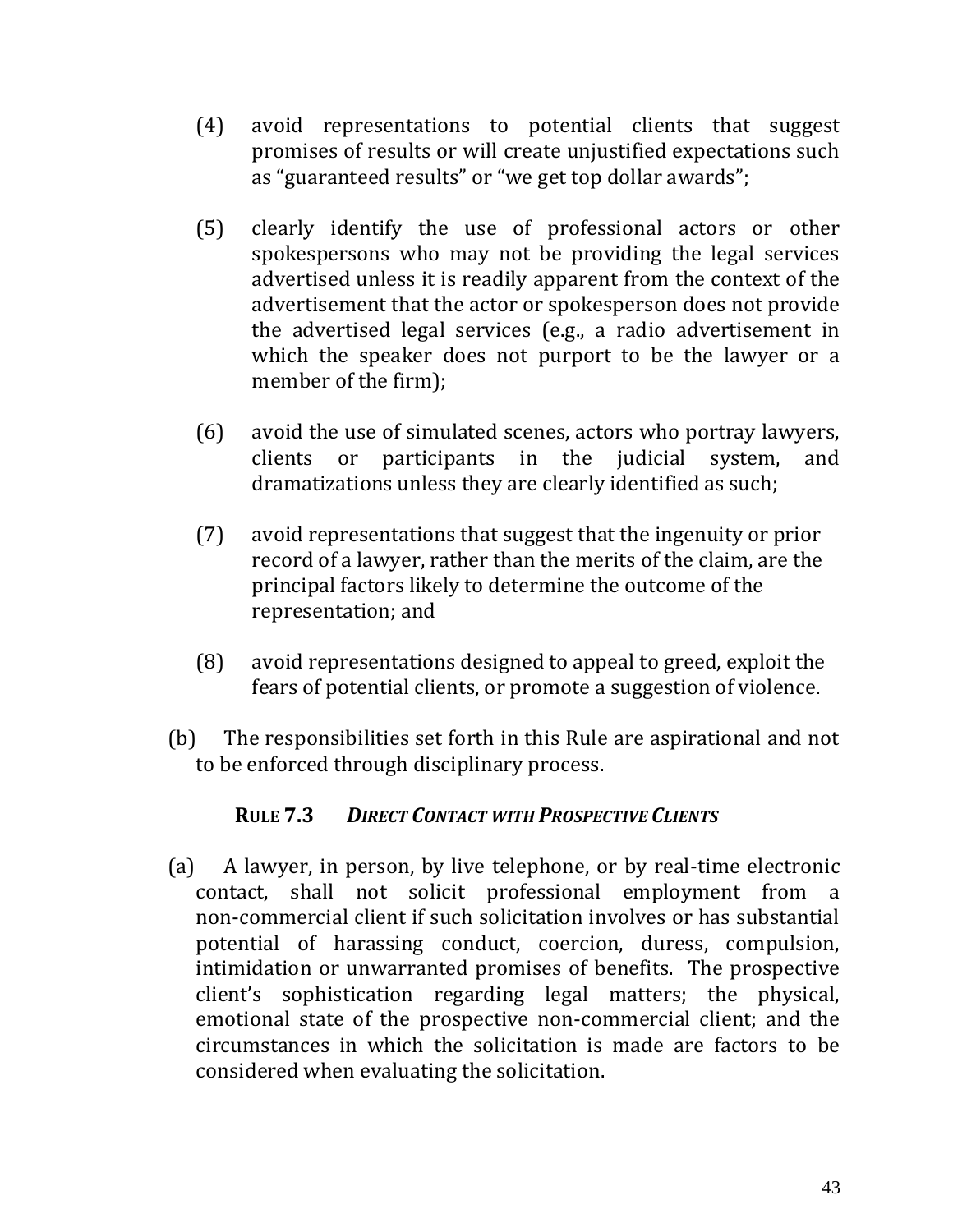(4) avoid representations to potential clients that suggest promises of results or will create unjustified expectations such as "guaranteed results" or "we get top dollar awards";

(5) clearly identify the use of professional actors or other spokespersons who may not be providing the legal services advertised unless it is readily apparent from the context of the advertisement that the actor or spokesperson does not provide the advertised legal services (e.g., a radio advertisement in which the speaker does not purport to be the lawyer or a member of the firm);

(6) avoid the use of simulated scenes, actors who portray lawyers, clients or participants in the judicial system, and dramatizations unless they are clearly identified as such;

(7) avoid representations that suggest that the ingenuity or prior record of a lawyer, rather than the merits of the claim, are the principal factors likely to determine the outcome of the representation; and

(8) avoid representations designed to appeal to greed, exploit the fears of potential clients, or promote a suggestion of violence.

(b) The responsibilities set forth in this Rule are aspirational and not to be enforced through disciplinary process.

### **RULE 7.3** ***DIRECT CONTACT WITH PROSPECTIVE CLIENTS***

(a) A lawyer, in person, by live telephone, or by real-time electronic contact, shall not solicit professional employment from a non-commercial client if such solicitation involves or has substantial potential of harassing conduct, coercion, duress, compulsion, intimidation or unwarranted promises of benefits. The prospective client's sophistication regarding legal matters; the physical, emotional state of the prospective non-commercial client; and the circumstances in which the solicitation is made are factors to be considered when evaluating the solicitation.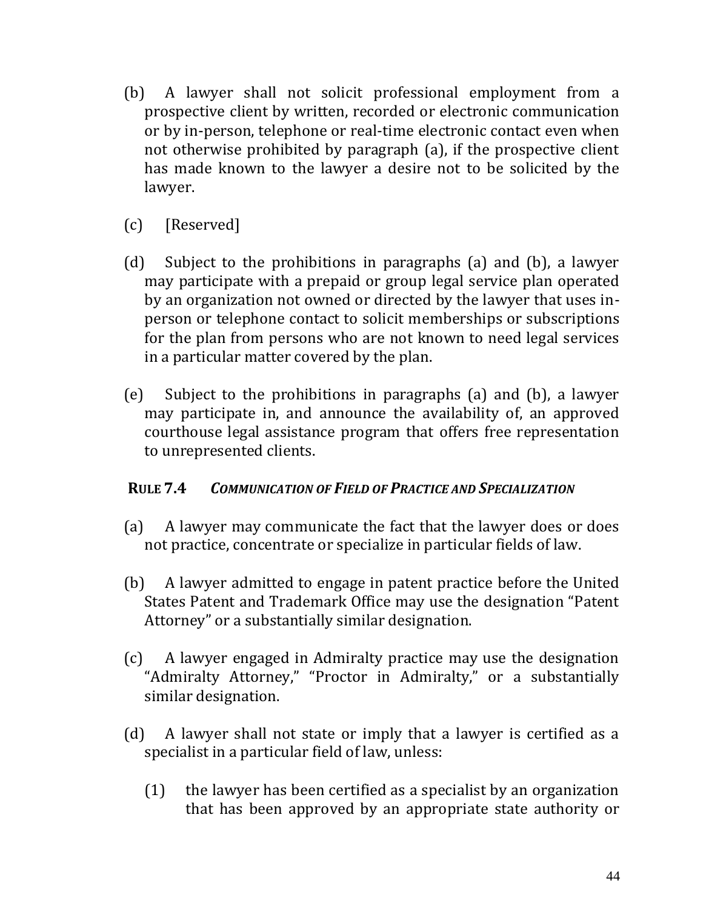(b) A lawyer shall not solicit professional employment from a prospective client by written, recorded or electronic communication or by in-person, telephone or real-time electronic contact even when not otherwise prohibited by paragraph (a), if the prospective client has made known to the lawyer a desire not to be solicited by the lawyer.

(c) [Reserved]

(d) Subject to the prohibitions in paragraphs (a) and (b), a lawyer may participate with a prepaid or group legal service plan operated by an organization not owned or directed by the lawyer that uses in-person or telephone contact to solicit memberships or subscriptions for the plan from persons who are not known to need legal services in a particular matter covered by the plan.

(e) Subject to the prohibitions in paragraphs (a) and (b), a lawyer may participate in, and announce the availability of, an approved courthouse legal assistance program that offers free representation to unrepresented clients.

### **RULE 7.4** ***COMMUNICATION OF FIELD OF PRACTICE AND SPECIALIZATION***

(a) A lawyer may communicate the fact that the lawyer does or does not practice, concentrate or specialize in particular fields of law.

(b) A lawyer admitted to engage in patent practice before the United States Patent and Trademark Office may use the designation "Patent Attorney" or a substantially similar designation.

(c) A lawyer engaged in Admiralty practice may use the designation "Admiralty Attorney," "Proctor in Admiralty," or a substantially similar designation.

(d) A lawyer shall not state or imply that a lawyer is certified as a specialist in a particular field of law, unless:

  (1) the lawyer has been certified as a specialist by an organization that has been approved by an appropriate state authority or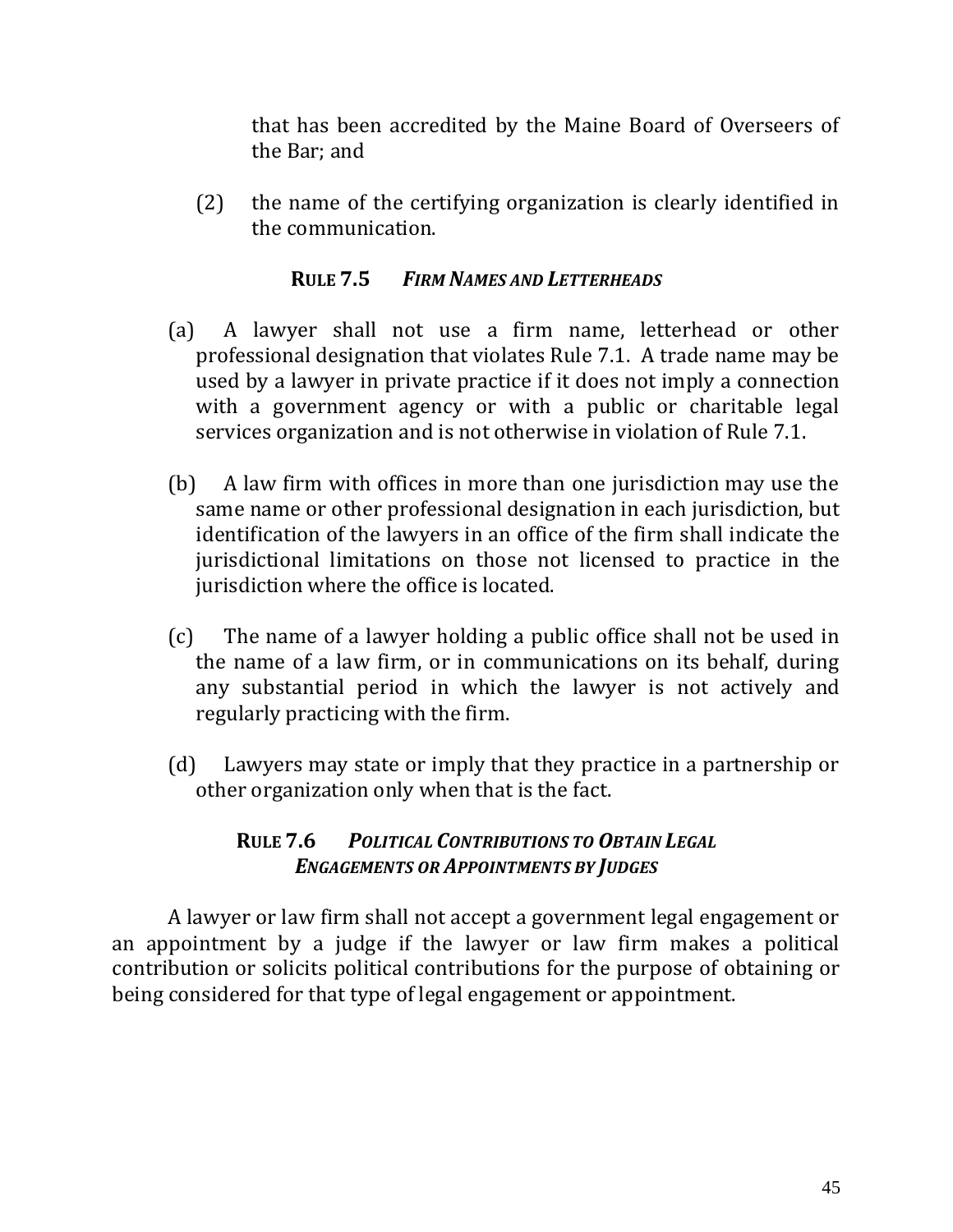that has been accredited by the Maine Board of Overseers of the Bar; and

(2) the name of the certifying organization is clearly identified in the communication.

### RULE 7.5 *FIRM NAMES AND LETTERHEADS*

(a) A lawyer shall not use a firm name, letterhead or other professional designation that violates Rule 7.1. A trade name may be used by a lawyer in private practice if it does not imply a connection with a government agency or with a public or charitable legal services organization and is not otherwise in violation of Rule 7.1.

(b) A law firm with offices in more than one jurisdiction may use the same name or other professional designation in each jurisdiction, but identification of the lawyers in an office of the firm shall indicate the jurisdictional limitations on those not licensed to practice in the jurisdiction where the office is located.

(c) The name of a lawyer holding a public office shall not be used in the name of a law firm, or in communications on its behalf, during any substantial period in which the lawyer is not actively and regularly practicing with the firm.

(d) Lawyers may state or imply that they practice in a partnership or other organization only when that is the fact.

### RULE 7.6 *POLITICAL CONTRIBUTIONS TO OBTAIN LEGAL ENGAGEMENTS OR APPOINTMENTS BY JUDGES*

A lawyer or law firm shall not accept a government legal engagement or an appointment by a judge if the lawyer or law firm makes a political contribution or solicits political contributions for the purpose of obtaining or being considered for that type of legal engagement or appointment.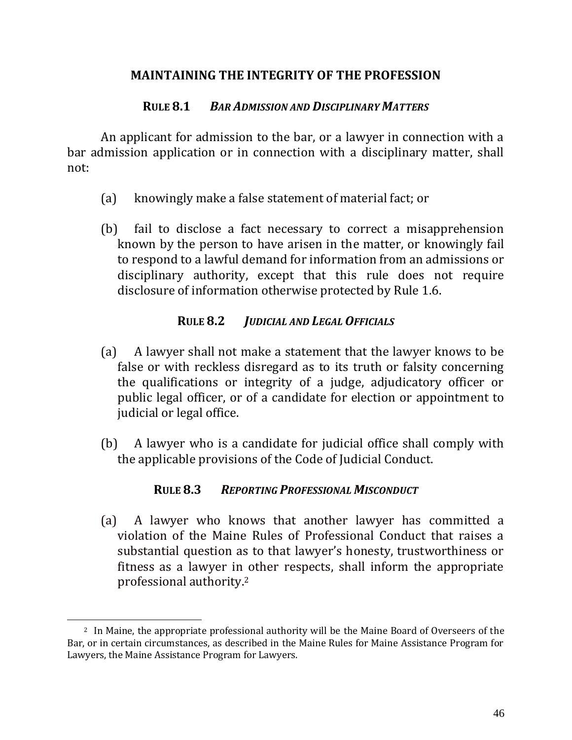## MAINTAINING THE INTEGRITY OF THE PROFESSION

### RULE 8.1 *BAR ADMISSION AND DISCIPLINARY MATTERS*

An applicant for admission to the bar, or a lawyer in connection with a bar admission application or in connection with a disciplinary matter, shall not:

(a) knowingly make a false statement of material fact; or

(b) fail to disclose a fact necessary to correct a misapprehension known by the person to have arisen in the matter, or knowingly fail to respond to a lawful demand for information from an admissions or disciplinary authority, except that this rule does not require disclosure of information otherwise protected by Rule 1.6.

### RULE 8.2 *JUDICIAL AND LEGAL OFFICIALS*

(a) A lawyer shall not make a statement that the lawyer knows to be false or with reckless disregard as to its truth or falsity concerning the qualifications or integrity of a judge, adjudicatory officer or public legal officer, or of a candidate for election or appointment to judicial or legal office.

(b) A lawyer who is a candidate for judicial office shall comply with the applicable provisions of the Code of Judicial Conduct.

### RULE 8.3 *REPORTING PROFESSIONAL MISCONDUCT*

(a) A lawyer who knows that another lawyer has committed a violation of the Maine Rules of Professional Conduct that raises a substantial question as to that lawyer's honesty, trustworthiness or fitness as a lawyer in other respects, shall inform the appropriate professional authority.[2]

---

[2] In Maine, the appropriate professional authority will be the Maine Board of Overseers of the Bar, or in certain circumstances, as described in the Maine Rules for Maine Assistance Program for Lawyers, the Maine Assistance Program for Lawyers.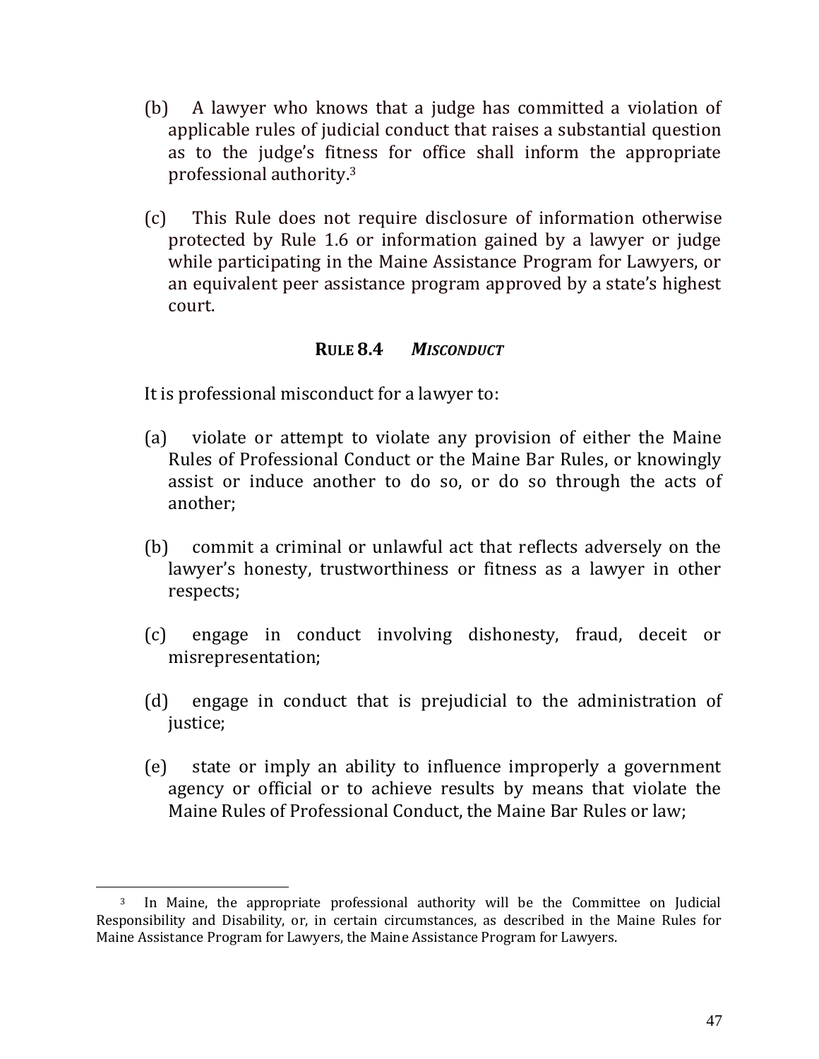(b) A lawyer who knows that a judge has committed a violation of applicable rules of judicial conduct that raises a substantial question as to the judge's fitness for office shall inform the appropriate professional authority.[3]

(c) This Rule does not require disclosure of information otherwise protected by Rule 1.6 or information gained by a lawyer or judge while participating in the Maine Assistance Program for Lawyers, or an equivalent peer assistance program approved by a state's highest court.

### RULE 8.4 *MISCONDUCT*

It is professional misconduct for a lawyer to:

(a) violate or attempt to violate any provision of either the Maine Rules of Professional Conduct or the Maine Bar Rules, or knowingly assist or induce another to do so, or do so through the acts of another;

(b) commit a criminal or unlawful act that reflects adversely on the lawyer's honesty, trustworthiness or fitness as a lawyer in other respects;

(c) engage in conduct involving dishonesty, fraud, deceit or misrepresentation;

(d) engage in conduct that is prejudicial to the administration of justice;

(e) state or imply an ability to influence improperly a government agency or official or to achieve results by means that violate the Maine Rules of Professional Conduct, the Maine Bar Rules or law;

---

[3] In Maine, the appropriate professional authority will be the Committee on Judicial Responsibility and Disability, or, in certain circumstances, as described in the Maine Rules for Maine Assistance Program for Lawyers, the Maine Assistance Program for Lawyers.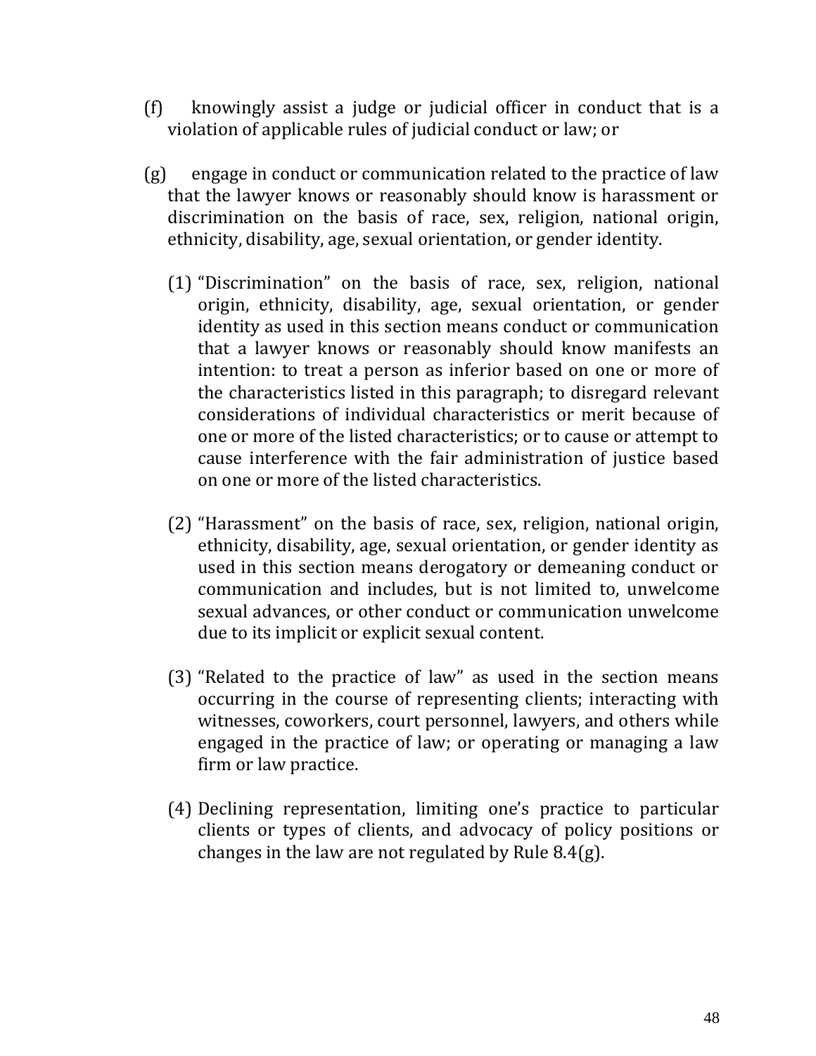(f) knowingly assist a judge or judicial officer in conduct that is a violation of applicable rules of judicial conduct or law; or

(g) engage in conduct or communication related to the practice of law that the lawyer knows or reasonably should know is harassment or discrimination on the basis of race, sex, religion, national origin, ethnicity, disability, age, sexual orientation, or gender identity.

   (1) "Discrimination" on the basis of race, sex, religion, national origin, ethnicity, disability, age, sexual orientation, or gender identity as used in this section means conduct or communication that a lawyer knows or reasonably should know manifests an intention: to treat a person as inferior based on one or more of the characteristics listed in this paragraph; to disregard relevant considerations of individual characteristics or merit because of one or more of the listed characteristics; or to cause or attempt to cause interference with the fair administration of justice based on one or more of the listed characteristics.

   (2) "Harassment" on the basis of race, sex, religion, national origin, ethnicity, disability, age, sexual orientation, or gender identity as used in this section means derogatory or demeaning conduct or communication and includes, but is not limited to, unwelcome sexual advances, or other conduct or communication unwelcome due to its implicit or explicit sexual content.

   (3) "Related to the practice of law" as used in the section means occurring in the course of representing clients; interacting with witnesses, coworkers, court personnel, lawyers, and others while engaged in the practice of law; or operating or managing a law firm or law practice.

   (4) Declining representation, limiting one's practice to particular clients or types of clients, and advocacy of policy positions or changes in the law are not regulated by Rule 8.4(g).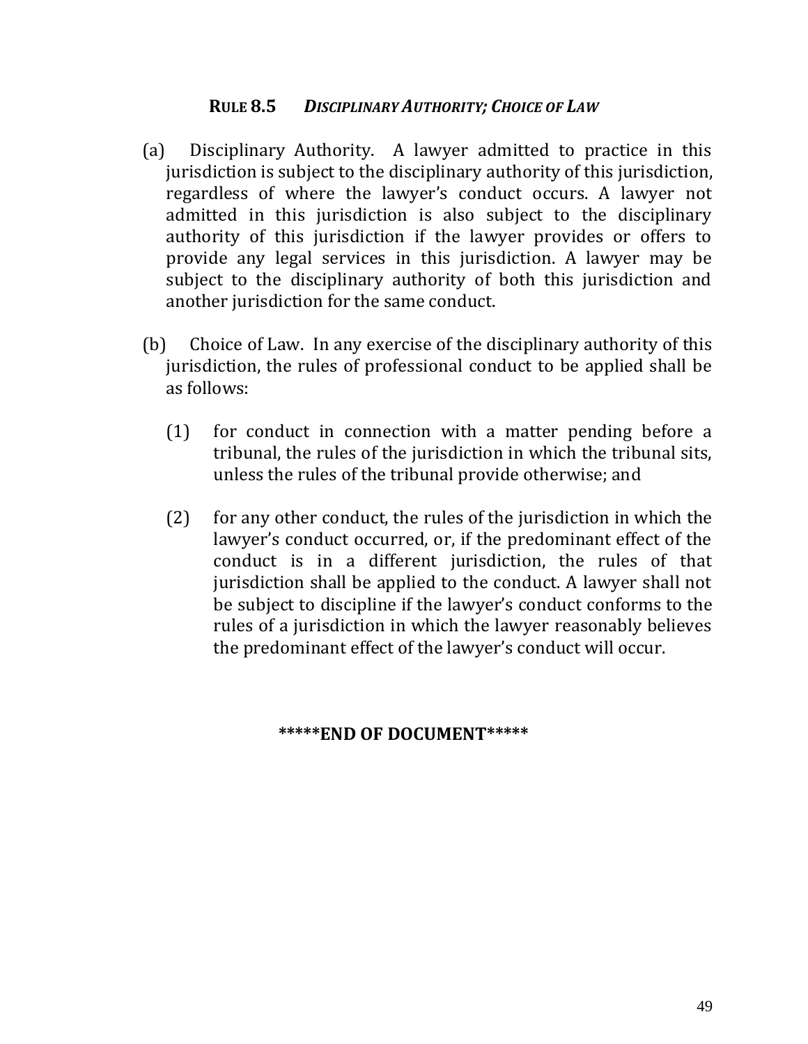## RULE 8.5 *DISCIPLINARY AUTHORITY; CHOICE OF LAW*

(a) Disciplinary Authority. A lawyer admitted to practice in this jurisdiction is subject to the disciplinary authority of this jurisdiction, regardless of where the lawyer's conduct occurs. A lawyer not admitted in this jurisdiction is also subject to the disciplinary authority of this jurisdiction if the lawyer provides or offers to provide any legal services in this jurisdiction. A lawyer may be subject to the disciplinary authority of both this jurisdiction and another jurisdiction for the same conduct.

(b) Choice of Law. In any exercise of the disciplinary authority of this jurisdiction, the rules of professional conduct to be applied shall be as follows:

(1) for conduct in connection with a matter pending before a tribunal, the rules of the jurisdiction in which the tribunal sits, unless the rules of the tribunal provide otherwise; and

(2) for any other conduct, the rules of the jurisdiction in which the lawyer's conduct occurred, or, if the predominant effect of the conduct is in a different jurisdiction, the rules of that jurisdiction shall be applied to the conduct. A lawyer shall not be subject to discipline if the lawyer's conduct conforms to the rules of a jurisdiction in which the lawyer reasonably believes the predominant effect of the lawyer's conduct will occur.

**\*\*\*\*\*END OF DOCUMENT\*\*\*\*\***